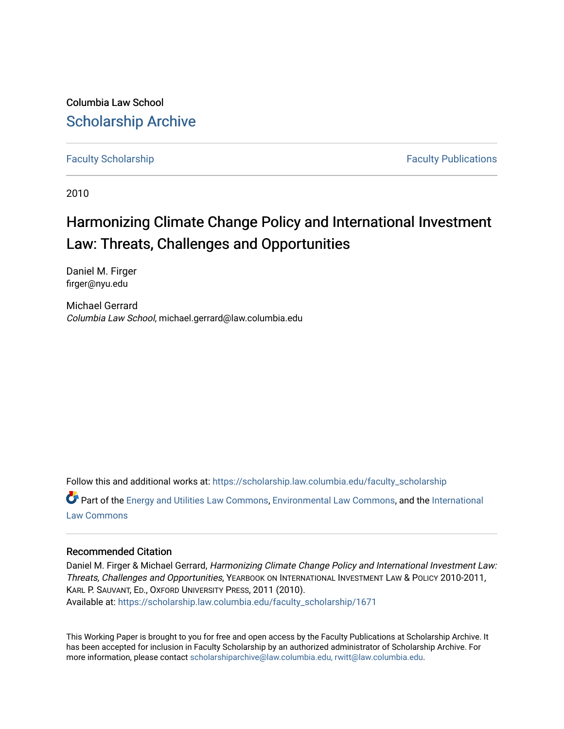Columbia Law School

# Scholarship Archive

Faculty Scholarship | Faculty Publications

2010

## Harmonizing Climate Change Policy and International Investment Law: Threats, Challenges and Opportunities

Daniel M. Firger
firger@nyu.edu

Michael Gerrard
*Columbia Law School*, michael.gerrard@law.columbia.edu

Follow this and additional works at: https://scholarship.law.columbia.edu/faculty_scholarship

Part of the Energy and Utilities Law Commons, Environmental Law Commons, and the International Law Commons

### Recommended Citation

Daniel M. Firger & Michael Gerrard, *Harmonizing Climate Change Policy and International Investment Law: Threats, Challenges and Opportunities*, YEARBOOK ON INTERNATIONAL INVESTMENT LAW & POLICY 2010-2011, KARL P. SAUVANT, ED., OXFORD UNIVERSITY PRESS, 2011 (2010).
Available at: https://scholarship.law.columbia.edu/faculty_scholarship/1671

This Working Paper is brought to you for free and open access by the Faculty Publications at Scholarship Archive. It has been accepted for inclusion in Faculty Scholarship by an authorized administrator of Scholarship Archive. For more information, please contact scholarshiparchive@law.columbia.edu, rwitt@law.columbia.edu.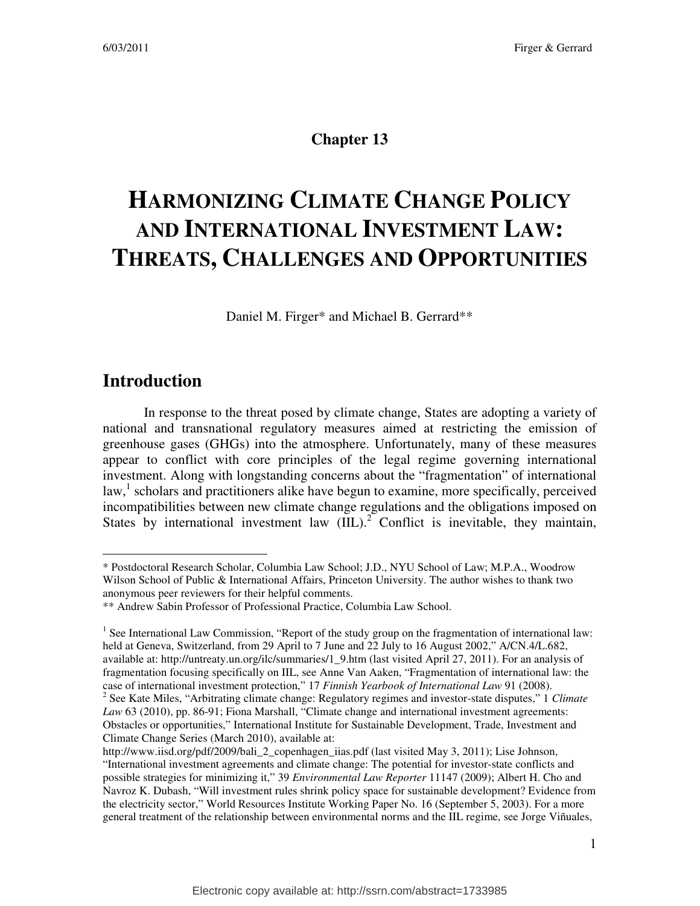**Chapter 13**

# HARMONIZING CLIMATE CHANGE POLICY AND INTERNATIONAL INVESTMENT LAW: THREATS, CHALLENGES AND OPPORTUNITIES

Daniel M. Firger* and Michael B. Gerrard**

## Introduction

In response to the threat posed by climate change, States are adopting a variety of national and transnational regulatory measures aimed at restricting the emission of greenhouse gases (GHGs) into the atmosphere. Unfortunately, many of these measures appear to conflict with core principles of the legal regime governing international investment. Along with longstanding concerns about the "fragmentation" of international law,[1] scholars and practitioners alike have begun to examine, more specifically, perceived incompatibilities between new climate change regulations and the obligations imposed on States by international investment law (IIL).[2] Conflict is inevitable, they maintain,

---

\* Postdoctoral Research Scholar, Columbia Law School; J.D., NYU School of Law; M.P.A., Woodrow Wilson School of Public & International Affairs, Princeton University. The author wishes to thank two anonymous peer reviewers for their helpful comments.

\** Andrew Sabin Professor of Professional Practice, Columbia Law School.

[1] See International Law Commission, "Report of the study group on the fragmentation of international law: held at Geneva, Switzerland, from 29 April to 7 June and 22 July to 16 August 2002," A/CN.4/L.682, available at: http://untreaty.un.org/ilc/summaries/1_9.htm (last visited April 27, 2011). For an analysis of fragmentation focusing specifically on IIL, see Anne Van Aaken, "Fragmentation of international law: the case of international investment protection," 17 *Finnish Yearbook of International Law* 91 (2008).

[2] See Kate Miles, "Arbitrating climate change: Regulatory regimes and investor-state disputes," 1 *Climate Law* 63 (2010), pp. 86-91; Fiona Marshall, "Climate change and international investment agreements: Obstacles or opportunities," International Institute for Sustainable Development, Trade, Investment and Climate Change Series (March 2010), available at: http://www.iisd.org/pdf/2009/bali_2_copenhagen_iias.pdf (last visited May 3, 2011); Lise Johnson, "International investment agreements and climate change: The potential for investor-state conflicts and possible strategies for minimizing it," 39 *Environmental Law Reporter* 11147 (2009); Albert H. Cho and Navroz K. Dubash, "Will investment rules shrink policy space for sustainable development? Evidence from the electricity sector," World Resources Institute Working Paper No. 16 (September 5, 2003). For a more general treatment of the relationship between environmental norms and the IIL regime, see Jorge Viñuales,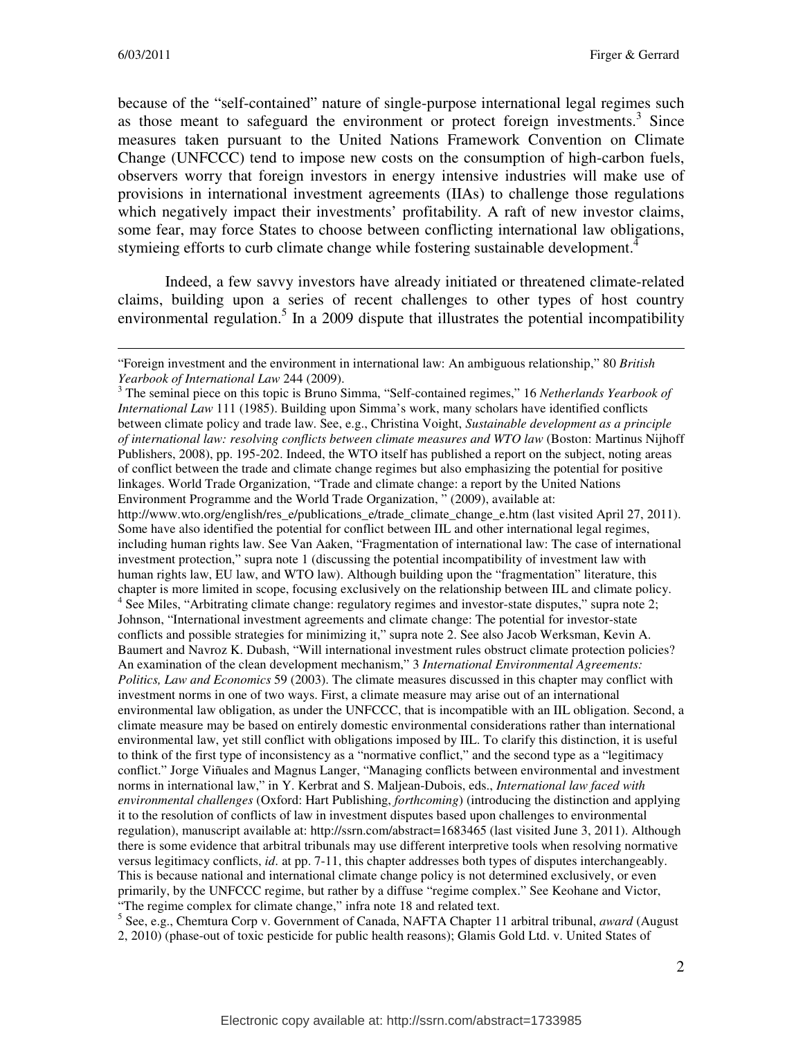because of the "self-contained" nature of single-purpose international legal regimes such as those meant to safeguard the environment or protect foreign investments.[3] Since measures taken pursuant to the United Nations Framework Convention on Climate Change (UNFCCC) tend to impose new costs on the consumption of high-carbon fuels, observers worry that foreign investors in energy intensive industries will make use of provisions in international investment agreements (IIAs) to challenge those regulations which negatively impact their investments' profitability. A raft of new investor claims, some fear, may force States to choose between conflicting international law obligations, stymieing efforts to curb climate change while fostering sustainable development.[4]

Indeed, a few savvy investors have already initiated or threatened climate-related claims, building upon a series of recent challenges to other types of host country environmental regulation.[5] In a 2009 dispute that illustrates the potential incompatibility

---

"Foreign investment and the environment in international law: An ambiguous relationship," 80 *British Yearbook of International Law* 244 (2009).

[3] The seminal piece on this topic is Bruno Simma, "Self-contained regimes," 16 *Netherlands Yearbook of International Law* 111 (1985). Building upon Simma's work, many scholars have identified conflicts between climate policy and trade law. See, e.g., Christina Voight, *Sustainable development as a principle of international law: resolving conflicts between climate measures and WTO law* (Boston: Martinus Nijhoff Publishers, 2008), pp. 195-202. Indeed, the WTO itself has published a report on the subject, noting areas of conflict between the trade and climate change regimes but also emphasizing the potential for positive linkages. World Trade Organization, "Trade and climate change: a report by the United Nations Environment Programme and the World Trade Organization, " (2009), available at: http://www.wto.org/english/res_e/publications_e/trade_climate_change_e.htm (last visited April 27, 2011). Some have also identified the potential for conflict between IIL and other international legal regimes, including human rights law. See Van Aaken, "Fragmentation of international law: The case of international investment protection," supra note 1 (discussing the potential incompatibility of investment law with human rights law, EU law, and WTO law). Although building upon the "fragmentation" literature, this chapter is more limited in scope, focusing exclusively on the relationship between IIL and climate policy.

[4] See Miles, "Arbitrating climate change: regulatory regimes and investor-state disputes," supra note 2; Johnson, "International investment agreements and climate change: The potential for investor-state conflicts and possible strategies for minimizing it," supra note 2. See also Jacob Werksman, Kevin A. Baumert and Navroz K. Dubash, "Will international investment rules obstruct climate protection policies? An examination of the clean development mechanism," 3 *International Environmental Agreements: Politics, Law and Economics* 59 (2003). The climate measures discussed in this chapter may conflict with investment norms in one of two ways. First, a climate measure may arise out of an international environmental law obligation, as under the UNFCCC, that is incompatible with an IIL obligation. Second, a climate measure may be based on entirely domestic environmental considerations rather than international environmental law, yet still conflict with obligations imposed by IIL. To clarify this distinction, it is useful to think of the first type of inconsistency as a "normative conflict," and the second type as a "legitimacy conflict." Jorge Viñuales and Magnus Langer, "Managing conflicts between environmental and investment norms in international law," in Y. Kerbrat and S. Maljean-Dubois, eds., *International law faced with environmental challenges* (Oxford: Hart Publishing, *forthcoming*) (introducing the distinction and applying it to the resolution of conflicts of law in investment disputes based upon challenges to environmental regulation), manuscript available at: http://ssrn.com/abstract=1683465 (last visited June 3, 2011). Although there is some evidence that arbitral tribunals may use different interpretive tools when resolving normative versus legitimacy conflicts, *id*. at pp. 7-11, this chapter addresses both types of disputes interchangeably. This is because national and international climate change policy is not determined exclusively, or even primarily, by the UNFCCC regime, but rather by a diffuse "regime complex." See Keohane and Victor, "The regime complex for climate change," infra note 18 and related text.

[5] See, e.g., Chemtura Corp v. Government of Canada, NAFTA Chapter 11 arbitral tribunal, *award* (August 2, 2010) (phase-out of toxic pesticide for public health reasons); Glamis Gold Ltd. v. United States of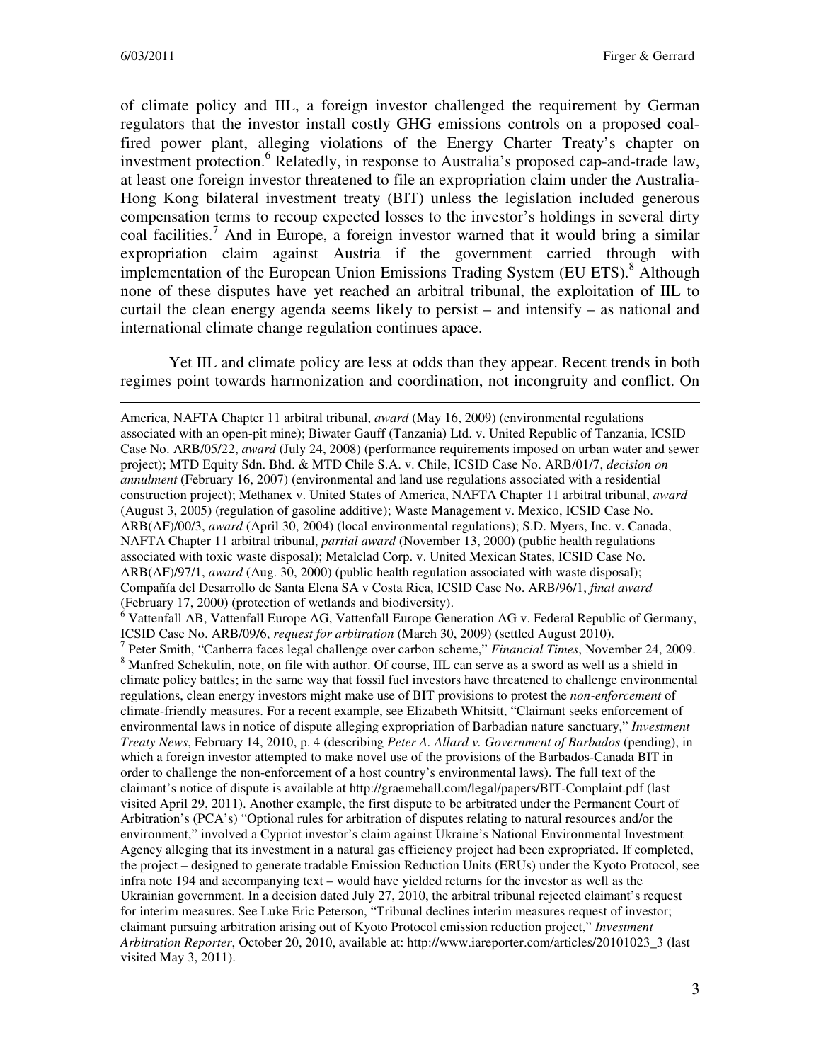of climate policy and IIL, a foreign investor challenged the requirement by German regulators that the investor install costly GHG emissions controls on a proposed coal-fired power plant, alleging violations of the Energy Charter Treaty's chapter on investment protection.[6] Relatedly, in response to Australia's proposed cap-and-trade law, at least one foreign investor threatened to file an expropriation claim under the Australia-Hong Kong bilateral investment treaty (BIT) unless the legislation included generous compensation terms to recoup expected losses to the investor's holdings in several dirty coal facilities.[7] And in Europe, a foreign investor warned that it would bring a similar expropriation claim against Austria if the government carried through with implementation of the European Union Emissions Trading System (EU ETS).[8] Although none of these disputes have yet reached an arbitral tribunal, the exploitation of IIL to curtail the clean energy agenda seems likely to persist – and intensify – as national and international climate change regulation continues apace.

Yet IIL and climate policy are less at odds than they appear. Recent trends in both regimes point towards harmonization and coordination, not incongruity and conflict. On

---

America, NAFTA Chapter 11 arbitral tribunal, *award* (May 16, 2009) (environmental regulations associated with an open-pit mine); Biwater Gauff (Tanzania) Ltd. v. United Republic of Tanzania, ICSID Case No. ARB/05/22, *award* (July 24, 2008) (performance requirements imposed on urban water and sewer project); MTD Equity Sdn. Bhd. & MTD Chile S.A. v. Chile, ICSID Case No. ARB/01/7, *decision on annulment* (February 16, 2007) (environmental and land use regulations associated with a residential construction project); Methanex v. United States of America, NAFTA Chapter 11 arbitral tribunal, *award* (August 3, 2005) (regulation of gasoline additive); Waste Management v. Mexico, ICSID Case No. ARB(AF)/00/3, *award* (April 30, 2004) (local environmental regulations); S.D. Myers, Inc. v. Canada, NAFTA Chapter 11 arbitral tribunal, *partial award* (November 13, 2000) (public health regulations associated with toxic waste disposal); Metalclad Corp. v. United Mexican States, ICSID Case No. ARB(AF)/97/1, *award* (Aug. 30, 2000) (public health regulation associated with waste disposal); Compañía del Desarrollo de Santa Elena SA v Costa Rica, ICSID Case No. ARB/96/1, *final award* (February 17, 2000) (protection of wetlands and biodiversity).

[6] Vattenfall AB, Vattenfall Europe AG, Vattenfall Europe Generation AG v. Federal Republic of Germany, ICSID Case No. ARB/09/6, *request for arbitration* (March 30, 2009) (settled August 2010).

[7] Peter Smith, "Canberra faces legal challenge over carbon scheme," *Financial Times*, November 24, 2009.

[8] Manfred Schekulin, note, on file with author. Of course, IIL can serve as a sword as well as a shield in climate policy battles; in the same way that fossil fuel investors have threatened to challenge environmental regulations, clean energy investors might make use of BIT provisions to protest the *non-enforcement* of climate-friendly measures. For a recent example, see Elizabeth Whitsitt, "Claimant seeks enforcement of environmental laws in notice of dispute alleging expropriation of Barbadian nature sanctuary," *Investment Treaty News*, February 14, 2010, p. 4 (describing *Peter A. Allard v. Government of Barbados* (pending), in which a foreign investor attempted to make novel use of the provisions of the Barbados-Canada BIT in order to challenge the non-enforcement of a host country's environmental laws). The full text of the claimant's notice of dispute is available at http://graemehall.com/legal/papers/BIT-Complaint.pdf (last visited April 29, 2011). Another example, the first dispute to be arbitrated under the Permanent Court of Arbitration's (PCA's) "Optional rules for arbitration of disputes relating to natural resources and/or the environment," involved a Cypriot investor's claim against Ukraine's National Environmental Investment Agency alleging that its investment in a natural gas efficiency project had been expropriated. If completed, the project – designed to generate tradable Emission Reduction Units (ERUs) under the Kyoto Protocol, see infra note 194 and accompanying text – would have yielded returns for the investor as well as the Ukrainian government. In a decision dated July 27, 2010, the arbitral tribunal rejected claimant's request for interim measures. See Luke Eric Peterson, "Tribunal declines interim measures request of investor; claimant pursuing arbitration arising out of Kyoto Protocol emission reduction project," *Investment Arbitration Reporter*, October 20, 2010, available at: http://www.iareporter.com/articles/20101023_3 (last visited May 3, 2011).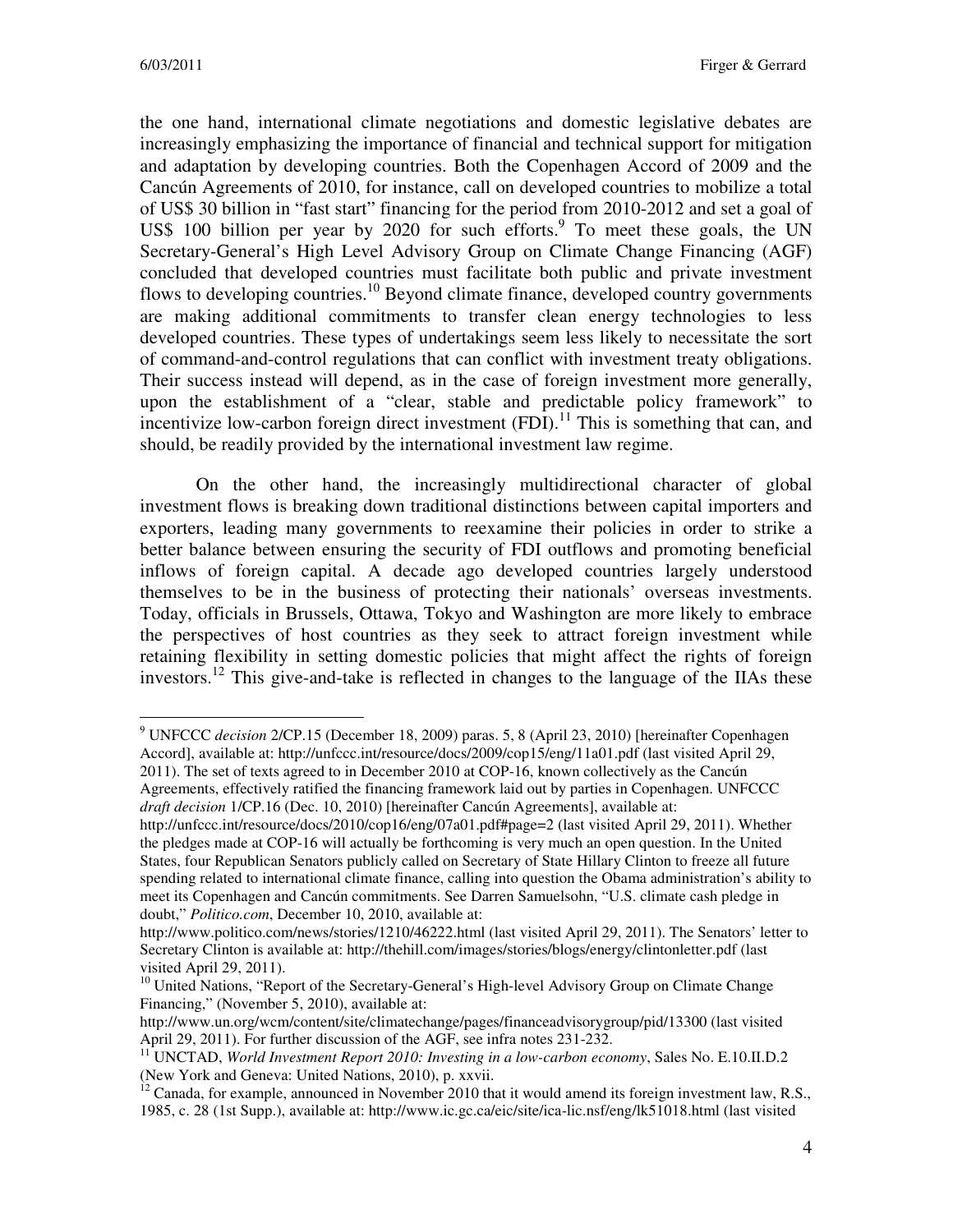the one hand, international climate negotiations and domestic legislative debates are increasingly emphasizing the importance of financial and technical support for mitigation and adaptation by developing countries. Both the Copenhagen Accord of 2009 and the Cancún Agreements of 2010, for instance, call on developed countries to mobilize a total of US$ 30 billion in "fast start" financing for the period from 2010-2012 and set a goal of US$ 100 billion per year by 2020 for such efforts.[9] To meet these goals, the UN Secretary-General's High Level Advisory Group on Climate Change Financing (AGF) concluded that developed countries must facilitate both public and private investment flows to developing countries.[10] Beyond climate finance, developed country governments are making additional commitments to transfer clean energy technologies to less developed countries. These types of undertakings seem less likely to necessitate the sort of command-and-control regulations that can conflict with investment treaty obligations. Their success instead will depend, as in the case of foreign investment more generally, upon the establishment of a "clear, stable and predictable policy framework" to incentivize low-carbon foreign direct investment (FDI).[11] This is something that can, and should, be readily provided by the international investment law regime.

On the other hand, the increasingly multidirectional character of global investment flows is breaking down traditional distinctions between capital importers and exporters, leading many governments to reexamine their policies in order to strike a better balance between ensuring the security of FDI outflows and promoting beneficial inflows of foreign capital. A decade ago developed countries largely understood themselves to be in the business of protecting their nationals' overseas investments. Today, officials in Brussels, Ottawa, Tokyo and Washington are more likely to embrace the perspectives of host countries as they seek to attract foreign investment while retaining flexibility in setting domestic policies that might affect the rights of foreign investors.[12] This give-and-take is reflected in changes to the language of the IIAs these

---

[9] UNFCCC *decision* 2/CP.15 (December 18, 2009) paras. 5, 8 (April 23, 2010) [hereinafter Copenhagen Accord], available at: http://unfccc.int/resource/docs/2009/cop15/eng/11a01.pdf (last visited April 29, 2011). The set of texts agreed to in December 2010 at COP-16, known collectively as the Cancún Agreements, effectively ratified the financing framework laid out by parties in Copenhagen. UNFCCC *draft decision* 1/CP.16 (Dec. 10, 2010) [hereinafter Cancún Agreements], available at: http://unfccc.int/resource/docs/2010/cop16/eng/07a01.pdf#page=2 (last visited April 29, 2011). Whether the pledges made at COP-16 will actually be forthcoming is very much an open question. In the United States, four Republican Senators publicly called on Secretary of State Hillary Clinton to freeze all future spending related to international climate finance, calling into question the Obama administration's ability to meet its Copenhagen and Cancún commitments. See Darren Samuelsohn, "U.S. climate cash pledge in doubt," *Politico.com*, December 10, 2010, available at: http://www.politico.com/news/stories/1210/46222.html (last visited April 29, 2011). The Senators' letter to Secretary Clinton is available at: http://thehill.com/images/stories/blogs/energy/clintonletter.pdf (last visited April 29, 2011).

[10] United Nations, "Report of the Secretary-General's High-level Advisory Group on Climate Change Financing," (November 5, 2010), available at: http://www.un.org/wcm/content/site/climatechange/pages/financeadvisorygroup/pid/13300 (last visited April 29, 2011). For further discussion of the AGF, see infra notes 231-232.

[11] UNCTAD, *World Investment Report 2010: Investing in a low-carbon economy*, Sales No. E.10.II.D.2 (New York and Geneva: United Nations, 2010), p. xxvii.

[12] Canada, for example, announced in November 2010 that it would amend its foreign investment law, R.S., 1985, c. 28 (1st Supp.), available at: http://www.ic.gc.ca/eic/site/ica-lic.nsf/eng/lk51018.html (last visited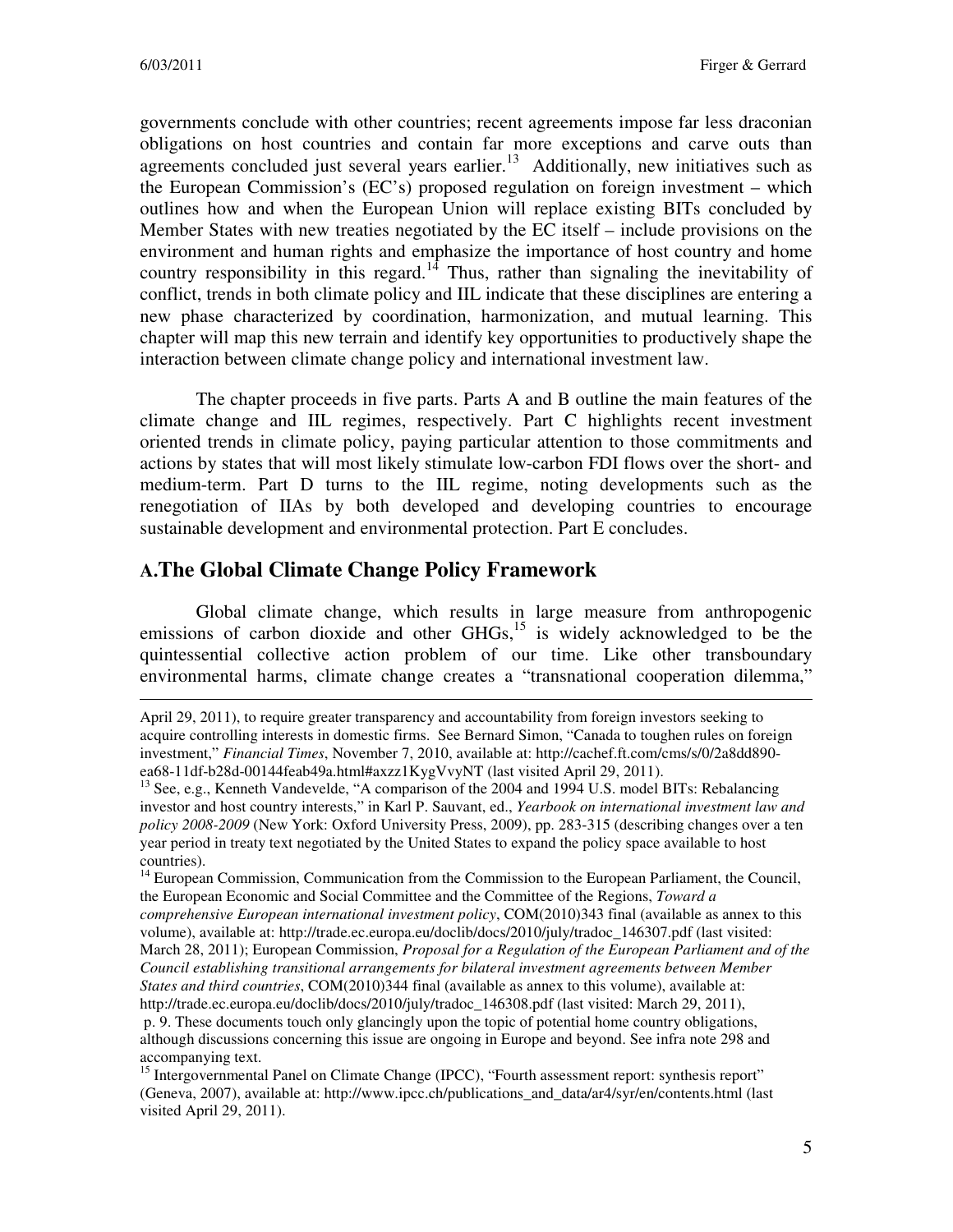governments conclude with other countries; recent agreements impose far less draconian obligations on host countries and contain far more exceptions and carve outs than agreements concluded just several years earlier.[13] Additionally, new initiatives such as the European Commission's (EC's) proposed regulation on foreign investment – which outlines how and when the European Union will replace existing BITs concluded by Member States with new treaties negotiated by the EC itself – include provisions on the environment and human rights and emphasize the importance of host country and home country responsibility in this regard.[14] Thus, rather than signaling the inevitability of conflict, trends in both climate policy and IIL indicate that these disciplines are entering a new phase characterized by coordination, harmonization, and mutual learning. This chapter will map this new terrain and identify key opportunities to productively shape the interaction between climate change policy and international investment law.

The chapter proceeds in five parts. Parts A and B outline the main features of the climate change and IIL regimes, respectively. Part C highlights recent investment oriented trends in climate policy, paying particular attention to those commitments and actions by states that will most likely stimulate low-carbon FDI flows over the short- and medium-term. Part D turns to the IIL regime, noting developments such as the renegotiation of IIAs by both developed and developing countries to encourage sustainable development and environmental protection. Part E concludes.

## A. The Global Climate Change Policy Framework

Global climate change, which results in large measure from anthropogenic emissions of carbon dioxide and other GHGs,[15] is widely acknowledged to be the quintessential collective action problem of our time. Like other transboundary environmental harms, climate change creates a "transnational cooperation dilemma,"

---

April 29, 2011), to require greater transparency and accountability from foreign investors seeking to acquire controlling interests in domestic firms. See Bernard Simon, "Canada to toughen rules on foreign investment," *Financial Times*, November 7, 2010, available at: http://cachef.ft.com/cms/s/0/2a8dd890-ea68-11df-b28d-00144feab49a.html#axzz1KygVvyNT (last visited April 29, 2011).

[13] See, e.g., Kenneth Vandevelde, "A comparison of the 2004 and 1994 U.S. model BITs: Rebalancing investor and host country interests," in Karl P. Sauvant, ed., *Yearbook on international investment law and policy 2008-2009* (New York: Oxford University Press, 2009), pp. 283-315 (describing changes over a ten year period in treaty text negotiated by the United States to expand the policy space available to host countries).

[14] European Commission, Communication from the Commission to the European Parliament, the Council, the European Economic and Social Committee and the Committee of the Regions, *Toward a comprehensive European international investment policy*, COM(2010)343 final (available as annex to this volume), available at: http://trade.ec.europa.eu/doclib/docs/2010/july/tradoc_146307.pdf (last visited: March 28, 2011); European Commission, *Proposal for a Regulation of the European Parliament and of the Council establishing transitional arrangements for bilateral investment agreements between Member States and third countries*, COM(2010)344 final (available as annex to this volume), available at: http://trade.ec.europa.eu/doclib/docs/2010/july/tradoc_146308.pdf (last visited: March 29, 2011), p. 9. These documents touch only glancingly upon the topic of potential home country obligations, although discussions concerning this issue are ongoing in Europe and beyond. See infra note 298 and accompanying text.

[15] Intergovernmental Panel on Climate Change (IPCC), "Fourth assessment report: synthesis report" (Geneva, 2007), available at: http://www.ipcc.ch/publications_and_data/ar4/syr/en/contents.html (last visited April 29, 2011).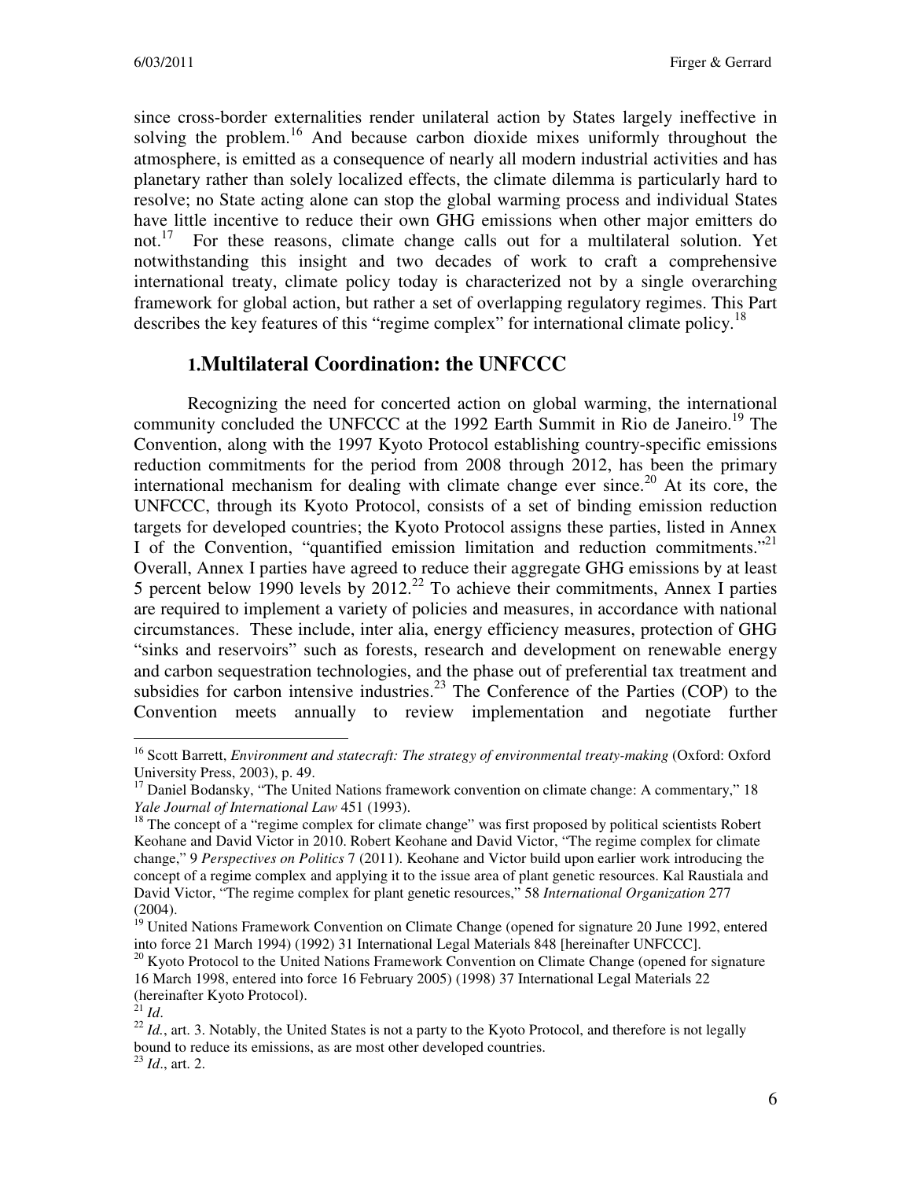since cross-border externalities render unilateral action by States largely ineffective in solving the problem.[16] And because carbon dioxide mixes uniformly throughout the atmosphere, is emitted as a consequence of nearly all modern industrial activities and has planetary rather than solely localized effects, the climate dilemma is particularly hard to resolve; no State acting alone can stop the global warming process and individual States have little incentive to reduce their own GHG emissions when other major emitters do not.[17] For these reasons, climate change calls out for a multilateral solution. Yet notwithstanding this insight and two decades of work to craft a comprehensive international treaty, climate policy today is characterized not by a single overarching framework for global action, but rather a set of overlapping regulatory regimes. This Part describes the key features of this "regime complex" for international climate policy.[18]

## 1. Multilateral Coordination: the UNFCCC

Recognizing the need for concerted action on global warming, the international community concluded the UNFCCC at the 1992 Earth Summit in Rio de Janeiro.[19] The Convention, along with the 1997 Kyoto Protocol establishing country-specific emissions reduction commitments for the period from 2008 through 2012, has been the primary international mechanism for dealing with climate change ever since.[20] At its core, the UNFCCC, through its Kyoto Protocol, consists of a set of binding emission reduction targets for developed countries; the Kyoto Protocol assigns these parties, listed in Annex I of the Convention, "quantified emission limitation and reduction commitments."[21] Overall, Annex I parties have agreed to reduce their aggregate GHG emissions by at least 5 percent below 1990 levels by 2012.[22] To achieve their commitments, Annex I parties are required to implement a variety of policies and measures, in accordance with national circumstances. These include, inter alia, energy efficiency measures, protection of GHG "sinks and reservoirs" such as forests, research and development on renewable energy and carbon sequestration technologies, and the phase out of preferential tax treatment and subsidies for carbon intensive industries.[23] The Conference of the Parties (COP) to the Convention meets annually to review implementation and negotiate further

---

[16] Scott Barrett, *Environment and statecraft: The strategy of environmental treaty-making* (Oxford: Oxford University Press, 2003), p. 49.

[17] Daniel Bodansky, "The United Nations framework convention on climate change: A commentary," 18 *Yale Journal of International Law* 451 (1993).

[18] The concept of a "regime complex for climate change" was first proposed by political scientists Robert Keohane and David Victor in 2010. Robert Keohane and David Victor, "The regime complex for climate change," 9 *Perspectives on Politics* 7 (2011). Keohane and Victor build upon earlier work introducing the concept of a regime complex and applying it to the issue area of plant genetic resources. Kal Raustiala and David Victor, "The regime complex for plant genetic resources," 58 *International Organization* 277 (2004).

[19] United Nations Framework Convention on Climate Change (opened for signature 20 June 1992, entered into force 21 March 1994) (1992) 31 International Legal Materials 848 [hereinafter UNFCCC].

[20] Kyoto Protocol to the United Nations Framework Convention on Climate Change (opened for signature 16 March 1998, entered into force 16 February 2005) (1998) 37 International Legal Materials 22 (hereinafter Kyoto Protocol).

[21] *Id*.

[22] *Id.*, art. 3. Notably, the United States is not a party to the Kyoto Protocol, and therefore is not legally bound to reduce its emissions, as are most other developed countries.

[23] *Id*., art. 2.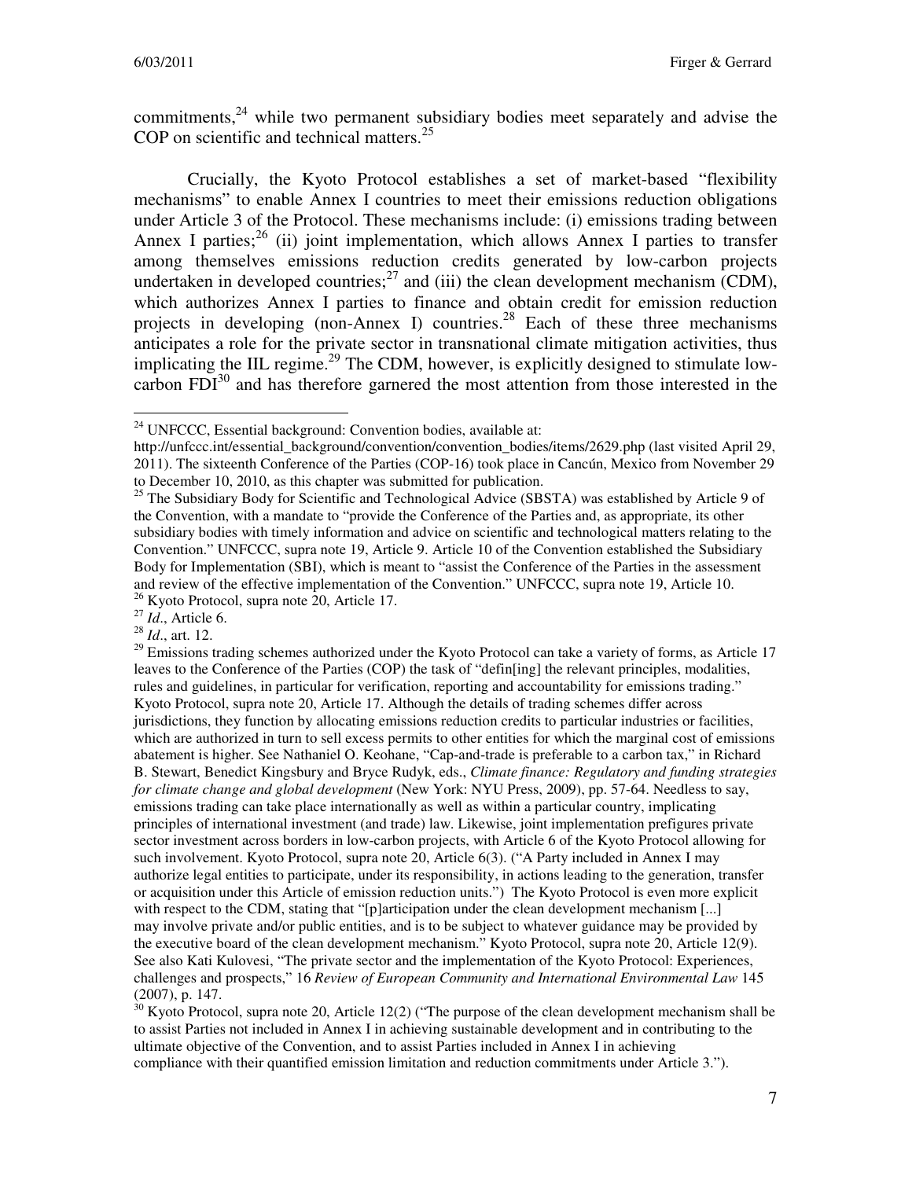commitments,[24] while two permanent subsidiary bodies meet separately and advise the COP on scientific and technical matters.[25]

Crucially, the Kyoto Protocol establishes a set of market-based "flexibility mechanisms" to enable Annex I countries to meet their emissions reduction obligations under Article 3 of the Protocol. These mechanisms include: (i) emissions trading between Annex I parties;[26] (ii) joint implementation, which allows Annex I parties to transfer among themselves emissions reduction credits generated by low-carbon projects undertaken in developed countries;[27] and (iii) the clean development mechanism (CDM), which authorizes Annex I parties to finance and obtain credit for emission reduction projects in developing (non-Annex I) countries.[28] Each of these three mechanisms anticipates a role for the private sector in transnational climate mitigation activities, thus implicating the IIL regime.[29] The CDM, however, is explicitly designed to stimulate low-carbon FDI[30] and has therefore garnered the most attention from those interested in the

---

[24] UNFCCC, Essential background: Convention bodies, available at: http://unfccc.int/essential_background/convention/convention_bodies/items/2629.php (last visited April 29, 2011). The sixteenth Conference of the Parties (COP-16) took place in Cancún, Mexico from November 29 to December 10, 2010, as this chapter was submitted for publication.

[25] The Subsidiary Body for Scientific and Technological Advice (SBSTA) was established by Article 9 of the Convention, with a mandate to "provide the Conference of the Parties and, as appropriate, its other subsidiary bodies with timely information and advice on scientific and technological matters relating to the Convention." UNFCCC, supra note 19, Article 9. Article 10 of the Convention established the Subsidiary Body for Implementation (SBI), which is meant to "assist the Conference of the Parties in the assessment and review of the effective implementation of the Convention." UNFCCC, supra note 19, Article 10.

[26] Kyoto Protocol, supra note 20, Article 17.

[27] *Id*., Article 6.

[28] *Id*., art. 12.

[29] Emissions trading schemes authorized under the Kyoto Protocol can take a variety of forms, as Article 17 leaves to the Conference of the Parties (COP) the task of "defin[ing] the relevant principles, modalities, rules and guidelines, in particular for verification, reporting and accountability for emissions trading." Kyoto Protocol, supra note 20, Article 17. Although the details of trading schemes differ across jurisdictions, they function by allocating emissions reduction credits to particular industries or facilities, which are authorized in turn to sell excess permits to other entities for which the marginal cost of emissions abatement is higher. See Nathaniel O. Keohane, "Cap-and-trade is preferable to a carbon tax," in Richard B. Stewart, Benedict Kingsbury and Bryce Rudyk, eds., *Climate finance: Regulatory and funding strategies for climate change and global development* (New York: NYU Press, 2009), pp. 57-64. Needless to say, emissions trading can take place internationally as well as within a particular country, implicating principles of international investment (and trade) law. Likewise, joint implementation prefigures private sector investment across borders in low-carbon projects, with Article 6 of the Kyoto Protocol allowing for such involvement. Kyoto Protocol, supra note 20, Article 6(3). ("A Party included in Annex I may authorize legal entities to participate, under its responsibility, in actions leading to the generation, transfer or acquisition under this Article of emission reduction units.") The Kyoto Protocol is even more explicit with respect to the CDM, stating that "[p]articipation under the clean development mechanism [...] may involve private and/or public entities, and is to be subject to whatever guidance may be provided by the executive board of the clean development mechanism." Kyoto Protocol, supra note 20, Article 12(9). See also Kati Kulovesi, "The private sector and the implementation of the Kyoto Protocol: Experiences, challenges and prospects," 16 *Review of European Community and International Environmental Law* 145 (2007), p. 147.

[30] Kyoto Protocol, supra note 20, Article 12(2) ("The purpose of the clean development mechanism shall be to assist Parties not included in Annex I in achieving sustainable development and in contributing to the ultimate objective of the Convention, and to assist Parties included in Annex I in achieving compliance with their quantified emission limitation and reduction commitments under Article 3.").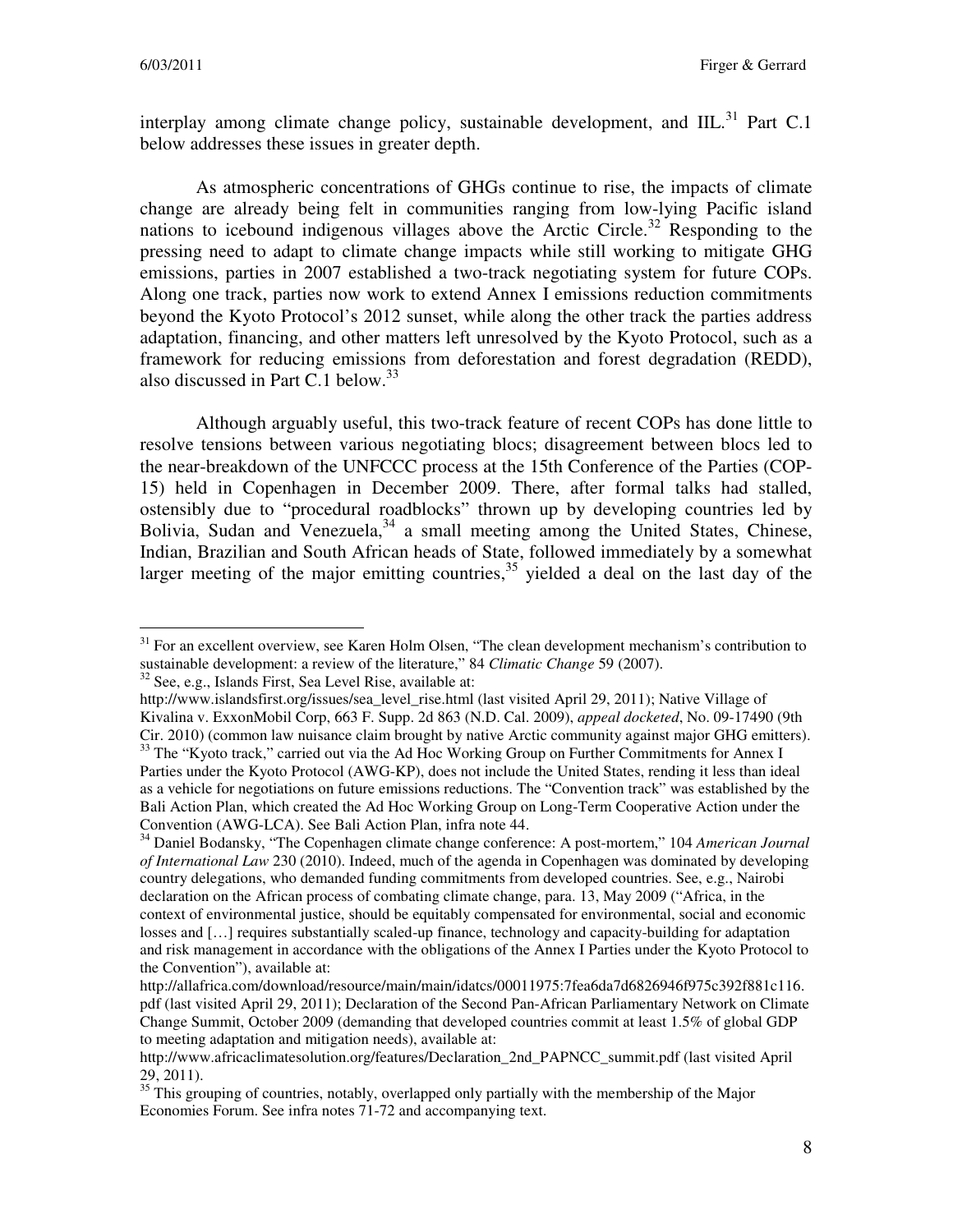interplay among climate change policy, sustainable development, and IIL.[31] Part C.1 below addresses these issues in greater depth.

As atmospheric concentrations of GHGs continue to rise, the impacts of climate change are already being felt in communities ranging from low-lying Pacific island nations to icebound indigenous villages above the Arctic Circle.[32] Responding to the pressing need to adapt to climate change impacts while still working to mitigate GHG emissions, parties in 2007 established a two-track negotiating system for future COPs. Along one track, parties now work to extend Annex I emissions reduction commitments beyond the Kyoto Protocol's 2012 sunset, while along the other track the parties address adaptation, financing, and other matters left unresolved by the Kyoto Protocol, such as a framework for reducing emissions from deforestation and forest degradation (REDD), also discussed in Part C.1 below.[33]

Although arguably useful, this two-track feature of recent COPs has done little to resolve tensions between various negotiating blocs; disagreement between blocs led to the near-breakdown of the UNFCCC process at the 15th Conference of the Parties (COP-15) held in Copenhagen in December 2009. There, after formal talks had stalled, ostensibly due to "procedural roadblocks" thrown up by developing countries led by Bolivia, Sudan and Venezuela,[34] a small meeting among the United States, Chinese, Indian, Brazilian and South African heads of State, followed immediately by a somewhat larger meeting of the major emitting countries,[35] yielded a deal on the last day of the

---

[31] For an excellent overview, see Karen Holm Olsen, "The clean development mechanism's contribution to sustainable development: a review of the literature," 84 *Climatic Change* 59 (2007).

[32] See, e.g., Islands First, Sea Level Rise, available at: http://www.islandsfirst.org/issues/sea_level_rise.html (last visited April 29, 2011); Native Village of Kivalina v. ExxonMobil Corp, 663 F. Supp. 2d 863 (N.D. Cal. 2009), *appeal docketed*, No. 09-17490 (9th Cir. 2010) (common law nuisance claim brought by native Arctic community against major GHG emitters).

[33] The "Kyoto track," carried out via the Ad Hoc Working Group on Further Commitments for Annex I Parties under the Kyoto Protocol (AWG-KP), does not include the United States, rending it less than ideal as a vehicle for negotiations on future emissions reductions. The "Convention track" was established by the Bali Action Plan, which created the Ad Hoc Working Group on Long-Term Cooperative Action under the Convention (AWG-LCA). See Bali Action Plan, infra note 44.

[34] Daniel Bodansky, "The Copenhagen climate change conference: A post-mortem," 104 *American Journal of International Law* 230 (2010). Indeed, much of the agenda in Copenhagen was dominated by developing country delegations, who demanded funding commitments from developed countries. See, e.g., Nairobi declaration on the African process of combating climate change, para. 13, May 2009 ("Africa, in the context of environmental justice, should be equitably compensated for environmental, social and economic losses and […] requires substantially scaled-up finance, technology and capacity-building for adaptation and risk management in accordance with the obligations of the Annex I Parties under the Kyoto Protocol to the Convention"), available at: http://allafrica.com/download/resource/main/main/idatcs/00011975:7fea6da7d6826946f975c392f881c116.pdf (last visited April 29, 2011); Declaration of the Second Pan-African Parliamentary Network on Climate Change Summit, October 2009 (demanding that developed countries commit at least 1.5% of global GDP to meeting adaptation and mitigation needs), available at: http://www.africaclimatesolution.org/features/Declaration_2nd_PAPNCC_summit.pdf (last visited April 29, 2011).

[35] This grouping of countries, notably, overlapped only partially with the membership of the Major Economies Forum. See infra notes 71-72 and accompanying text.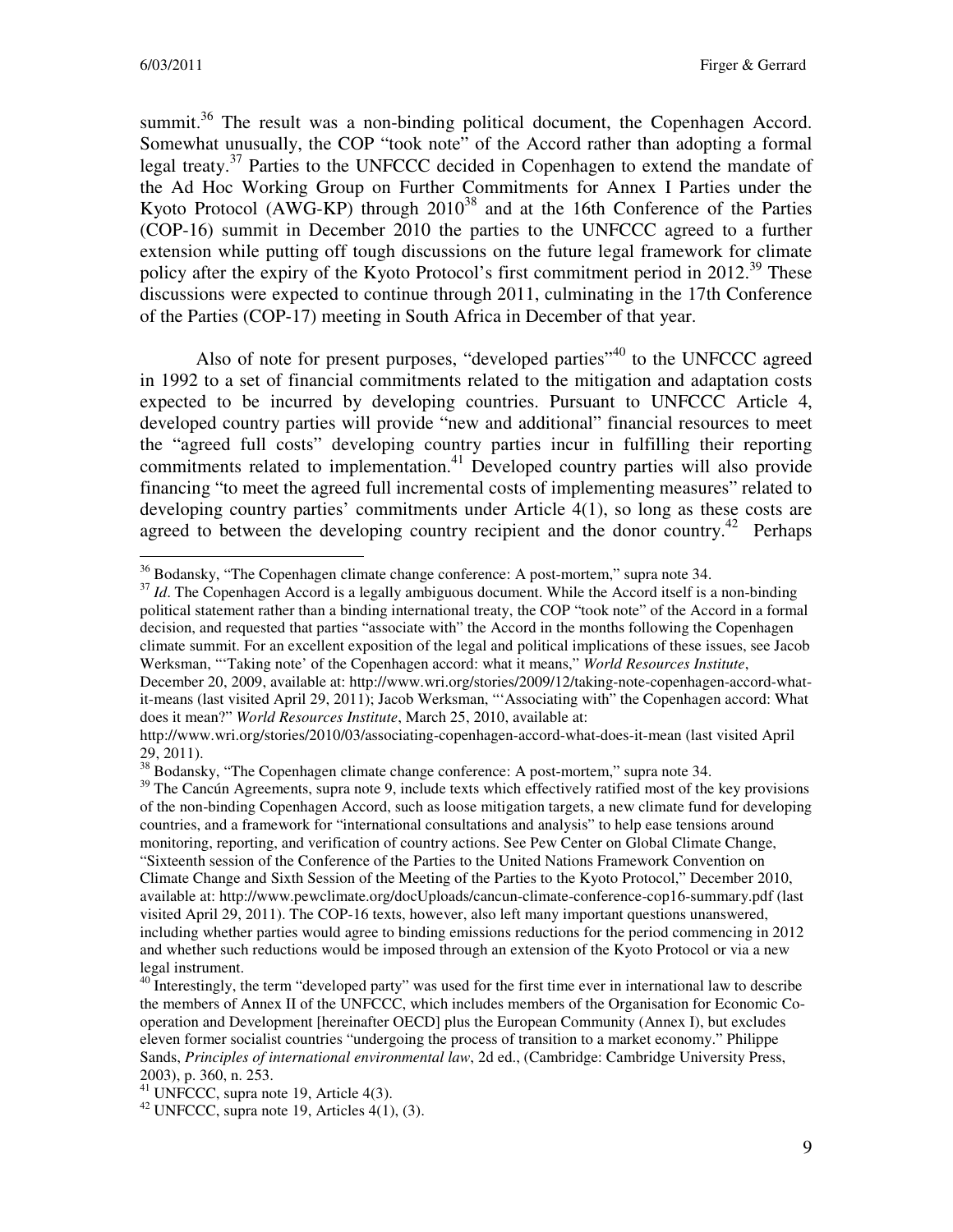summit.[36] The result was a non-binding political document, the Copenhagen Accord. Somewhat unusually, the COP "took note" of the Accord rather than adopting a formal legal treaty.[37] Parties to the UNFCCC decided in Copenhagen to extend the mandate of the Ad Hoc Working Group on Further Commitments for Annex I Parties under the Kyoto Protocol (AWG-KP) through 2010[38] and at the 16th Conference of the Parties (COP-16) summit in December 2010 the parties to the UNFCCC agreed to a further extension while putting off tough discussions on the future legal framework for climate policy after the expiry of the Kyoto Protocol's first commitment period in 2012.[39] These discussions were expected to continue through 2011, culminating in the 17th Conference of the Parties (COP-17) meeting in South Africa in December of that year.

Also of note for present purposes, "developed parties"[40] to the UNFCCC agreed in 1992 to a set of financial commitments related to the mitigation and adaptation costs expected to be incurred by developing countries. Pursuant to UNFCCC Article 4, developed country parties will provide "new and additional" financial resources to meet the "agreed full costs" developing country parties incur in fulfilling their reporting commitments related to implementation.[41] Developed country parties will also provide financing "to meet the agreed full incremental costs of implementing measures" related to developing country parties' commitments under Article 4(1), so long as these costs are agreed to between the developing country recipient and the donor country.[42] Perhaps

---

[36] Bodansky, "The Copenhagen climate change conference: A post-mortem," supra note 34.

[37] *Id*. The Copenhagen Accord is a legally ambiguous document. While the Accord itself is a non-binding political statement rather than a binding international treaty, the COP "took note" of the Accord in a formal decision, and requested that parties "associate with" the Accord in the months following the Copenhagen climate summit. For an excellent exposition of the legal and political implications of these issues, see Jacob Werksman, "'Taking note' of the Copenhagen accord: what it means," *World Resources Institute*, December 20, 2009, available at: http://www.wri.org/stories/2009/12/taking-note-copenhagen-accord-what-it-means (last visited April 29, 2011); Jacob Werksman, "'Associating with" the Copenhagen accord: What does it mean?" *World Resources Institute*, March 25, 2010, available at: http://www.wri.org/stories/2010/03/associating-copenhagen-accord-what-does-it-mean (last visited April 29, 2011).

[38] Bodansky, "The Copenhagen climate change conference: A post-mortem," supra note 34.

[39] The Cancún Agreements, supra note 9, include texts which effectively ratified most of the key provisions of the non-binding Copenhagen Accord, such as loose mitigation targets, a new climate fund for developing countries, and a framework for "international consultations and analysis" to help ease tensions around monitoring, reporting, and verification of country actions. See Pew Center on Global Climate Change, "Sixteenth session of the Conference of the Parties to the United Nations Framework Convention on Climate Change and Sixth Session of the Meeting of the Parties to the Kyoto Protocol," December 2010, available at: http://www.pewclimate.org/docUploads/cancun-climate-conference-cop16-summary.pdf (last visited April 29, 2011). The COP-16 texts, however, also left many important questions unanswered, including whether parties would agree to binding emissions reductions for the period commencing in 2012 and whether such reductions would be imposed through an extension of the Kyoto Protocol or via a new legal instrument.

[40] Interestingly, the term "developed party" was used for the first time ever in international law to describe the members of Annex II of the UNFCCC, which includes members of the Organisation for Economic Co-operation and Development [hereinafter OECD] plus the European Community (Annex I), but excludes eleven former socialist countries "undergoing the process of transition to a market economy." Philippe Sands, *Principles of international environmental law*, 2d ed., (Cambridge: Cambridge University Press, 2003), p. 360, n. 253.

[41] UNFCCC, supra note 19, Article 4(3).

[42] UNFCCC, supra note 19, Articles 4(1), (3).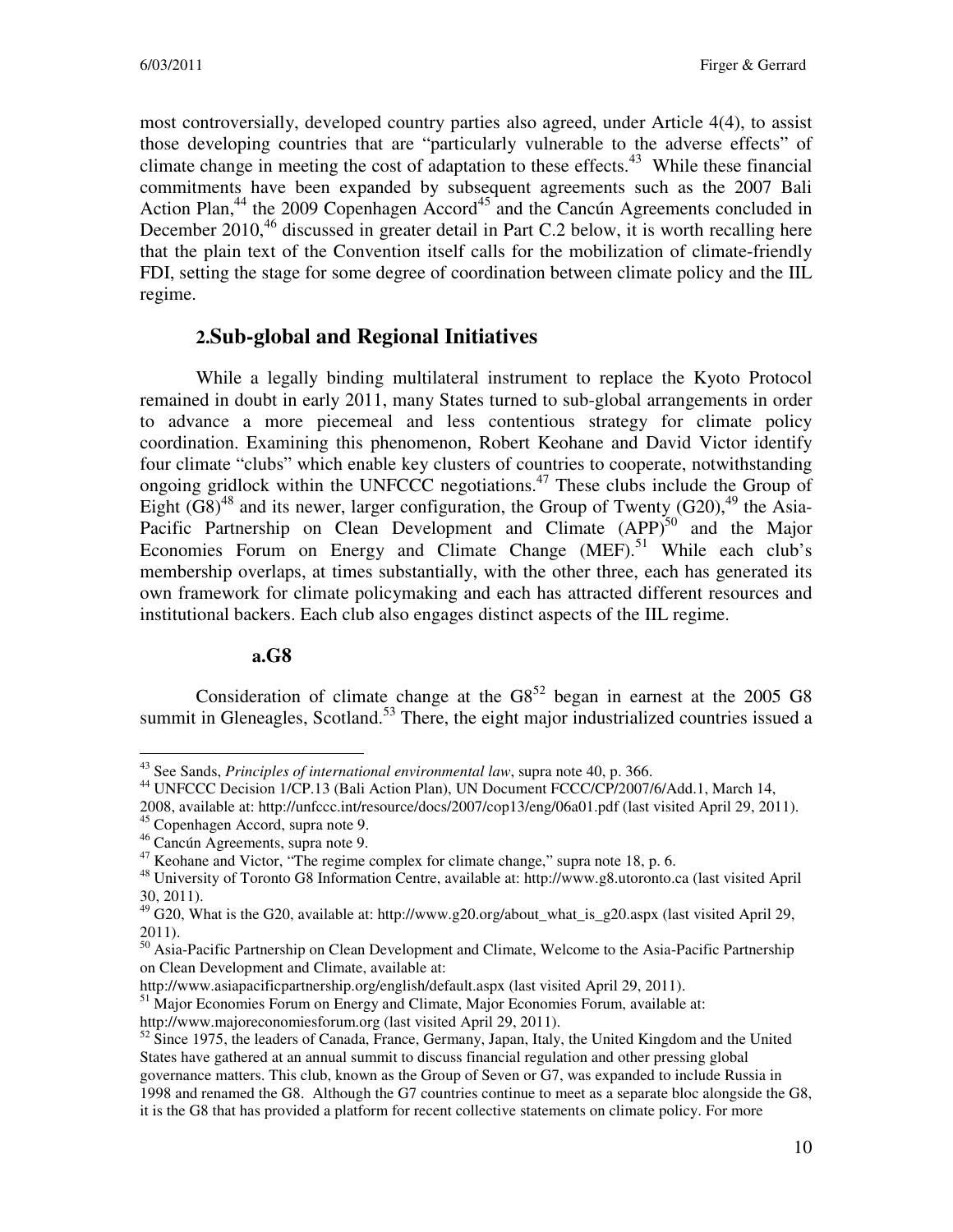most controversially, developed country parties also agreed, under Article 4(4), to assist those developing countries that are "particularly vulnerable to the adverse effects" of climate change in meeting the cost of adaptation to these effects.[43] While these financial commitments have been expanded by subsequent agreements such as the 2007 Bali Action Plan,[44] the 2009 Copenhagen Accord[45] and the Cancún Agreements concluded in December 2010,[46] discussed in greater detail in Part C.2 below, it is worth recalling here that the plain text of the Convention itself calls for the mobilization of climate-friendly FDI, setting the stage for some degree of coordination between climate policy and the IIL regime.

## 2. Sub-global and Regional Initiatives

While a legally binding multilateral instrument to replace the Kyoto Protocol remained in doubt in early 2011, many States turned to sub-global arrangements in order to advance a more piecemeal and less contentious strategy for climate policy coordination. Examining this phenomenon, Robert Keohane and David Victor identify four climate "clubs" which enable key clusters of countries to cooperate, notwithstanding ongoing gridlock within the UNFCCC negotiations.[47] These clubs include the Group of Eight (G8)[48] and its newer, larger configuration, the Group of Twenty (G20),[49] the Asia-Pacific Partnership on Clean Development and Climate (APP)[50] and the Major Economies Forum on Energy and Climate Change (MEF).[51] While each club's membership overlaps, at times substantially, with the other three, each has generated its own framework for climate policymaking and each has attracted different resources and institutional backers. Each club also engages distinct aspects of the IIL regime.

### a. G8

Consideration of climate change at the G8[52] began in earnest at the 2005 G8 summit in Gleneagles, Scotland.[53] There, the eight major industrialized countries issued a

---

[43] See Sands, *Principles of international environmental law*, supra note 40, p. 366.

[44] UNFCCC Decision 1/CP.13 (Bali Action Plan), UN Document FCCC/CP/2007/6/Add.1, March 14, 2008, available at: http://unfccc.int/resource/docs/2007/cop13/eng/06a01.pdf (last visited April 29, 2011).

[45] Copenhagen Accord, supra note 9.

[46] Cancún Agreements, supra note 9.

[47] Keohane and Victor, "The regime complex for climate change," supra note 18, p. 6.

[48] University of Toronto G8 Information Centre, available at: http://www.g8.utoronto.ca (last visited April 30, 2011).

[49] G20, What is the G20, available at: http://www.g20.org/about_what_is_g20.aspx (last visited April 29, 2011).

[50] Asia-Pacific Partnership on Clean Development and Climate, Welcome to the Asia-Pacific Partnership on Clean Development and Climate, available at: http://www.asiapacificpartnership.org/english/default.aspx (last visited April 29, 2011).

[51] Major Economies Forum on Energy and Climate, Major Economies Forum, available at: http://www.majoreconomiesforum.org (last visited April 29, 2011).

[52] Since 1975, the leaders of Canada, France, Germany, Japan, Italy, the United Kingdom and the United States have gathered at an annual summit to discuss financial regulation and other pressing global governance matters. This club, known as the Group of Seven or G7, was expanded to include Russia in 1998 and renamed the G8. Although the G7 countries continue to meet as a separate bloc alongside the G8, it is the G8 that has provided a platform for recent collective statements on climate policy. For more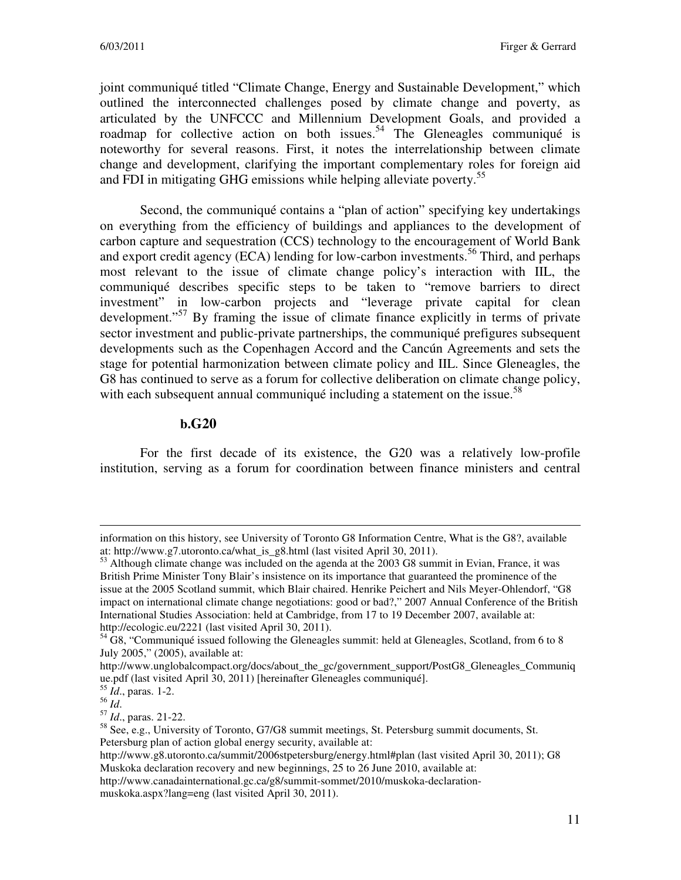joint communiqué titled "Climate Change, Energy and Sustainable Development," which outlined the interconnected challenges posed by climate change and poverty, as articulated by the UNFCCC and Millennium Development Goals, and provided a roadmap for collective action on both issues.[54] The Gleneagles communiqué is noteworthy for several reasons. First, it notes the interrelationship between climate change and development, clarifying the important complementary roles for foreign aid and FDI in mitigating GHG emissions while helping alleviate poverty.[55]

Second, the communiqué contains a "plan of action" specifying key undertakings on everything from the efficiency of buildings and appliances to the development of carbon capture and sequestration (CCS) technology to the encouragement of World Bank and export credit agency (ECA) lending for low-carbon investments.[56] Third, and perhaps most relevant to the issue of climate change policy's interaction with IIL, the communiqué describes specific steps to be taken to "remove barriers to direct investment" in low-carbon projects and "leverage private capital for clean development."[57] By framing the issue of climate finance explicitly in terms of private sector investment and public-private partnerships, the communiqué prefigures subsequent developments such as the Copenhagen Accord and the Cancún Agreements and sets the stage for potential harmonization between climate policy and IIL. Since Gleneagles, the G8 has continued to serve as a forum for collective deliberation on climate change policy, with each subsequent annual communiqué including a statement on the issue.[58]

#### b. G20

For the first decade of its existence, the G20 was a relatively low-profile institution, serving as a forum for coordination between finance ministers and central

---

information on this history, see University of Toronto G8 Information Centre, What is the G8?, available at: http://www.g7.utoronto.ca/what_is_g8.html (last visited April 30, 2011).

[53] Although climate change was included on the agenda at the 2003 G8 summit in Evian, France, it was British Prime Minister Tony Blair's insistence on its importance that guaranteed the prominence of the issue at the 2005 Scotland summit, which Blair chaired. Henrike Peichert and Nils Meyer-Ohlendorf, "G8 impact on international climate change negotiations: good or bad?," 2007 Annual Conference of the British International Studies Association: held at Cambridge, from 17 to 19 December 2007, available at: http://ecologic.eu/2221 (last visited April 30, 2011).

[54] G8, "Communiqué issued following the Gleneagles summit: held at Gleneagles, Scotland, from 6 to 8 July 2005," (2005), available at: http://www.unglobalcompact.org/docs/about_the_gc/government_support/PostG8_Gleneagles_Communique.pdf (last visited April 30, 2011) [hereinafter Gleneagles communiqué].

[55] *Id*., paras. 1-2.

[56] *Id*.

[57] *Id*., paras. 21-22.

[58] See, e.g., University of Toronto, G7/G8 summit meetings, St. Petersburg summit documents, St. Petersburg plan of action global energy security, available at: http://www.g8.utoronto.ca/summit/2006stpetersburg/energy.html#plan (last visited April 30, 2011); G8 Muskoka declaration recovery and new beginnings, 25 to 26 June 2010, available at: http://www.canadainternational.gc.ca/g8/summit-sommet/2010/muskoka-declaration-muskoka.aspx?lang=eng (last visited April 30, 2011).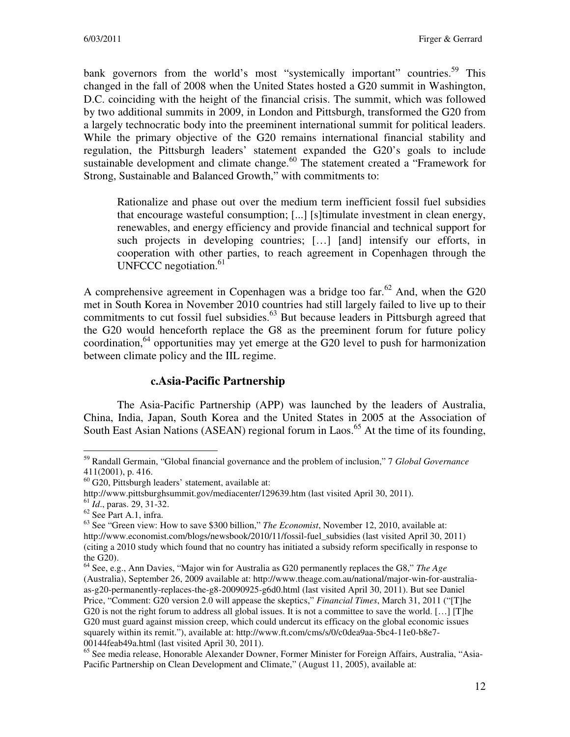bank governors from the world's most "systemically important" countries.[59] This changed in the fall of 2008 when the United States hosted a G20 summit in Washington, D.C. coinciding with the height of the financial crisis. The summit, which was followed by two additional summits in 2009, in London and Pittsburgh, transformed the G20 from a largely technocratic body into the preeminent international summit for political leaders. While the primary objective of the G20 remains international financial stability and regulation, the Pittsburgh leaders' statement expanded the G20's goals to include sustainable development and climate change.[60] The statement created a "Framework for Strong, Sustainable and Balanced Growth," with commitments to:

> Rationalize and phase out over the medium term inefficient fossil fuel subsidies that encourage wasteful consumption; [...] [s]timulate investment in clean energy, renewables, and energy efficiency and provide financial and technical support for such projects in developing countries; […] [and] intensify our efforts, in cooperation with other parties, to reach agreement in Copenhagen through the UNFCCC negotiation.[61]

A comprehensive agreement in Copenhagen was a bridge too far.[62] And, when the G20 met in South Korea in November 2010 countries had still largely failed to live up to their commitments to cut fossil fuel subsidies.[63] But because leaders in Pittsburgh agreed that the G20 would henceforth replace the G8 as the preeminent forum for future policy coordination,[64] opportunities may yet emerge at the G20 level to push for harmonization between climate policy and the IIL regime.

### c. Asia-Pacific Partnership

The Asia-Pacific Partnership (APP) was launched by the leaders of Australia, China, India, Japan, South Korea and the United States in 2005 at the Association of South East Asian Nations (ASEAN) regional forum in Laos.[65] At the time of its founding,

---

[59] Randall Germain, "Global financial governance and the problem of inclusion," 7 *Global Governance* 411(2001), p. 416.

[60] G20, Pittsburgh leaders' statement, available at: http://www.pittsburghsummit.gov/mediacenter/129639.htm (last visited April 30, 2011).

[61] *Id*., paras. 29, 31-32.

[62] See Part A.1, infra.

[63] See "Green view: How to save $300 billion," *The Economist*, November 12, 2010, available at: http://www.economist.com/blogs/newsbook/2010/11/fossil-fuel_subsidies (last visited April 30, 2011) (citing a 2010 study which found that no country has initiated a subsidy reform specifically in response to the G20).

[64] See, e.g., Ann Davies, "Major win for Australia as G20 permanently replaces the G8," *The Age* (Australia), September 26, 2009 available at: http://www.theage.com.au/national/major-win-for-australia-as-g20-permanently-replaces-the-g8-20090925-g6d0.html (last visited April 30, 2011). But see Daniel Price, "Comment: G20 version 2.0 will appease the skeptics," *Financial Times*, March 31, 2011 ("[T]he G20 is not the right forum to address all global issues. It is not a committee to save the world. […] [T]he G20 must guard against mission creep, which could undercut its efficacy on the global economic issues squarely within its remit."), available at: http://www.ft.com/cms/s/0/c0dea9aa-5bc4-11e0-b8e7-00144feab49a.html (last visited April 30, 2011).

[65] See media release, Honorable Alexander Downer, Former Minister for Foreign Affairs, Australia, "Asia-Pacific Partnership on Clean Development and Climate," (August 11, 2005), available at: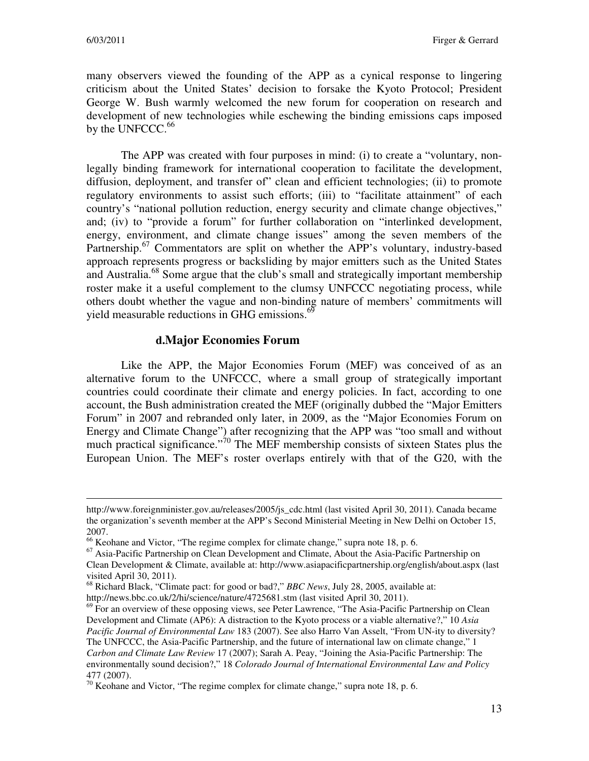many observers viewed the founding of the APP as a cynical response to lingering criticism about the United States' decision to forsake the Kyoto Protocol; President George W. Bush warmly welcomed the new forum for cooperation on research and development of new technologies while eschewing the binding emissions caps imposed by the UNFCCC.[66]

The APP was created with four purposes in mind: (i) to create a "voluntary, non-legally binding framework for international cooperation to facilitate the development, diffusion, deployment, and transfer of" clean and efficient technologies; (ii) to promote regulatory environments to assist such efforts; (iii) to "facilitate attainment" of each country's "national pollution reduction, energy security and climate change objectives," and; (iv) to "provide a forum" for further collaboration on "interlinked development, energy, environment, and climate change issues" among the seven members of the Partnership.[67] Commentators are split on whether the APP's voluntary, industry-based approach represents progress or backsliding by major emitters such as the United States and Australia.[68] Some argue that the club's small and strategically important membership roster make it a useful complement to the clumsy UNFCCC negotiating process, while others doubt whether the vague and non-binding nature of members' commitments will yield measurable reductions in GHG emissions.[69]

### d. Major Economies Forum

Like the APP, the Major Economies Forum (MEF) was conceived of as an alternative forum to the UNFCCC, where a small group of strategically important countries could coordinate their climate and energy policies. In fact, according to one account, the Bush administration created the MEF (originally dubbed the "Major Emitters Forum" in 2007 and rebranded only later, in 2009, as the "Major Economies Forum on Energy and Climate Change") after recognizing that the APP was "too small and without much practical significance."[70] The MEF membership consists of sixteen States plus the European Union. The MEF's roster overlaps entirely with that of the G20, with the

---

http://www.foreignminister.gov.au/releases/2005/js_cdc.html (last visited April 30, 2011). Canada became the organization's seventh member at the APP's Second Ministerial Meeting in New Delhi on October 15, 2007.

[66] Keohane and Victor, "The regime complex for climate change," supra note 18, p. 6.

[67] Asia-Pacific Partnership on Clean Development and Climate, About the Asia-Pacific Partnership on Clean Development & Climate, available at: http://www.asiapacificpartnership.org/english/about.aspx (last visited April 30, 2011).

[68] Richard Black, "Climate pact: for good or bad?," *BBC News*, July 28, 2005, available at: http://news.bbc.co.uk/2/hi/science/nature/4725681.stm (last visited April 30, 2011).

[69] For an overview of these opposing views, see Peter Lawrence, "The Asia-Pacific Partnership on Clean Development and Climate (AP6): A distraction to the Kyoto process or a viable alternative?," 10 *Asia Pacific Journal of Environmental Law* 183 (2007). See also Harro Van Asselt, "From UN-ity to diversity? The UNFCCC, the Asia-Pacific Partnership, and the future of international law on climate change," 1 *Carbon and Climate Law Review* 17 (2007); Sarah A. Peay, "Joining the Asia-Pacific Partnership: The environmentally sound decision?," 18 *Colorado Journal of International Environmental Law and Policy* 477 (2007).

[70] Keohane and Victor, "The regime complex for climate change," supra note 18, p. 6.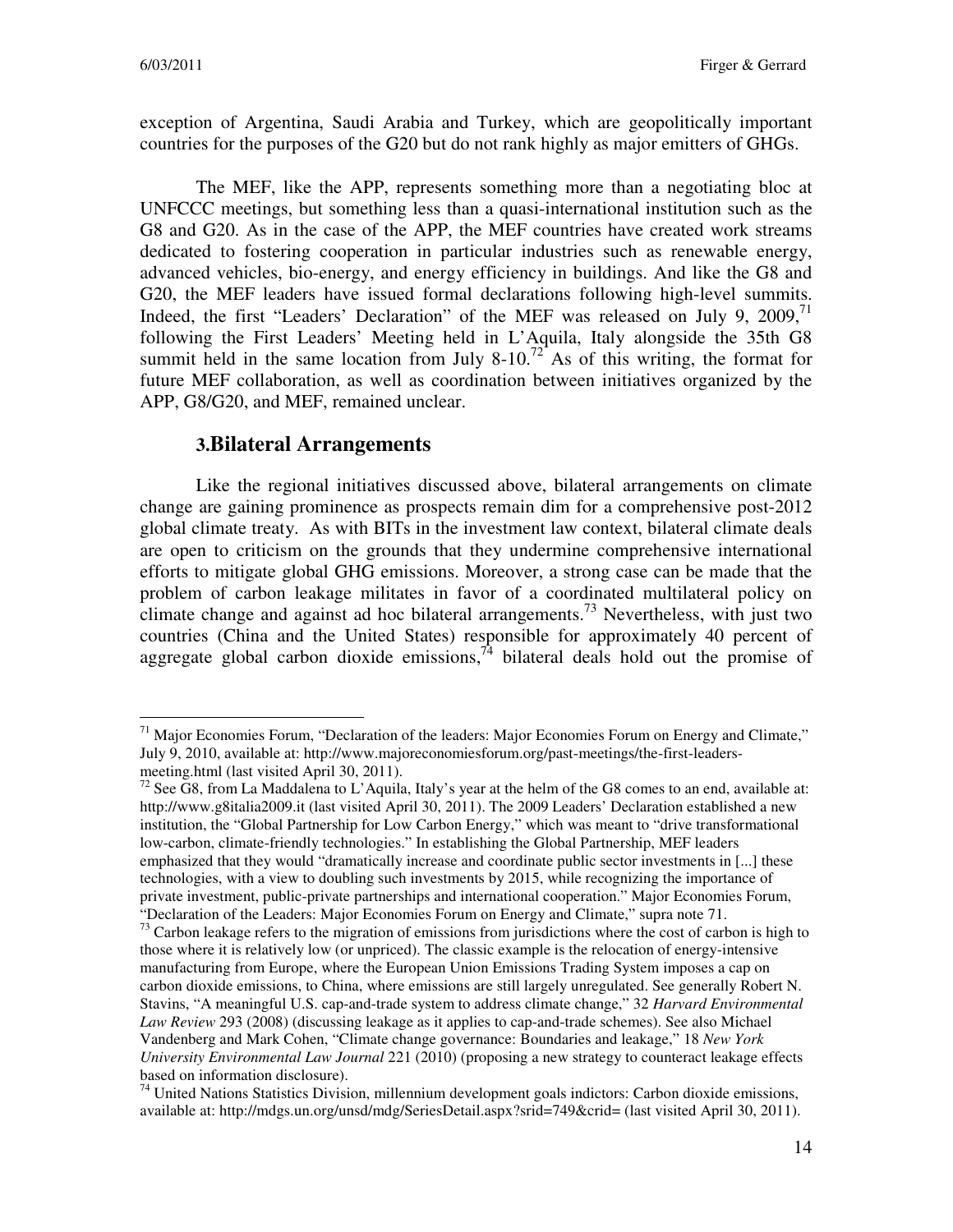exception of Argentina, Saudi Arabia and Turkey, which are geopolitically important countries for the purposes of the G20 but do not rank highly as major emitters of GHGs.

The MEF, like the APP, represents something more than a negotiating bloc at UNFCCC meetings, but something less than a quasi-international institution such as the G8 and G20. As in the case of the APP, the MEF countries have created work streams dedicated to fostering cooperation in particular industries such as renewable energy, advanced vehicles, bio-energy, and energy efficiency in buildings. And like the G8 and G20, the MEF leaders have issued formal declarations following high-level summits. Indeed, the first "Leaders' Declaration" of the MEF was released on July 9, 2009,[71] following the First Leaders' Meeting held in L'Aquila, Italy alongside the 35th G8 summit held in the same location from July 8-10.[72] As of this writing, the format for future MEF collaboration, as well as coordination between initiatives organized by the APP, G8/G20, and MEF, remained unclear.

### 3.Bilateral Arrangements

Like the regional initiatives discussed above, bilateral arrangements on climate change are gaining prominence as prospects remain dim for a comprehensive post-2012 global climate treaty. As with BITs in the investment law context, bilateral climate deals are open to criticism on the grounds that they undermine comprehensive international efforts to mitigate global GHG emissions. Moreover, a strong case can be made that the problem of carbon leakage militates in favor of a coordinated multilateral policy on climate change and against ad hoc bilateral arrangements.[73] Nevertheless, with just two countries (China and the United States) responsible for approximately 40 percent of aggregate global carbon dioxide emissions,[74] bilateral deals hold out the promise of

---

[71] Major Economies Forum, "Declaration of the leaders: Major Economies Forum on Energy and Climate," July 9, 2010, available at: http://www.majoreconomiesforum.org/past-meetings/the-first-leaders-meeting.html (last visited April 30, 2011).

[72] See G8, from La Maddalena to L'Aquila, Italy's year at the helm of the G8 comes to an end, available at: http://www.g8italia2009.it (last visited April 30, 2011). The 2009 Leaders' Declaration established a new institution, the "Global Partnership for Low Carbon Energy," which was meant to "drive transformational low-carbon, climate-friendly technologies." In establishing the Global Partnership, MEF leaders emphasized that they would "dramatically increase and coordinate public sector investments in [...] these technologies, with a view to doubling such investments by 2015, while recognizing the importance of private investment, public-private partnerships and international cooperation." Major Economies Forum, "Declaration of the Leaders: Major Economies Forum on Energy and Climate," supra note 71.

[73] Carbon leakage refers to the migration of emissions from jurisdictions where the cost of carbon is high to those where it is relatively low (or unpriced). The classic example is the relocation of energy-intensive manufacturing from Europe, where the European Union Emissions Trading System imposes a cap on carbon dioxide emissions, to China, where emissions are still largely unregulated. See generally Robert N. Stavins, "A meaningful U.S. cap-and-trade system to address climate change," 32 *Harvard Environmental Law Review* 293 (2008) (discussing leakage as it applies to cap-and-trade schemes). See also Michael Vandenberg and Mark Cohen, "Climate change governance: Boundaries and leakage," 18 *New York University Environmental Law Journal* 221 (2010) (proposing a new strategy to counteract leakage effects based on information disclosure).

[74] United Nations Statistics Division, millennium development goals indictors: Carbon dioxide emissions, available at: http://mdgs.un.org/unsd/mdg/SeriesDetail.aspx?srid=749&crid= (last visited April 30, 2011).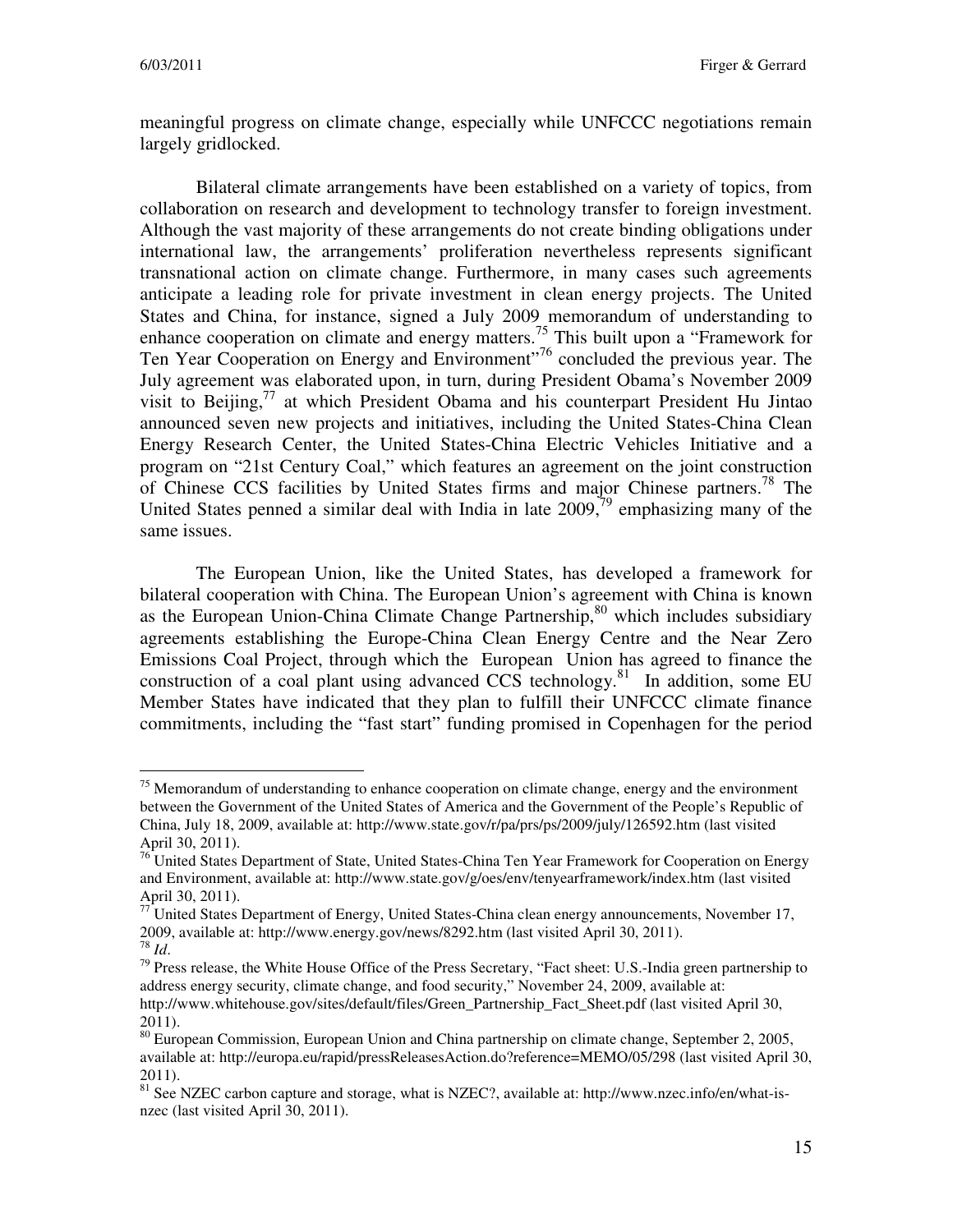meaningful progress on climate change, especially while UNFCCC negotiations remain largely gridlocked.

Bilateral climate arrangements have been established on a variety of topics, from collaboration on research and development to technology transfer to foreign investment. Although the vast majority of these arrangements do not create binding obligations under international law, the arrangements' proliferation nevertheless represents significant transnational action on climate change. Furthermore, in many cases such agreements anticipate a leading role for private investment in clean energy projects. The United States and China, for instance, signed a July 2009 memorandum of understanding to enhance cooperation on climate and energy matters.[75] This built upon a "Framework for Ten Year Cooperation on Energy and Environment"[76] concluded the previous year. The July agreement was elaborated upon, in turn, during President Obama's November 2009 visit to Beijing,[77] at which President Obama and his counterpart President Hu Jintao announced seven new projects and initiatives, including the United States-China Clean Energy Research Center, the United States-China Electric Vehicles Initiative and a program on "21st Century Coal," which features an agreement on the joint construction of Chinese CCS facilities by United States firms and major Chinese partners.[78] The United States penned a similar deal with India in late 2009,[79] emphasizing many of the same issues.

The European Union, like the United States, has developed a framework for bilateral cooperation with China. The European Union's agreement with China is known as the European Union-China Climate Change Partnership,[80] which includes subsidiary agreements establishing the Europe-China Clean Energy Centre and the Near Zero Emissions Coal Project, through which the European Union has agreed to finance the construction of a coal plant using advanced CCS technology.[81] In addition, some EU Member States have indicated that they plan to fulfill their UNFCCC climate finance commitments, including the "fast start" funding promised in Copenhagen for the period

---

[75] Memorandum of understanding to enhance cooperation on climate change, energy and the environment between the Government of the United States of America and the Government of the People's Republic of China, July 18, 2009, available at: http://www.state.gov/r/pa/prs/ps/2009/july/126592.htm (last visited April 30, 2011).

[76] United States Department of State, United States-China Ten Year Framework for Cooperation on Energy and Environment, available at: http://www.state.gov/g/oes/env/tenyearframework/index.htm (last visited April 30, 2011).

[77] United States Department of Energy, United States-China clean energy announcements, November 17, 2009, available at: http://www.energy.gov/news/8292.htm (last visited April 30, 2011).

[78] *Id*.

[79] Press release, the White House Office of the Press Secretary, "Fact sheet: U.S.-India green partnership to address energy security, climate change, and food security," November 24, 2009, available at: http://www.whitehouse.gov/sites/default/files/Green_Partnership_Fact_Sheet.pdf (last visited April 30, 2011).

[80] European Commission, European Union and China partnership on climate change, September 2, 2005, available at: http://europa.eu/rapid/pressReleasesAction.do?reference=MEMO/05/298 (last visited April 30, 2011).

[81] See NZEC carbon capture and storage, what is NZEC?, available at: http://www.nzec.info/en/what-is-nzec (last visited April 30, 2011).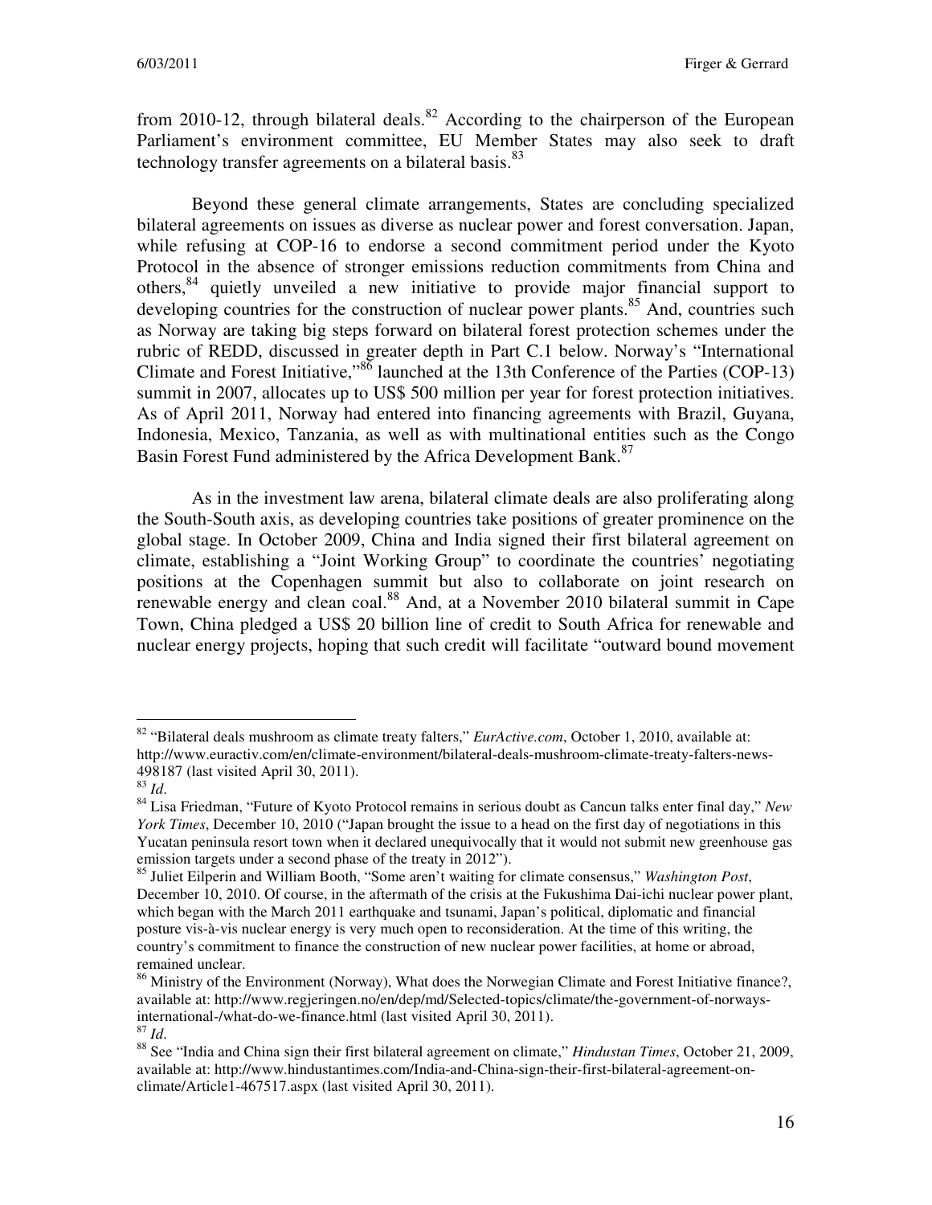from 2010-12, through bilateral deals.[82] According to the chairperson of the European Parliament's environment committee, EU Member States may also seek to draft technology transfer agreements on a bilateral basis.[83]

Beyond these general climate arrangements, States are concluding specialized bilateral agreements on issues as diverse as nuclear power and forest conversation. Japan, while refusing at COP-16 to endorse a second commitment period under the Kyoto Protocol in the absence of stronger emissions reduction commitments from China and others,[84] quietly unveiled a new initiative to provide major financial support to developing countries for the construction of nuclear power plants.[85] And, countries such as Norway are taking big steps forward on bilateral forest protection schemes under the rubric of REDD, discussed in greater depth in Part C.1 below. Norway's "International Climate and Forest Initiative,"[86] launched at the 13th Conference of the Parties (COP-13) summit in 2007, allocates up to US$ 500 million per year for forest protection initiatives. As of April 2011, Norway had entered into financing agreements with Brazil, Guyana, Indonesia, Mexico, Tanzania, as well as with multinational entities such as the Congo Basin Forest Fund administered by the Africa Development Bank.[87]

As in the investment law arena, bilateral climate deals are also proliferating along the South-South axis, as developing countries take positions of greater prominence on the global stage. In October 2009, China and India signed their first bilateral agreement on climate, establishing a "Joint Working Group" to coordinate the countries' negotiating positions at the Copenhagen summit but also to collaborate on joint research on renewable energy and clean coal.[88] And, at a November 2010 bilateral summit in Cape Town, China pledged a US$ 20 billion line of credit to South Africa for renewable and nuclear energy projects, hoping that such credit will facilitate "outward bound movement

---

[82] "Bilateral deals mushroom as climate treaty falters," *EurActive.com*, October 1, 2010, available at: http://www.euractiv.com/en/climate-environment/bilateral-deals-mushroom-climate-treaty-falters-news-498187 (last visited April 30, 2011).

[83] *Id*.

[84] Lisa Friedman, "Future of Kyoto Protocol remains in serious doubt as Cancun talks enter final day," *New York Times*, December 10, 2010 ("Japan brought the issue to a head on the first day of negotiations in this Yucatan peninsula resort town when it declared unequivocally that it would not submit new greenhouse gas emission targets under a second phase of the treaty in 2012").

[85] Juliet Eilperin and William Booth, "Some aren't waiting for climate consensus," *Washington Post*, December 10, 2010. Of course, in the aftermath of the crisis at the Fukushima Dai-ichi nuclear power plant, which began with the March 2011 earthquake and tsunami, Japan's political, diplomatic and financial posture vis-à-vis nuclear energy is very much open to reconsideration. At the time of this writing, the country's commitment to finance the construction of new nuclear power facilities, at home or abroad, remained unclear.

[86] Ministry of the Environment (Norway), What does the Norwegian Climate and Forest Initiative finance?, available at: http://www.regjeringen.no/en/dep/md/Selected-topics/climate/the-government-of-norways-international-/what-do-we-finance.html (last visited April 30, 2011).

[87] *Id*.

[88] See "India and China sign their first bilateral agreement on climate," *Hindustan Times*, October 21, 2009, available at: http://www.hindustantimes.com/India-and-China-sign-their-first-bilateral-agreement-on-climate/Article1-467517.aspx (last visited April 30, 2011).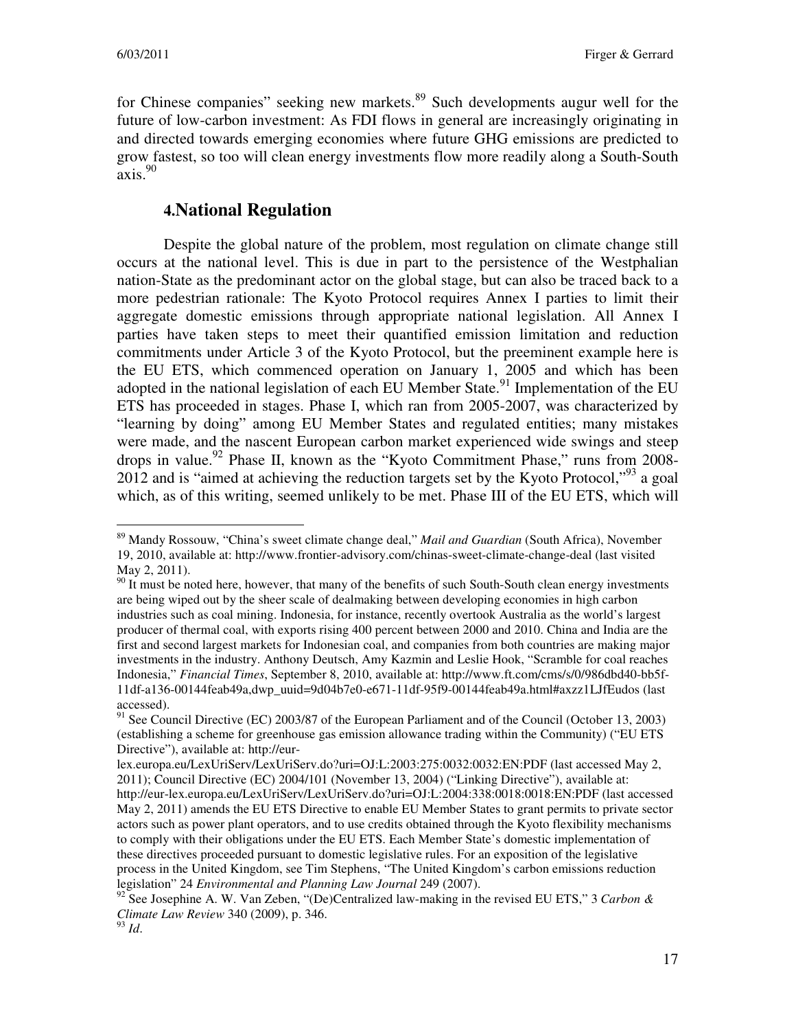for Chinese companies" seeking new markets.[89] Such developments augur well for the future of low-carbon investment: As FDI flows in general are increasingly originating in and directed towards emerging economies where future GHG emissions are predicted to grow fastest, so too will clean energy investments flow more readily along a South-South axis.[90]

## 4. National Regulation

Despite the global nature of the problem, most regulation on climate change still occurs at the national level. This is due in part to the persistence of the Westphalian nation-State as the predominant actor on the global stage, but can also be traced back to a more pedestrian rationale: The Kyoto Protocol requires Annex I parties to limit their aggregate domestic emissions through appropriate national legislation. All Annex I parties have taken steps to meet their quantified emission limitation and reduction commitments under Article 3 of the Kyoto Protocol, but the preeminent example here is the EU ETS, which commenced operation on January 1, 2005 and which has been adopted in the national legislation of each EU Member State.[91] Implementation of the EU ETS has proceeded in stages. Phase I, which ran from 2005-2007, was characterized by "learning by doing" among EU Member States and regulated entities; many mistakes were made, and the nascent European carbon market experienced wide swings and steep drops in value.[92] Phase II, known as the "Kyoto Commitment Phase," runs from 2008-2012 and is "aimed at achieving the reduction targets set by the Kyoto Protocol,"[93] a goal which, as of this writing, seemed unlikely to be met. Phase III of the EU ETS, which will

---

[89] Mandy Rossouw, "China's sweet climate change deal," *Mail and Guardian* (South Africa), November 19, 2010, available at: http://www.frontier-advisory.com/chinas-sweet-climate-change-deal (last visited May 2, 2011).

[90] It must be noted here, however, that many of the benefits of such South-South clean energy investments are being wiped out by the sheer scale of dealmaking between developing economies in high carbon industries such as coal mining. Indonesia, for instance, recently overtook Australia as the world's largest producer of thermal coal, with exports rising 400 percent between 2000 and 2010. China and India are the first and second largest markets for Indonesian coal, and companies from both countries are making major investments in the industry. Anthony Deutsch, Amy Kazmin and Leslie Hook, "Scramble for coal reaches Indonesia," *Financial Times*, September 8, 2010, available at: http://www.ft.com/cms/s/0/986dbd40-bb5f-11df-a136-00144feab49a,dwp_uuid=9d04b7e0-e671-11df-95f9-00144feab49a.html#axzz1LJfEudos (last accessed).

[91] See Council Directive (EC) 2003/87 of the European Parliament and of the Council (October 13, 2003) (establishing a scheme for greenhouse gas emission allowance trading within the Community) ("EU ETS Directive"), available at: http://eur-lex.europa.eu/LexUriServ/LexUriServ.do?uri=OJ:L:2003:275:0032:0032:EN:PDF (last accessed May 2, 2011); Council Directive (EC) 2004/101 (November 13, 2004) ("Linking Directive"), available at: http://eur-lex.europa.eu/LexUriServ/LexUriServ.do?uri=OJ:L:2004:338:0018:0018:EN:PDF (last accessed May 2, 2011) amends the EU ETS Directive to enable EU Member States to grant permits to private sector actors such as power plant operators, and to use credits obtained through the Kyoto flexibility mechanisms to comply with their obligations under the EU ETS. Each Member State's domestic implementation of these directives proceeded pursuant to domestic legislative rules. For an exposition of the legislative process in the United Kingdom, see Tim Stephens, "The United Kingdom's carbon emissions reduction legislation" 24 *Environmental and Planning Law Journal* 249 (2007).

[92] See Josephine A. W. Van Zeben, "(De)Centralized law-making in the revised EU ETS," 3 *Carbon & Climate Law Review* 340 (2009), p. 346.

[93] *Id*.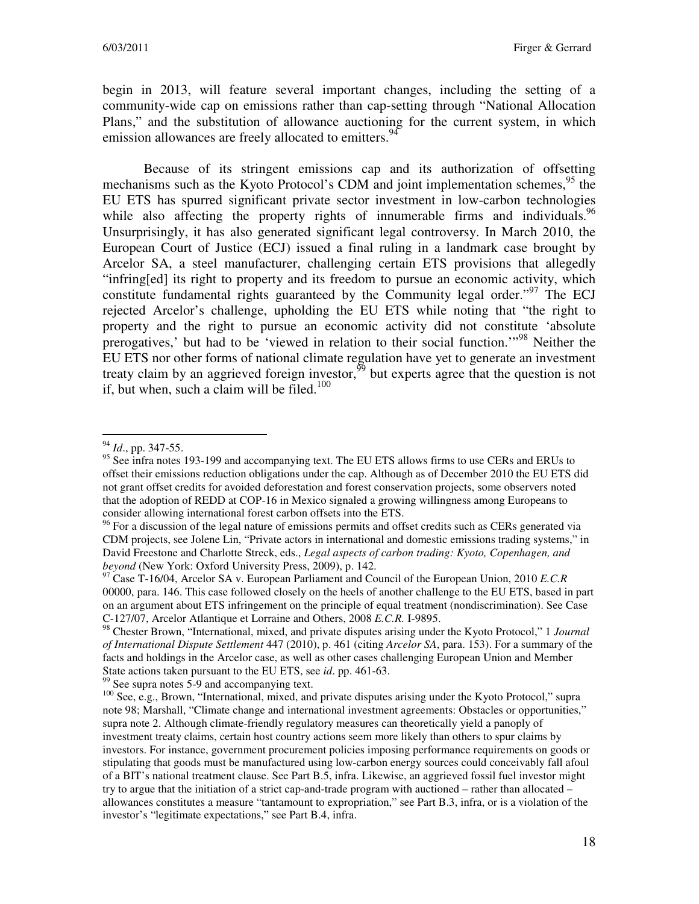begin in 2013, will feature several important changes, including the setting of a community-wide cap on emissions rather than cap-setting through "National Allocation Plans," and the substitution of allowance auctioning for the current system, in which emission allowances are freely allocated to emitters.[94]

Because of its stringent emissions cap and its authorization of offsetting mechanisms such as the Kyoto Protocol's CDM and joint implementation schemes,[95] the EU ETS has spurred significant private sector investment in low-carbon technologies while also affecting the property rights of innumerable firms and individuals.[96] Unsurprisingly, it has also generated significant legal controversy. In March 2010, the European Court of Justice (ECJ) issued a final ruling in a landmark case brought by Arcelor SA, a steel manufacturer, challenging certain ETS provisions that allegedly "infring[ed] its right to property and its freedom to pursue an economic activity, which constitute fundamental rights guaranteed by the Community legal order."[97] The ECJ rejected Arcelor's challenge, upholding the EU ETS while noting that "the right to property and the right to pursue an economic activity did not constitute 'absolute prerogatives,' but had to be 'viewed in relation to their social function.'"[98] Neither the EU ETS nor other forms of national climate regulation have yet to generate an investment treaty claim by an aggrieved foreign investor,[99] but experts agree that the question is not if, but when, such a claim will be filed.[100]

---

[94] *Id*., pp. 347-55.

[95] See infra notes 193-199 and accompanying text. The EU ETS allows firms to use CERs and ERUs to offset their emissions reduction obligations under the cap. Although as of December 2010 the EU ETS did not grant offset credits for avoided deforestation and forest conservation projects, some observers noted that the adoption of REDD at COP-16 in Mexico signaled a growing willingness among Europeans to consider allowing international forest carbon offsets into the ETS.

[96] For a discussion of the legal nature of emissions permits and offset credits such as CERs generated via CDM projects, see Jolene Lin, "Private actors in international and domestic emissions trading systems," in David Freestone and Charlotte Streck, eds., *Legal aspects of carbon trading: Kyoto, Copenhagen, and beyond* (New York: Oxford University Press, 2009), p. 142.

[97] Case T-16/04, Arcelor SA v. European Parliament and Council of the European Union, 2010 *E.C.R* 00000, para. 146. This case followed closely on the heels of another challenge to the EU ETS, based in part on an argument about ETS infringement on the principle of equal treatment (nondiscrimination). See Case C-127/07, Arcelor Atlantique et Lorraine and Others, 2008 *E.C.R.* I-9895.

[98] Chester Brown, "International, mixed, and private disputes arising under the Kyoto Protocol," 1 *Journal of International Dispute Settlement* 447 (2010), p. 461 (citing *Arcelor SA*, para. 153). For a summary of the facts and holdings in the Arcelor case, as well as other cases challenging European Union and Member State actions taken pursuant to the EU ETS, see *id*. pp. 461-63.

[99] See supra notes 5-9 and accompanying text.

[100] See, e.g., Brown, "International, mixed, and private disputes arising under the Kyoto Protocol," supra note 98; Marshall, "Climate change and international investment agreements: Obstacles or opportunities," supra note 2. Although climate-friendly regulatory measures can theoretically yield a panoply of investment treaty claims, certain host country actions seem more likely than others to spur claims by investors. For instance, government procurement policies imposing performance requirements on goods or stipulating that goods must be manufactured using low-carbon energy sources could conceivably fall afoul of a BIT's national treatment clause. See Part B.5, infra. Likewise, an aggrieved fossil fuel investor might try to argue that the initiation of a strict cap-and-trade program with auctioned – rather than allocated – allowances constitutes a measure "tantamount to expropriation," see Part B.3, infra, or is a violation of the investor's "legitimate expectations," see Part B.4, infra.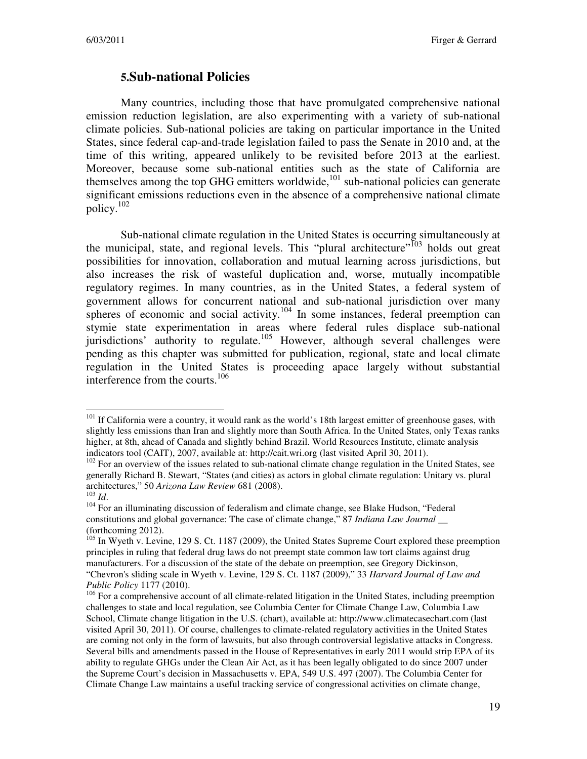## 5. Sub-national Policies

Many countries, including those that have promulgated comprehensive national emission reduction legislation, are also experimenting with a variety of sub-national climate policies. Sub-national policies are taking on particular importance in the United States, since federal cap-and-trade legislation failed to pass the Senate in 2010 and, at the time of this writing, appeared unlikely to be revisited before 2013 at the earliest. Moreover, because some sub-national entities such as the state of California are themselves among the top GHG emitters worldwide,[101] sub-national policies can generate significant emissions reductions even in the absence of a comprehensive national climate policy.[102]

Sub-national climate regulation in the United States is occurring simultaneously at the municipal, state, and regional levels. This "plural architecture"[103] holds out great possibilities for innovation, collaboration and mutual learning across jurisdictions, but also increases the risk of wasteful duplication and, worse, mutually incompatible regulatory regimes. In many countries, as in the United States, a federal system of government allows for concurrent national and sub-national jurisdiction over many spheres of economic and social activity.[104] In some instances, federal preemption can stymie state experimentation in areas where federal rules displace sub-national jurisdictions' authority to regulate.[105] However, although several challenges were pending as this chapter was submitted for publication, regional, state and local climate regulation in the United States is proceeding apace largely without substantial interference from the courts.[106]

---

[101] If California were a country, it would rank as the world's 18th largest emitter of greenhouse gases, with slightly less emissions than Iran and slightly more than South Africa. In the United States, only Texas ranks higher, at 8th, ahead of Canada and slightly behind Brazil. World Resources Institute, climate analysis indicators tool (CAIT), 2007, available at: http://cait.wri.org (last visited April 30, 2011).

[102] For an overview of the issues related to sub-national climate change regulation in the United States, see generally Richard B. Stewart, "States (and cities) as actors in global climate regulation: Unitary vs. plural architectures," 50 *Arizona Law Review* 681 (2008).

[103] *Id*.

[104] For an illuminating discussion of federalism and climate change, see Blake Hudson, "Federal constitutions and global governance: The case of climate change," 87 *Indiana Law Journal* __ (forthcoming 2012).

[105] In Wyeth v. Levine, 129 S. Ct. 1187 (2009), the United States Supreme Court explored these preemption principles in ruling that federal drug laws do not preempt state common law tort claims against drug manufacturers. For a discussion of the state of the debate on preemption, see Gregory Dickinson, "Chevron's sliding scale in Wyeth v. Levine, 129 S. Ct. 1187 (2009)," 33 *Harvard Journal of Law and Public Policy* 1177 (2010).

[106] For a comprehensive account of all climate-related litigation in the United States, including preemption challenges to state and local regulation, see Columbia Center for Climate Change Law, Columbia Law School, Climate change litigation in the U.S. (chart), available at: http://www.climatecasechart.com (last visited April 30, 2011). Of course, challenges to climate-related regulatory activities in the United States are coming not only in the form of lawsuits, but also through controversial legislative attacks in Congress. Several bills and amendments passed in the House of Representatives in early 2011 would strip EPA of its ability to regulate GHGs under the Clean Air Act, as it has been legally obligated to do since 2007 under the Supreme Court's decision in Massachusetts v. EPA, 549 U.S. 497 (2007). The Columbia Center for Climate Change Law maintains a useful tracking service of congressional activities on climate change,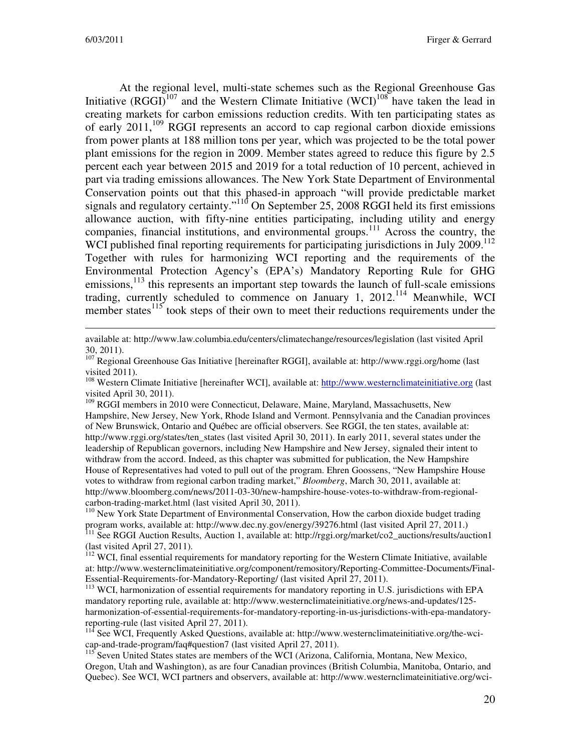At the regional level, multi-state schemes such as the Regional Greenhouse Gas Initiative (RGGI)[107] and the Western Climate Initiative (WCI)[108] have taken the lead in creating markets for carbon emissions reduction credits. With ten participating states as of early 2011,[109] RGGI represents an accord to cap regional carbon dioxide emissions from power plants at 188 million tons per year, which was projected to be the total power plant emissions for the region in 2009. Member states agreed to reduce this figure by 2.5 percent each year between 2015 and 2019 for a total reduction of 10 percent, achieved in part via trading emissions allowances. The New York State Department of Environmental Conservation points out that this phased-in approach "will provide predictable market signals and regulatory certainty."[110] On September 25, 2008 RGGI held its first emissions allowance auction, with fifty-nine entities participating, including utility and energy companies, financial institutions, and environmental groups.[111] Across the country, the WCI published final reporting requirements for participating jurisdictions in July 2009.[112] Together with rules for harmonizing WCI reporting and the requirements of the Environmental Protection Agency's (EPA's) Mandatory Reporting Rule for GHG emissions,[113] this represents an important step towards the launch of full-scale emissions trading, currently scheduled to commence on January 1, 2012.[114] Meanwhile, WCI member states[115] took steps of their own to meet their reductions requirements under the

---

available at: http://www.law.columbia.edu/centers/climatechange/resources/legislation (last visited April 30, 2011).

[107] Regional Greenhouse Gas Initiative [hereinafter RGGI], available at: http://www.rggi.org/home (last visited 2011).

[108] Western Climate Initiative [hereinafter WCI], available at: http://www.westernclimateinitiative.org (last visited April 30, 2011).

[109] RGGI members in 2010 were Connecticut, Delaware, Maine, Maryland, Massachusetts, New Hampshire, New Jersey, New York, Rhode Island and Vermont. Pennsylvania and the Canadian provinces of New Brunswick, Ontario and Québec are official observers. See RGGI, the ten states, available at: http://www.rggi.org/states/ten_states (last visited April 30, 2011). In early 2011, several states under the leadership of Republican governors, including New Hampshire and New Jersey, signaled their intent to withdraw from the accord. Indeed, as this chapter was submitted for publication, the New Hampshire House of Representatives had voted to pull out of the program. Ehren Goossens, "New Hampshire House votes to withdraw from regional carbon trading market," *Bloomberg*, March 30, 2011, available at: http://www.bloomberg.com/news/2011-03-30/new-hampshire-house-votes-to-withdraw-from-regional-carbon-trading-market.html (last visited April 30, 2011).

[110] New York State Department of Environmental Conservation, How the carbon dioxide budget trading program works, available at: http://www.dec.ny.gov/energy/39276.html (last visited April 27, 2011.)

[111] See RGGI Auction Results, Auction 1, available at: http://rggi.org/market/co2_auctions/results/auction1 (last visited April 27, 2011).

[112] WCI, final essential requirements for mandatory reporting for the Western Climate Initiative, available at: http://www.westernclimateinitiative.org/component/remository/Reporting-Committee-Documents/Final-Essential-Requirements-for-Mandatory-Reporting/ (last visited April 27, 2011).

[113] WCI, harmonization of essential requirements for mandatory reporting in U.S. jurisdictions with EPA mandatory reporting rule, available at: http://www.westernclimateinitiative.org/news-and-updates/125-harmonization-of-essential-requirements-for-mandatory-reporting-in-us-jurisdictions-with-epa-mandatory-reporting-rule (last visited April 27, 2011).

[114] See WCI, Frequently Asked Questions, available at: http://www.westernclimateinitiative.org/the-wci-cap-and-trade-program/faq#question7 (last visited April 27, 2011).

[115] Seven United States states are members of the WCI (Arizona, California, Montana, New Mexico, Oregon, Utah and Washington), as are four Canadian provinces (British Columbia, Manitoba, Ontario, and Quebec). See WCI, WCI partners and observers, available at: http://www.westernclimateinitiative.org/wci-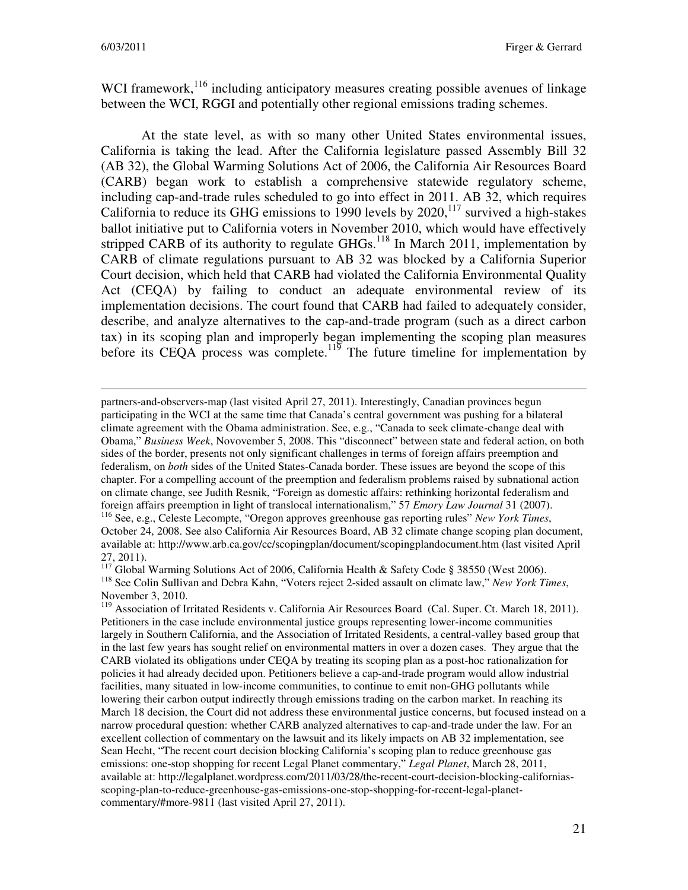WCI framework,[116] including anticipatory measures creating possible avenues of linkage between the WCI, RGGI and potentially other regional emissions trading schemes.

At the state level, as with so many other United States environmental issues, California is taking the lead. After the California legislature passed Assembly Bill 32 (AB 32), the Global Warming Solutions Act of 2006, the California Air Resources Board (CARB) began work to establish a comprehensive statewide regulatory scheme, including cap-and-trade rules scheduled to go into effect in 2011. AB 32, which requires California to reduce its GHG emissions to 1990 levels by 2020,[117] survived a high-stakes ballot initiative put to California voters in November 2010, which would have effectively stripped CARB of its authority to regulate GHGs.[118] In March 2011, implementation by CARB of climate regulations pursuant to AB 32 was blocked by a California Superior Court decision, which held that CARB had violated the California Environmental Quality Act (CEQA) by failing to conduct an adequate environmental review of its implementation decisions. The court found that CARB had failed to adequately consider, describe, and analyze alternatives to the cap-and-trade program (such as a direct carbon tax) in its scoping plan and improperly began implementing the scoping plan measures before its CEQA process was complete.[119] The future timeline for implementation by

---

partners-and-observers-map (last visited April 27, 2011). Interestingly, Canadian provinces begun participating in the WCI at the same time that Canada's central government was pushing for a bilateral climate agreement with the Obama administration. See, e.g., "Canada to seek climate-change deal with Obama," *Business Week*, Novovember 5, 2008. This "disconnect" between state and federal action, on both sides of the border, presents not only significant challenges in terms of foreign affairs preemption and federalism, on *both* sides of the United States-Canada border. These issues are beyond the scope of this chapter. For a compelling account of the preemption and federalism problems raised by subnational action on climate change, see Judith Resnik, "Foreign as domestic affairs: rethinking horizontal federalism and foreign affairs preemption in light of translocal internationalism," 57 *Emory Law Journal* 31 (2007).

[116] See, e.g., Celeste Lecompte, "Oregon approves greenhouse gas reporting rules" *New York Times*, October 24, 2008. See also California Air Resources Board, AB 32 climate change scoping plan document, available at: http://www.arb.ca.gov/cc/scopingplan/document/scopingplandocument.htm (last visited April 27, 2011).

[117] Global Warming Solutions Act of 2006, California Health & Safety Code § 38550 (West 2006).

[118] See Colin Sullivan and Debra Kahn, "Voters reject 2-sided assault on climate law," *New York Times*, November 3, 2010.

[119] Association of Irritated Residents v. California Air Resources Board (Cal. Super. Ct. March 18, 2011). Petitioners in the case include environmental justice groups representing lower-income communities largely in Southern California, and the Association of Irritated Residents, a central-valley based group that in the last few years has sought relief on environmental matters in over a dozen cases. They argue that the CARB violated its obligations under CEQA by treating its scoping plan as a post-hoc rationalization for policies it had already decided upon. Petitioners believe a cap-and-trade program would allow industrial facilities, many situated in low-income communities, to continue to emit non-GHG pollutants while lowering their carbon output indirectly through emissions trading on the carbon market. In reaching its March 18 decision, the Court did not address these environmental justice concerns, but focused instead on a narrow procedural question: whether CARB analyzed alternatives to cap-and-trade under the law. For an excellent collection of commentary on the lawsuit and its likely impacts on AB 32 implementation, see Sean Hecht, "The recent court decision blocking California's scoping plan to reduce greenhouse gas emissions: one-stop shopping for recent Legal Planet commentary," *Legal Planet*, March 28, 2011, available at: http://legalplanet.wordpress.com/2011/03/28/the-recent-court-decision-blocking-californias-scoping-plan-to-reduce-greenhouse-gas-emissions-one-stop-shopping-for-recent-legal-planet-commentary/#more-9811 (last visited April 27, 2011).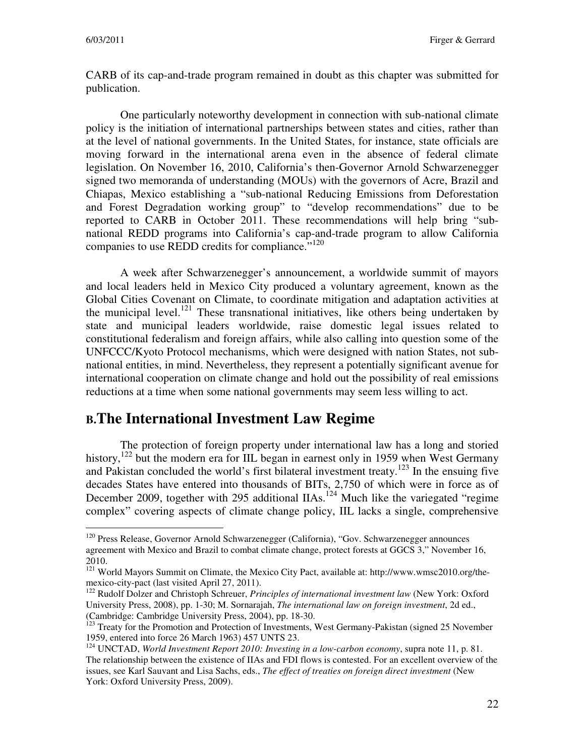CARB of its cap-and-trade program remained in doubt as this chapter was submitted for publication.

One particularly noteworthy development in connection with sub-national climate policy is the initiation of international partnerships between states and cities, rather than at the level of national governments. In the United States, for instance, state officials are moving forward in the international arena even in the absence of federal climate legislation. On November 16, 2010, California's then-Governor Arnold Schwarzenegger signed two memoranda of understanding (MOUs) with the governors of Acre, Brazil and Chiapas, Mexico establishing a "sub-national Reducing Emissions from Deforestation and Forest Degradation working group" to "develop recommendations" due to be reported to CARB in October 2011. These recommendations will help bring "sub-national REDD programs into California's cap-and-trade program to allow California companies to use REDD credits for compliance."[120]

A week after Schwarzenegger's announcement, a worldwide summit of mayors and local leaders held in Mexico City produced a voluntary agreement, known as the Global Cities Covenant on Climate, to coordinate mitigation and adaptation activities at the municipal level.[121] These transnational initiatives, like others being undertaken by state and municipal leaders worldwide, raise domestic legal issues related to constitutional federalism and foreign affairs, while also calling into question some of the UNFCCC/Kyoto Protocol mechanisms, which were designed with nation States, not sub-national entities, in mind. Nevertheless, they represent a potentially significant avenue for international cooperation on climate change and hold out the possibility of real emissions reductions at a time when some national governments may seem less willing to act.

## B. The International Investment Law Regime

The protection of foreign property under international law has a long and storied history,[122] but the modern era for IIL began in earnest only in 1959 when West Germany and Pakistan concluded the world's first bilateral investment treaty.[123] In the ensuing five decades States have entered into thousands of BITs, 2,750 of which were in force as of December 2009, together with 295 additional IIAs.[124] Much like the variegated "regime complex" covering aspects of climate change policy, IIL lacks a single, comprehensive

---

[120] Press Release, Governor Arnold Schwarzenegger (California), "Gov. Schwarzenegger announces agreement with Mexico and Brazil to combat climate change, protect forests at GGCS 3," November 16, 2010.

[121] World Mayors Summit on Climate, the Mexico City Pact, available at: http://www.wmsc2010.org/the-mexico-city-pact (last visited April 27, 2011).

[122] Rudolf Dolzer and Christoph Schreuer, *Principles of international investment law* (New York: Oxford University Press, 2008), pp. 1-30; M. Sornarajah, *The international law on foreign investment*, 2d ed., (Cambridge: Cambridge University Press, 2004), pp. 18-30.

[123] Treaty for the Promotion and Protection of Investments, West Germany-Pakistan (signed 25 November 1959, entered into force 26 March 1963) 457 UNTS 23.

[124] UNCTAD, *World Investment Report 2010: Investing in a low-carbon economy*, supra note 11, p. 81. The relationship between the existence of IIAs and FDI flows is contested. For an excellent overview of the issues, see Karl Sauvant and Lisa Sachs, eds., *The effect of treaties on foreign direct investment* (New York: Oxford University Press, 2009).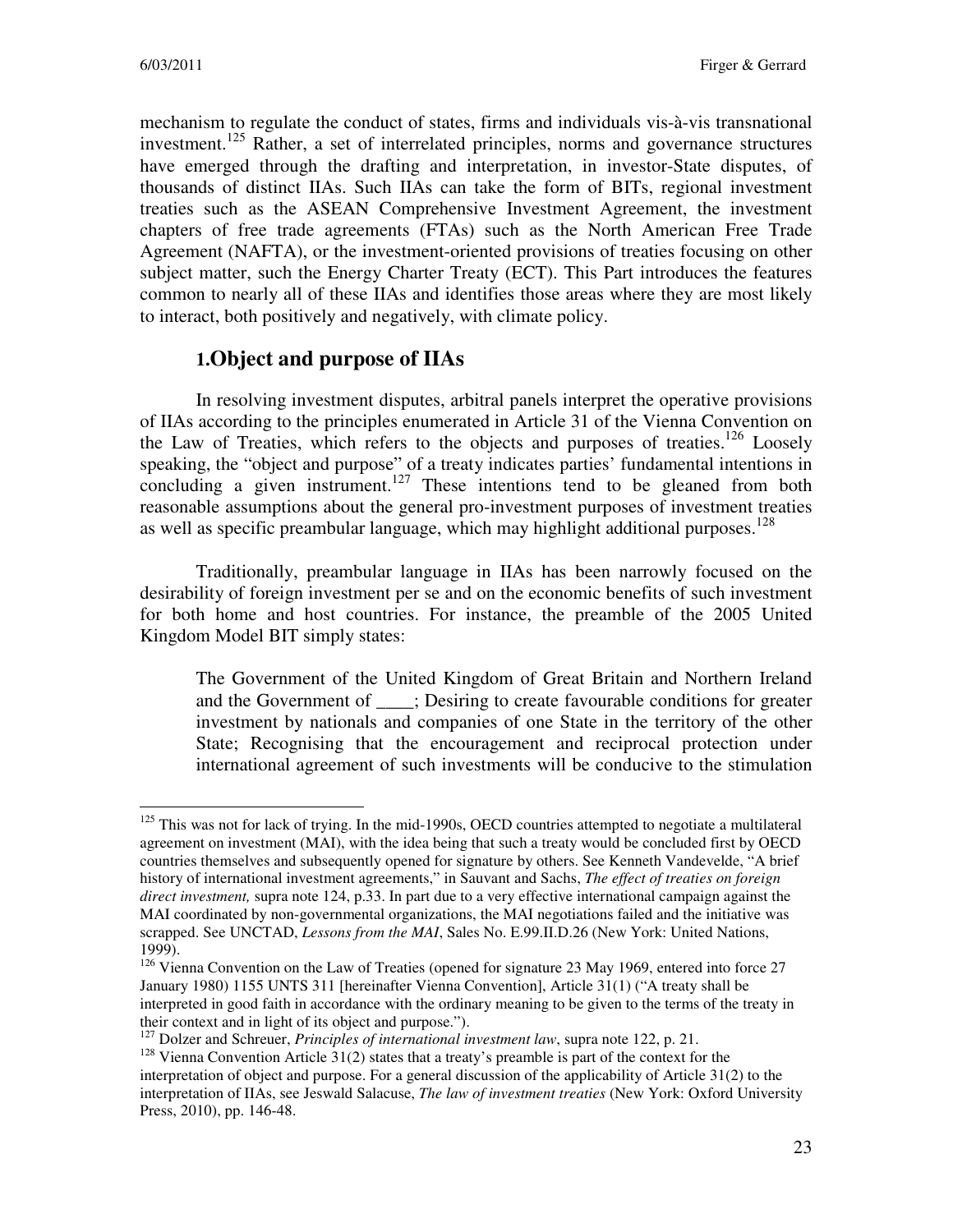mechanism to regulate the conduct of states, firms and individuals vis-à-vis transnational investment.[125] Rather, a set of interrelated principles, norms and governance structures have emerged through the drafting and interpretation, in investor-State disputes, of thousands of distinct IIAs. Such IIAs can take the form of BITs, regional investment treaties such as the ASEAN Comprehensive Investment Agreement, the investment chapters of free trade agreements (FTAs) such as the North American Free Trade Agreement (NAFTA), or the investment-oriented provisions of treaties focusing on other subject matter, such the Energy Charter Treaty (ECT). This Part introduces the features common to nearly all of these IIAs and identifies those areas where they are most likely to interact, both positively and negatively, with climate policy.

## 1. Object and purpose of IIAs

In resolving investment disputes, arbitral panels interpret the operative provisions of IIAs according to the principles enumerated in Article 31 of the Vienna Convention on the Law of Treaties, which refers to the objects and purposes of treaties.[126] Loosely speaking, the "object and purpose" of a treaty indicates parties' fundamental intentions in concluding a given instrument.[127] These intentions tend to be gleaned from both reasonable assumptions about the general pro-investment purposes of investment treaties as well as specific preambular language, which may highlight additional purposes.[128]

Traditionally, preambular language in IIAs has been narrowly focused on the desirability of foreign investment per se and on the economic benefits of such investment for both home and host countries. For instance, the preamble of the 2005 United Kingdom Model BIT simply states:

> The Government of the United Kingdom of Great Britain and Northern Ireland and the Government of ____; Desiring to create favourable conditions for greater investment by nationals and companies of one State in the territory of the other State; Recognising that the encouragement and reciprocal protection under international agreement of such investments will be conducive to the stimulation

---

[125] This was not for lack of trying. In the mid-1990s, OECD countries attempted to negotiate a multilateral agreement on investment (MAI), with the idea being that such a treaty would be concluded first by OECD countries themselves and subsequently opened for signature by others. See Kenneth Vandevelde, "A brief history of international investment agreements," in Sauvant and Sachs, *The effect of treaties on foreign direct investment,* supra note 124, p.33. In part due to a very effective international campaign against the MAI coordinated by non-governmental organizations, the MAI negotiations failed and the initiative was scrapped. See UNCTAD, *Lessons from the MAI*, Sales No. E.99.II.D.26 (New York: United Nations, 1999).

[126] Vienna Convention on the Law of Treaties (opened for signature 23 May 1969, entered into force 27 January 1980) 1155 UNTS 311 [hereinafter Vienna Convention], Article 31(1) ("A treaty shall be interpreted in good faith in accordance with the ordinary meaning to be given to the terms of the treaty in their context and in light of its object and purpose.").

[127] Dolzer and Schreuer, *Principles of international investment law*, supra note 122, p. 21.

[128] Vienna Convention Article 31(2) states that a treaty's preamble is part of the context for the interpretation of object and purpose. For a general discussion of the applicability of Article 31(2) to the interpretation of IIAs, see Jeswald Salacuse, *The law of investment treaties* (New York: Oxford University Press, 2010), pp. 146-48.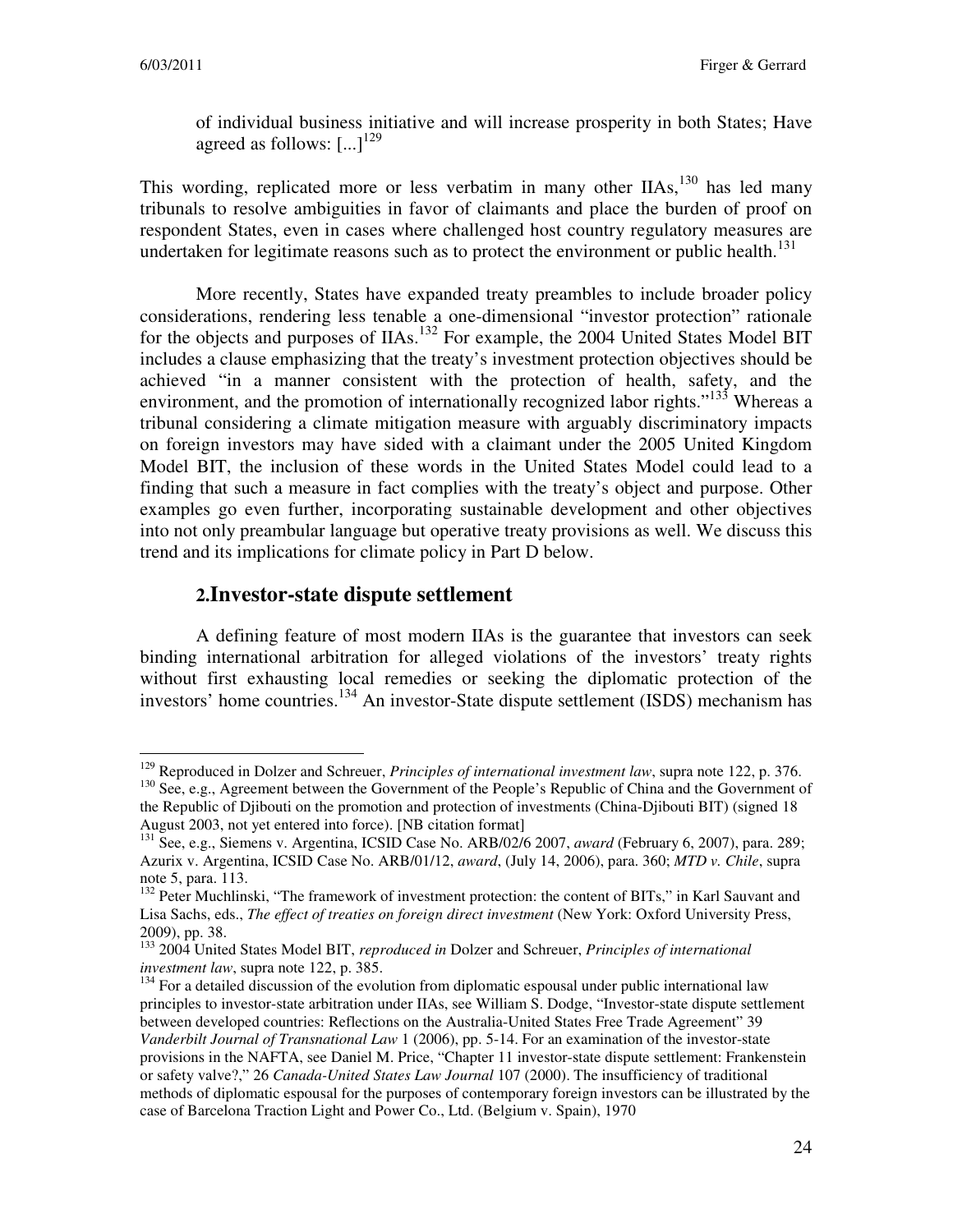of individual business initiative and will increase prosperity in both States; Have agreed as follows: [...][129]

This wording, replicated more or less verbatim in many other IIAs,[130] has led many tribunals to resolve ambiguities in favor of claimants and place the burden of proof on respondent States, even in cases where challenged host country regulatory measures are undertaken for legitimate reasons such as to protect the environment or public health.[131]

More recently, States have expanded treaty preambles to include broader policy considerations, rendering less tenable a one-dimensional "investor protection" rationale for the objects and purposes of IIAs.[132] For example, the 2004 United States Model BIT includes a clause emphasizing that the treaty's investment protection objectives should be achieved "in a manner consistent with the protection of health, safety, and the environment, and the promotion of internationally recognized labor rights."[133] Whereas a tribunal considering a climate mitigation measure with arguably discriminatory impacts on foreign investors may have sided with a claimant under the 2005 United Kingdom Model BIT, the inclusion of these words in the United States Model could lead to a finding that such a measure in fact complies with the treaty's object and purpose. Other examples go even further, incorporating sustainable development and other objectives into not only preambular language but operative treaty provisions as well. We discuss this trend and its implications for climate policy in Part D below.

## 2. Investor-state dispute settlement

A defining feature of most modern IIAs is the guarantee that investors can seek binding international arbitration for alleged violations of the investors' treaty rights without first exhausting local remedies or seeking the diplomatic protection of the investors' home countries.[134] An investor-State dispute settlement (ISDS) mechanism has

---

[129] Reproduced in Dolzer and Schreuer, *Principles of international investment law*, supra note 122, p. 376.

[130] See, e.g., Agreement between the Government of the People's Republic of China and the Government of the Republic of Djibouti on the promotion and protection of investments (China-Djibouti BIT) (signed 18 August 2003, not yet entered into force). [NB citation format]

[131] See, e.g., Siemens v. Argentina, ICSID Case No. ARB/02/6 2007, *award* (February 6, 2007), para. 289; Azurix v. Argentina, ICSID Case No. ARB/01/12, *award*, (July 14, 2006), para. 360; *MTD v. Chile*, supra note 5, para. 113.

[132] Peter Muchlinski, "The framework of investment protection: the content of BITs," in Karl Sauvant and Lisa Sachs, eds., *The effect of treaties on foreign direct investment* (New York: Oxford University Press, 2009), pp. 38.

[133] 2004 United States Model BIT, *reproduced in* Dolzer and Schreuer, *Principles of international investment law*, supra note 122, p. 385.

[134] For a detailed discussion of the evolution from diplomatic espousal under public international law principles to investor-state arbitration under IIAs, see William S. Dodge, "Investor-state dispute settlement between developed countries: Reflections on the Australia-United States Free Trade Agreement" 39 *Vanderbilt Journal of Transnational Law* 1 (2006), pp. 5-14. For an examination of the investor-state provisions in the NAFTA, see Daniel M. Price, "Chapter 11 investor-state dispute settlement: Frankenstein or safety valve?," 26 *Canada-United States Law Journal* 107 (2000). The insufficiency of traditional methods of diplomatic espousal for the purposes of contemporary foreign investors can be illustrated by the case of Barcelona Traction Light and Power Co., Ltd. (Belgium v. Spain), 1970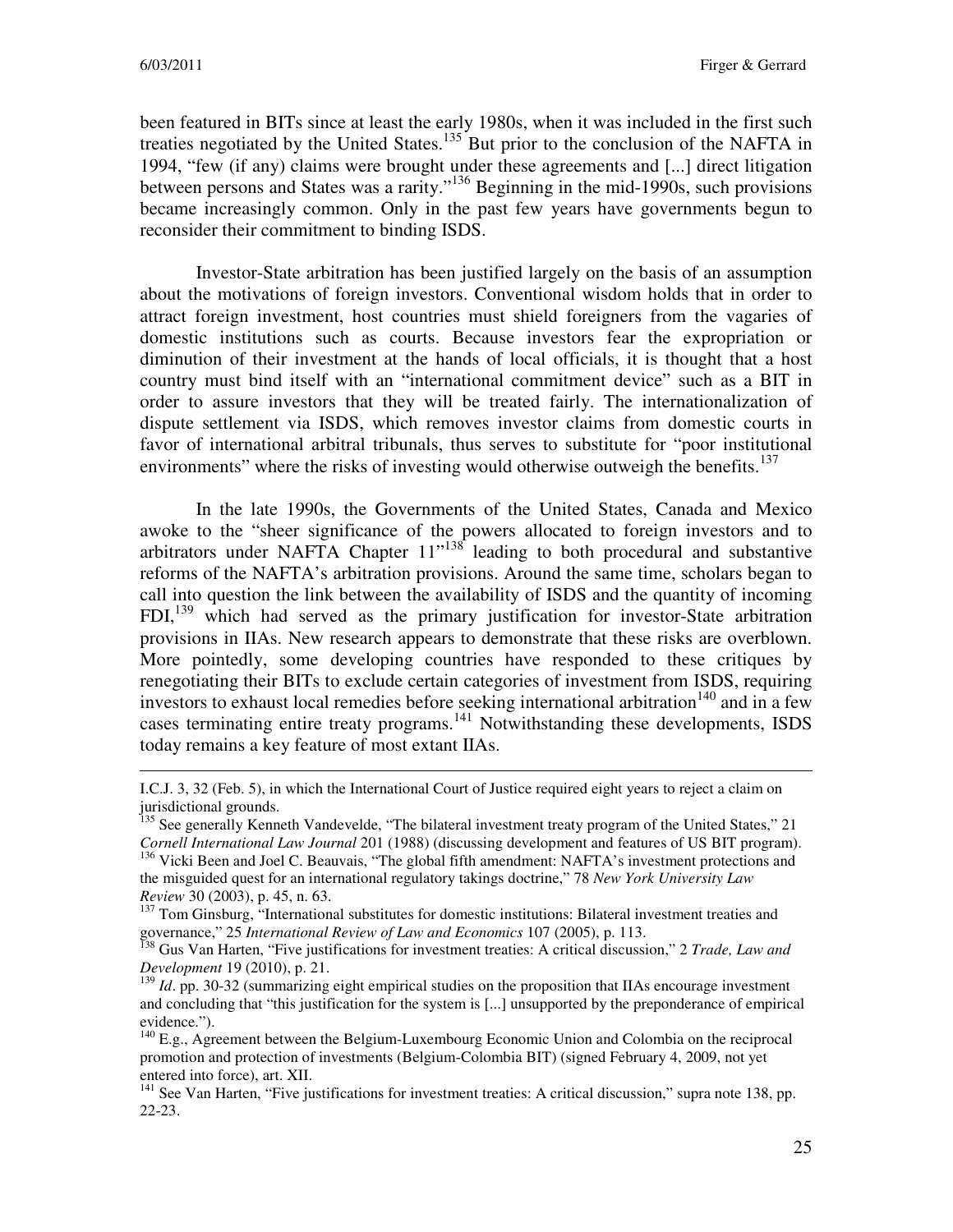been featured in BITs since at least the early 1980s, when it was included in the first such treaties negotiated by the United States.[135] But prior to the conclusion of the NAFTA in 1994, "few (if any) claims were brought under these agreements and [...] direct litigation between persons and States was a rarity."[136] Beginning in the mid-1990s, such provisions became increasingly common. Only in the past few years have governments begun to reconsider their commitment to binding ISDS.

Investor-State arbitration has been justified largely on the basis of an assumption about the motivations of foreign investors. Conventional wisdom holds that in order to attract foreign investment, host countries must shield foreigners from the vagaries of domestic institutions such as courts. Because investors fear the expropriation or diminution of their investment at the hands of local officials, it is thought that a host country must bind itself with an "international commitment device" such as a BIT in order to assure investors that they will be treated fairly. The internationalization of dispute settlement via ISDS, which removes investor claims from domestic courts in favor of international arbitral tribunals, thus serves to substitute for "poor institutional environments" where the risks of investing would otherwise outweigh the benefits.[137]

In the late 1990s, the Governments of the United States, Canada and Mexico awoke to the "sheer significance of the powers allocated to foreign investors and to arbitrators under NAFTA Chapter 11"[138] leading to both procedural and substantive reforms of the NAFTA's arbitration provisions. Around the same time, scholars began to call into question the link between the availability of ISDS and the quantity of incoming FDI,[139] which had served as the primary justification for investor-State arbitration provisions in IIAs. New research appears to demonstrate that these risks are overblown. More pointedly, some developing countries have responded to these critiques by renegotiating their BITs to exclude certain categories of investment from ISDS, requiring investors to exhaust local remedies before seeking international arbitration[140] and in a few cases terminating entire treaty programs.[141] Notwithstanding these developments, ISDS today remains a key feature of most extant IIAs.

---

I.C.J. 3, 32 (Feb. 5), in which the International Court of Justice required eight years to reject a claim on jurisdictional grounds.

[135] See generally Kenneth Vandevelde, "The bilateral investment treaty program of the United States," 21 *Cornell International Law Journal* 201 (1988) (discussing development and features of US BIT program).

[136] Vicki Been and Joel C. Beauvais, "The global fifth amendment: NAFTA's investment protections and the misguided quest for an international regulatory takings doctrine," 78 *New York University Law Review* 30 (2003), p. 45, n. 63.

[137] Tom Ginsburg, "International substitutes for domestic institutions: Bilateral investment treaties and governance," 25 *International Review of Law and Economics* 107 (2005), p. 113.

[138] Gus Van Harten, "Five justifications for investment treaties: A critical discussion," 2 *Trade, Law and Development* 19 (2010), p. 21.

[139] *Id*. pp. 30-32 (summarizing eight empirical studies on the proposition that IIAs encourage investment and concluding that "this justification for the system is [...] unsupported by the preponderance of empirical evidence.").

[140] E.g., Agreement between the Belgium-Luxembourg Economic Union and Colombia on the reciprocal promotion and protection of investments (Belgium-Colombia BIT) (signed February 4, 2009, not yet entered into force), art. XII.

[141] See Van Harten, "Five justifications for investment treaties: A critical discussion," supra note 138, pp. 22-23.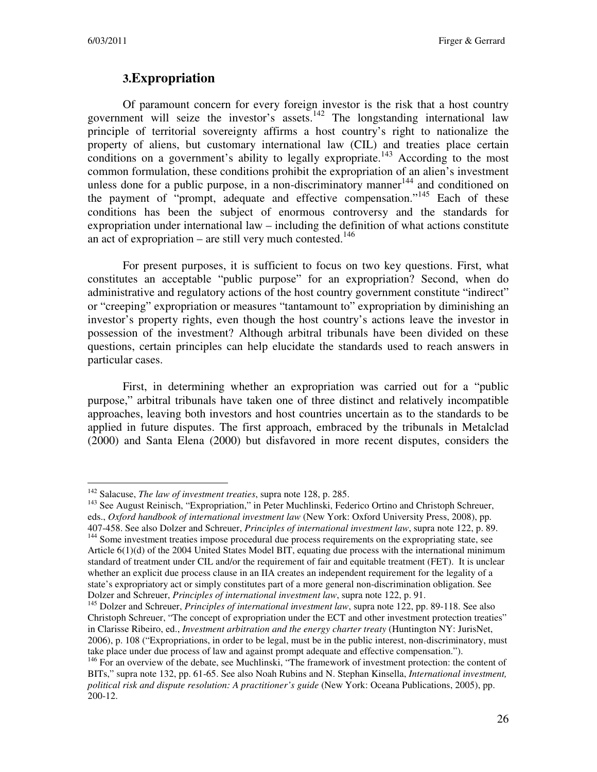## 3. Expropriation

Of paramount concern for every foreign investor is the risk that a host country government will seize the investor's assets.[142] The longstanding international law principle of territorial sovereignty affirms a host country's right to nationalize the property of aliens, but customary international law (CIL) and treaties place certain conditions on a government's ability to legally expropriate.[143] According to the most common formulation, these conditions prohibit the expropriation of an alien's investment unless done for a public purpose, in a non-discriminatory manner[144] and conditioned on the payment of "prompt, adequate and effective compensation."[145] Each of these conditions has been the subject of enormous controversy and the standards for expropriation under international law – including the definition of what actions constitute an act of expropriation – are still very much contested.[146]

For present purposes, it is sufficient to focus on two key questions. First, what constitutes an acceptable "public purpose" for an expropriation? Second, when do administrative and regulatory actions of the host country government constitute "indirect" or "creeping" expropriation or measures "tantamount to" expropriation by diminishing an investor's property rights, even though the host country's actions leave the investor in possession of the investment? Although arbitral tribunals have been divided on these questions, certain principles can help elucidate the standards used to reach answers in particular cases.

First, in determining whether an expropriation was carried out for a "public purpose," arbitral tribunals have taken one of three distinct and relatively incompatible approaches, leaving both investors and host countries uncertain as to the standards to be applied in future disputes. The first approach, embraced by the tribunals in Metalclad (2000) and Santa Elena (2000) but disfavored in more recent disputes, considers the

---

[142] Salacuse, *The law of investment treaties*, supra note 128, p. 285.

[143] See August Reinisch, "Expropriation," in Peter Muchlinski, Federico Ortino and Christoph Schreuer, eds., *Oxford handbook of international investment law* (New York: Oxford University Press, 2008), pp. 407-458. See also Dolzer and Schreuer, *Principles of international investment law*, supra note 122, p. 89.

[144] Some investment treaties impose procedural due process requirements on the expropriating state, see Article 6(1)(d) of the 2004 United States Model BIT, equating due process with the international minimum standard of treatment under CIL and/or the requirement of fair and equitable treatment (FET). It is unclear whether an explicit due process clause in an IIA creates an independent requirement for the legality of a state's expropriatory act or simply constitutes part of a more general non-discrimination obligation. See Dolzer and Schreuer, *Principles of international investment law*, supra note 122, p. 91.

[145] Dolzer and Schreuer, *Principles of international investment law*, supra note 122, pp. 89-118. See also Christoph Schreuer, "The concept of expropriation under the ECT and other investment protection treaties" in Clarisse Ribeiro, ed., *Investment arbitration and the energy charter treaty* (Huntington NY: JurisNet, 2006), p. 108 ("Expropriations, in order to be legal, must be in the public interest, non-discriminatory, must take place under due process of law and against prompt adequate and effective compensation.").

[146] For an overview of the debate, see Muchlinski, "The framework of investment protection: the content of BITs," supra note 132, pp. 61-65. See also Noah Rubins and N. Stephan Kinsella, *International investment, political risk and dispute resolution: A practitioner's guide* (New York: Oceana Publications, 2005), pp. 200-12.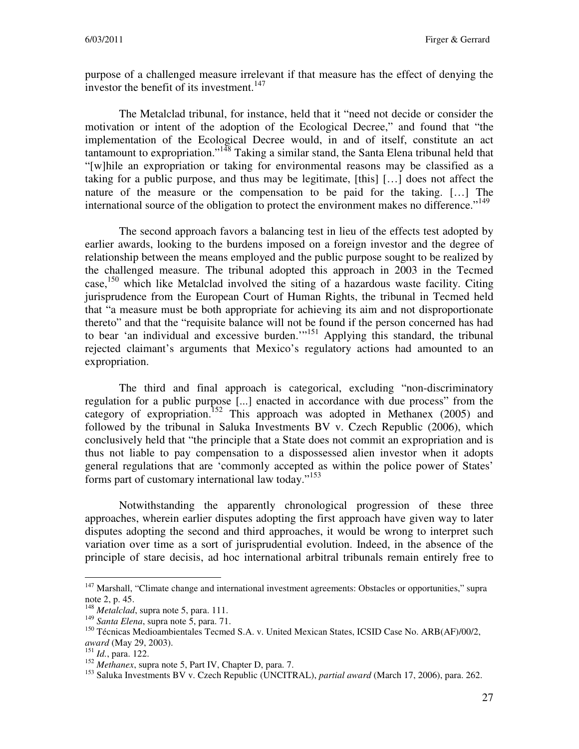purpose of a challenged measure irrelevant if that measure has the effect of denying the investor the benefit of its investment.[147]

The Metalclad tribunal, for instance, held that it "need not decide or consider the motivation or intent of the adoption of the Ecological Decree," and found that "the implementation of the Ecological Decree would, in and of itself, constitute an act tantamount to expropriation."[148] Taking a similar stand, the Santa Elena tribunal held that "[w]hile an expropriation or taking for environmental reasons may be classified as a taking for a public purpose, and thus may be legitimate, [this] […] does not affect the nature of the measure or the compensation to be paid for the taking. […] The international source of the obligation to protect the environment makes no difference."[149]

The second approach favors a balancing test in lieu of the effects test adopted by earlier awards, looking to the burdens imposed on a foreign investor and the degree of relationship between the means employed and the public purpose sought to be realized by the challenged measure. The tribunal adopted this approach in 2003 in the Tecmed case,[150] which like Metalclad involved the siting of a hazardous waste facility. Citing jurisprudence from the European Court of Human Rights, the tribunal in Tecmed held that "a measure must be both appropriate for achieving its aim and not disproportionate thereto" and that the "requisite balance will not be found if the person concerned has had to bear 'an individual and excessive burden.'"[151] Applying this standard, the tribunal rejected claimant's arguments that Mexico's regulatory actions had amounted to an expropriation.

The third and final approach is categorical, excluding "non-discriminatory regulation for a public purpose [...] enacted in accordance with due process" from the category of expropriation.[152] This approach was adopted in Methanex (2005) and followed by the tribunal in Saluka Investments BV v. Czech Republic (2006), which conclusively held that "the principle that a State does not commit an expropriation and is thus not liable to pay compensation to a dispossessed alien investor when it adopts general regulations that are 'commonly accepted as within the police power of States' forms part of customary international law today."[153]

Notwithstanding the apparently chronological progression of these three approaches, wherein earlier disputes adopting the first approach have given way to later disputes adopting the second and third approaches, it would be wrong to interpret such variation over time as a sort of jurisprudential evolution. Indeed, in the absence of the principle of stare decisis, ad hoc international arbitral tribunals remain entirely free to

---

[147] Marshall, "Climate change and international investment agreements: Obstacles or opportunities," supra note 2, p. 45.

[148] *Metalclad*, supra note 5, para. 111.

[149] *Santa Elena*, supra note 5, para. 71.

[150] Técnicas Medioambientales Tecmed S.A. v. United Mexican States, ICSID Case No. ARB(AF)/00/2, *award* (May 29, 2003).

[151] *Id.*, para. 122.

[152] *Methanex*, supra note 5, Part IV, Chapter D, para. 7.

[153] Saluka Investments BV v. Czech Republic (UNCITRAL), *partial award* (March 17, 2006), para. 262.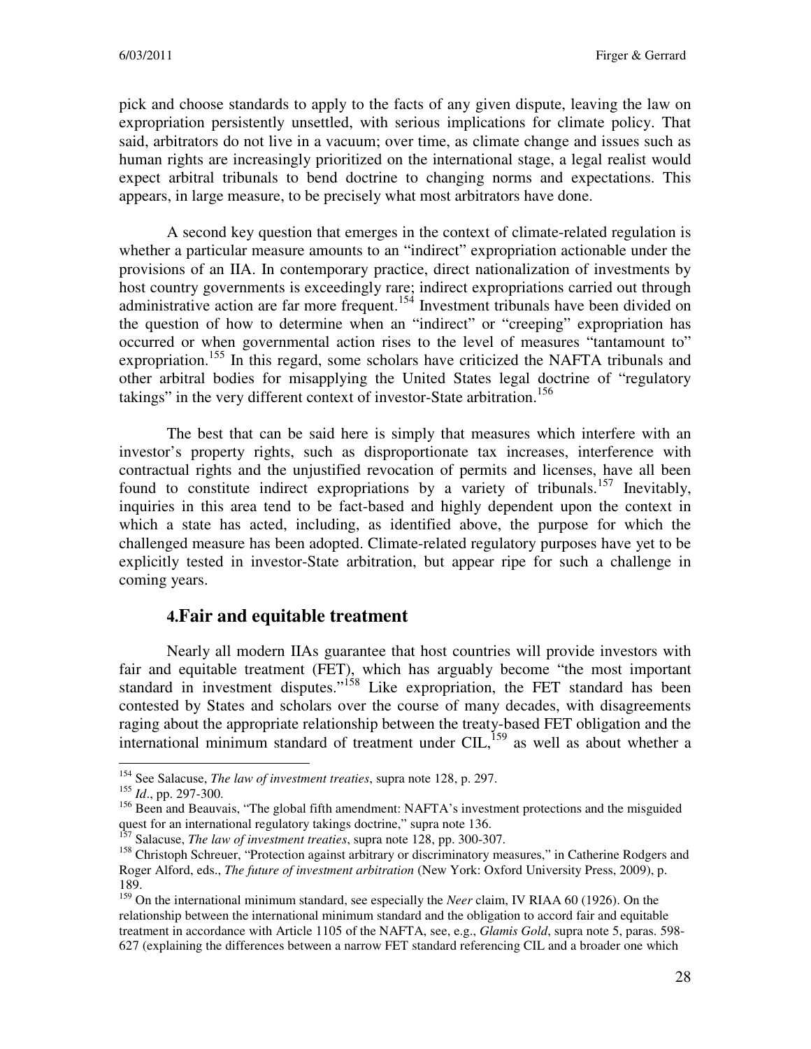pick and choose standards to apply to the facts of any given dispute, leaving the law on expropriation persistently unsettled, with serious implications for climate policy. That said, arbitrators do not live in a vacuum; over time, as climate change and issues such as human rights are increasingly prioritized on the international stage, a legal realist would expect arbitral tribunals to bend doctrine to changing norms and expectations. This appears, in large measure, to be precisely what most arbitrators have done.

A second key question that emerges in the context of climate-related regulation is whether a particular measure amounts to an "indirect" expropriation actionable under the provisions of an IIA. In contemporary practice, direct nationalization of investments by host country governments is exceedingly rare; indirect expropriations carried out through administrative action are far more frequent.[154] Investment tribunals have been divided on the question of how to determine when an "indirect" or "creeping" expropriation has occurred or when governmental action rises to the level of measures "tantamount to" expropriation.[155] In this regard, some scholars have criticized the NAFTA tribunals and other arbitral bodies for misapplying the United States legal doctrine of "regulatory takings" in the very different context of investor-State arbitration.[156]

The best that can be said here is simply that measures which interfere with an investor's property rights, such as disproportionate tax increases, interference with contractual rights and the unjustified revocation of permits and licenses, have all been found to constitute indirect expropriations by a variety of tribunals.[157] Inevitably, inquiries in this area tend to be fact-based and highly dependent upon the context in which a state has acted, including, as identified above, the purpose for which the challenged measure has been adopted. Climate-related regulatory purposes have yet to be explicitly tested in investor-State arbitration, but appear ripe for such a challenge in coming years.

## 4. Fair and equitable treatment

Nearly all modern IIAs guarantee that host countries will provide investors with fair and equitable treatment (FET), which has arguably become "the most important standard in investment disputes."[158] Like expropriation, the FET standard has been contested by States and scholars over the course of many decades, with disagreements raging about the appropriate relationship between the treaty-based FET obligation and the international minimum standard of treatment under CIL,[159] as well as about whether a

---

[154] See Salacuse, *The law of investment treaties*, supra note 128, p. 297.

[155] *Id*., pp. 297-300.

[156] Been and Beauvais, "The global fifth amendment: NAFTA's investment protections and the misguided quest for an international regulatory takings doctrine," supra note 136.

[157] Salacuse, *The law of investment treaties*, supra note 128, pp. 300-307.

[158] Christoph Schreuer, "Protection against arbitrary or discriminatory measures," in Catherine Rodgers and Roger Alford, eds., *The future of investment arbitration* (New York: Oxford University Press, 2009), p. 189.

[159] On the international minimum standard, see especially the *Neer* claim, IV RIAA 60 (1926). On the relationship between the international minimum standard and the obligation to accord fair and equitable treatment in accordance with Article 1105 of the NAFTA, see, e.g., *Glamis Gold*, supra note 5, paras. 598-627 (explaining the differences between a narrow FET standard referencing CIL and a broader one which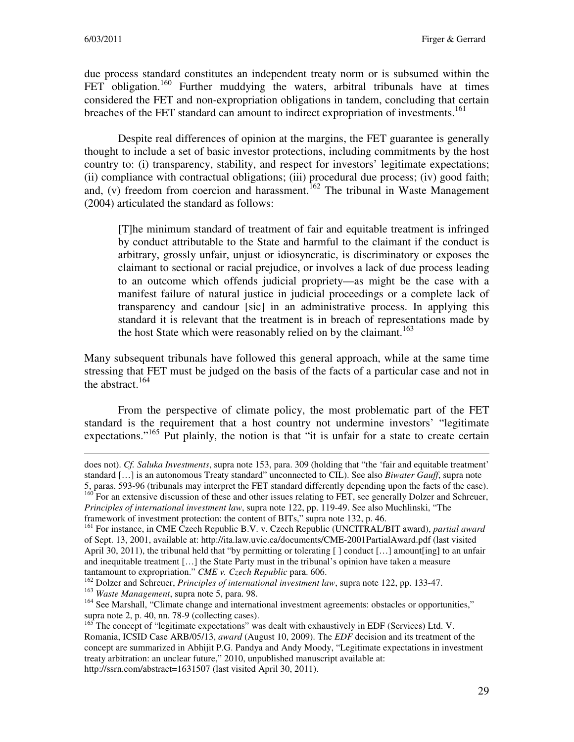due process standard constitutes an independent treaty norm or is subsumed within the FET obligation.[160] Further muddying the waters, arbitral tribunals have at times considered the FET and non-expropriation obligations in tandem, concluding that certain breaches of the FET standard can amount to indirect expropriation of investments.[161]

Despite real differences of opinion at the margins, the FET guarantee is generally thought to include a set of basic investor protections, including commitments by the host country to: (i) transparency, stability, and respect for investors' legitimate expectations; (ii) compliance with contractual obligations; (iii) procedural due process; (iv) good faith; and, (v) freedom from coercion and harassment.[162] The tribunal in Waste Management (2004) articulated the standard as follows:

> [T]he minimum standard of treatment of fair and equitable treatment is infringed by conduct attributable to the State and harmful to the claimant if the conduct is arbitrary, grossly unfair, unjust or idiosyncratic, is discriminatory or exposes the claimant to sectional or racial prejudice, or involves a lack of due process leading to an outcome which offends judicial propriety—as might be the case with a manifest failure of natural justice in judicial proceedings or a complete lack of transparency and candour [sic] in an administrative process. In applying this standard it is relevant that the treatment is in breach of representations made by the host State which were reasonably relied on by the claimant.[163]

Many subsequent tribunals have followed this general approach, while at the same time stressing that FET must be judged on the basis of the facts of a particular case and not in the abstract.[164]

From the perspective of climate policy, the most problematic part of the FET standard is the requirement that a host country not undermine investors' "legitimate expectations."[165] Put plainly, the notion is that "it is unfair for a state to create certain

---

does not). *Cf. Saluka Investments*, supra note 153, para. 309 (holding that "the 'fair and equitable treatment' standard […] is an autonomous Treaty standard" unconnected to CIL). See also *Biwater Gauff*, supra note 5, paras. 593-96 (tribunals may interpret the FET standard differently depending upon the facts of the case).

[160] For an extensive discussion of these and other issues relating to FET, see generally Dolzer and Schreuer, *Principles of international investment law*, supra note 122, pp. 119-49. See also Muchlinski, "The framework of investment protection: the content of BITs," supra note 132, p. 46.

[161] For instance, in CME Czech Republic B.V. v. Czech Republic (UNCITRAL/BIT award), *partial award* of Sept. 13, 2001, available at: http://ita.law.uvic.ca/documents/CME-2001PartialAward.pdf (last visited April 30, 2011), the tribunal held that "by permitting or tolerating [ ] conduct […] amount[ing] to an unfair and inequitable treatment […] the State Party must in the tribunal's opinion have taken a measure tantamount to expropriation." *CME v. Czech Republic* para. 606.

[162] Dolzer and Schreuer, *Principles of international investment law*, supra note 122, pp. 133-47.

[163] *Waste Management*, supra note 5, para. 98.

[164] See Marshall, "Climate change and international investment agreements: obstacles or opportunities," supra note 2, p. 40, nn. 78-9 (collecting cases).

[165] The concept of "legitimate expectations" was dealt with exhaustively in EDF (Services) Ltd. V. Romania, ICSID Case ARB/05/13, *award* (August 10, 2009). The *EDF* decision and its treatment of the concept are summarized in Abhijit P.G. Pandya and Andy Moody, "Legitimate expectations in investment treaty arbitration: an unclear future," 2010, unpublished manuscript available at: http://ssrn.com/abstract=1631507 (last visited April 30, 2011).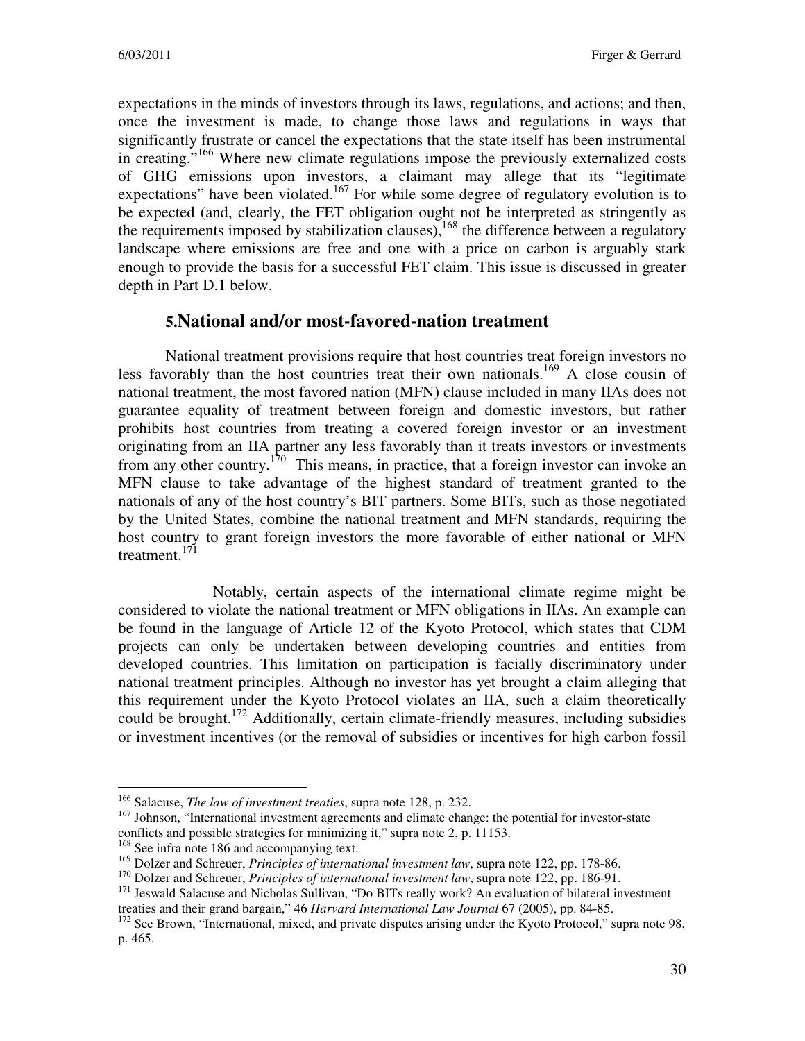expectations in the minds of investors through its laws, regulations, and actions; and then, once the investment is made, to change those laws and regulations in ways that significantly frustrate or cancel the expectations that the state itself has been instrumental in creating."[166] Where new climate regulations impose the previously externalized costs of GHG emissions upon investors, a claimant may allege that its "legitimate expectations" have been violated.[167] For while some degree of regulatory evolution is to be expected (and, clearly, the FET obligation ought not be interpreted as stringently as the requirements imposed by stabilization clauses),[168] the difference between a regulatory landscape where emissions are free and one with a price on carbon is arguably stark enough to provide the basis for a successful FET claim. This issue is discussed in greater depth in Part D.1 below.

### 5. National and/or most-favored-nation treatment

National treatment provisions require that host countries treat foreign investors no less favorably than the host countries treat their own nationals.[169] A close cousin of national treatment, the most favored nation (MFN) clause included in many IIAs does not guarantee equality of treatment between foreign and domestic investors, but rather prohibits host countries from treating a covered foreign investor or an investment originating from an IIA partner any less favorably than it treats investors or investments from any other country.[170] This means, in practice, that a foreign investor can invoke an MFN clause to take advantage of the highest standard of treatment granted to the nationals of any of the host country's BIT partners. Some BITs, such as those negotiated by the United States, combine the national treatment and MFN standards, requiring the host country to grant foreign investors the more favorable of either national or MFN treatment.[171]

Notably, certain aspects of the international climate regime might be considered to violate the national treatment or MFN obligations in IIAs. An example can be found in the language of Article 12 of the Kyoto Protocol, which states that CDM projects can only be undertaken between developing countries and entities from developed countries. This limitation on participation is facially discriminatory under national treatment principles. Although no investor has yet brought a claim alleging that this requirement under the Kyoto Protocol violates an IIA, such a claim theoretically could be brought.[172] Additionally, certain climate-friendly measures, including subsidies or investment incentives (or the removal of subsidies or incentives for high carbon fossil

---

[166] Salacuse, *The law of investment treaties*, supra note 128, p. 232.

[167] Johnson, "International investment agreements and climate change: the potential for investor-state conflicts and possible strategies for minimizing it," supra note 2, p. 11153.

[168] See infra note 186 and accompanying text.

[169] Dolzer and Schreuer, *Principles of international investment law*, supra note 122, pp. 178-86.

[170] Dolzer and Schreuer, *Principles of international investment law*, supra note 122, pp. 186-91.

[171] Jeswald Salacuse and Nicholas Sullivan, "Do BITs really work? An evaluation of bilateral investment treaties and their grand bargain," 46 *Harvard International Law Journal* 67 (2005), pp. 84-85.

[172] See Brown, "International, mixed, and private disputes arising under the Kyoto Protocol," supra note 98, p. 465.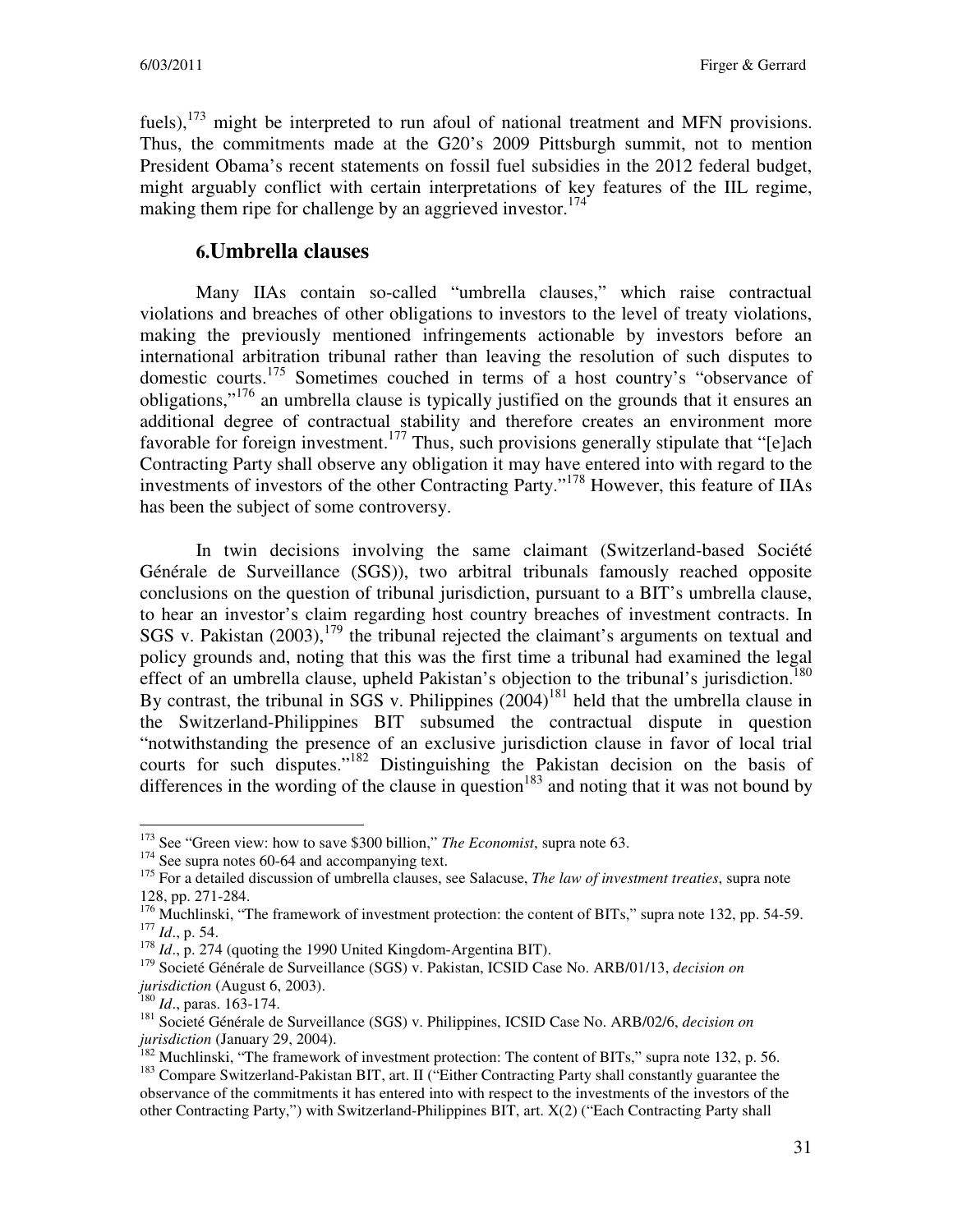fuels),[173] might be interpreted to run afoul of national treatment and MFN provisions. Thus, the commitments made at the G20's 2009 Pittsburgh summit, not to mention President Obama's recent statements on fossil fuel subsidies in the 2012 federal budget, might arguably conflict with certain interpretations of key features of the IIL regime, making them ripe for challenge by an aggrieved investor.[174]

## 6. Umbrella clauses

Many IIAs contain so-called "umbrella clauses," which raise contractual violations and breaches of other obligations to investors to the level of treaty violations, making the previously mentioned infringements actionable by investors before an international arbitration tribunal rather than leaving the resolution of such disputes to domestic courts.[175] Sometimes couched in terms of a host country's "observance of obligations,"[176] an umbrella clause is typically justified on the grounds that it ensures an additional degree of contractual stability and therefore creates an environment more favorable for foreign investment.[177] Thus, such provisions generally stipulate that "[e]ach Contracting Party shall observe any obligation it may have entered into with regard to the investments of investors of the other Contracting Party."[178] However, this feature of IIAs has been the subject of some controversy.

In twin decisions involving the same claimant (Switzerland-based Société Générale de Surveillance (SGS)), two arbitral tribunals famously reached opposite conclusions on the question of tribunal jurisdiction, pursuant to a BIT's umbrella clause, to hear an investor's claim regarding host country breaches of investment contracts. In SGS v. Pakistan (2003),[179] the tribunal rejected the claimant's arguments on textual and policy grounds and, noting that this was the first time a tribunal had examined the legal effect of an umbrella clause, upheld Pakistan's objection to the tribunal's jurisdiction.[180] By contrast, the tribunal in SGS v. Philippines (2004)[181] held that the umbrella clause in the Switzerland-Philippines BIT subsumed the contractual dispute in question "notwithstanding the presence of an exclusive jurisdiction clause in favor of local trial courts for such disputes."[182] Distinguishing the Pakistan decision on the basis of differences in the wording of the clause in question[183] and noting that it was not bound by

---

[173] See "Green view: how to save $300 billion," *The Economist*, supra note 63.

[174] See supra notes 60-64 and accompanying text.

[175] For a detailed discussion of umbrella clauses, see Salacuse, *The law of investment treaties*, supra note 128, pp. 271-284.

[176] Muchlinski, "The framework of investment protection: the content of BITs," supra note 132, pp. 54-59.

[177] *Id*., p. 54.

[178] *Id*., p. 274 (quoting the 1990 United Kingdom-Argentina BIT).

[179] Societé Générale de Surveillance (SGS) v. Pakistan, ICSID Case No. ARB/01/13, *decision on jurisdiction* (August 6, 2003).

[180] *Id*., paras. 163-174.

[181] Societé Générale de Surveillance (SGS) v. Philippines, ICSID Case No. ARB/02/6, *decision on jurisdiction* (January 29, 2004).

[182] Muchlinski, "The framework of investment protection: The content of BITs," supra note 132, p. 56.

[183] Compare Switzerland-Pakistan BIT, art. II ("Either Contracting Party shall constantly guarantee the observance of the commitments it has entered into with respect to the investments of the investors of the other Contracting Party,") with Switzerland-Philippines BIT, art. X(2) ("Each Contracting Party shall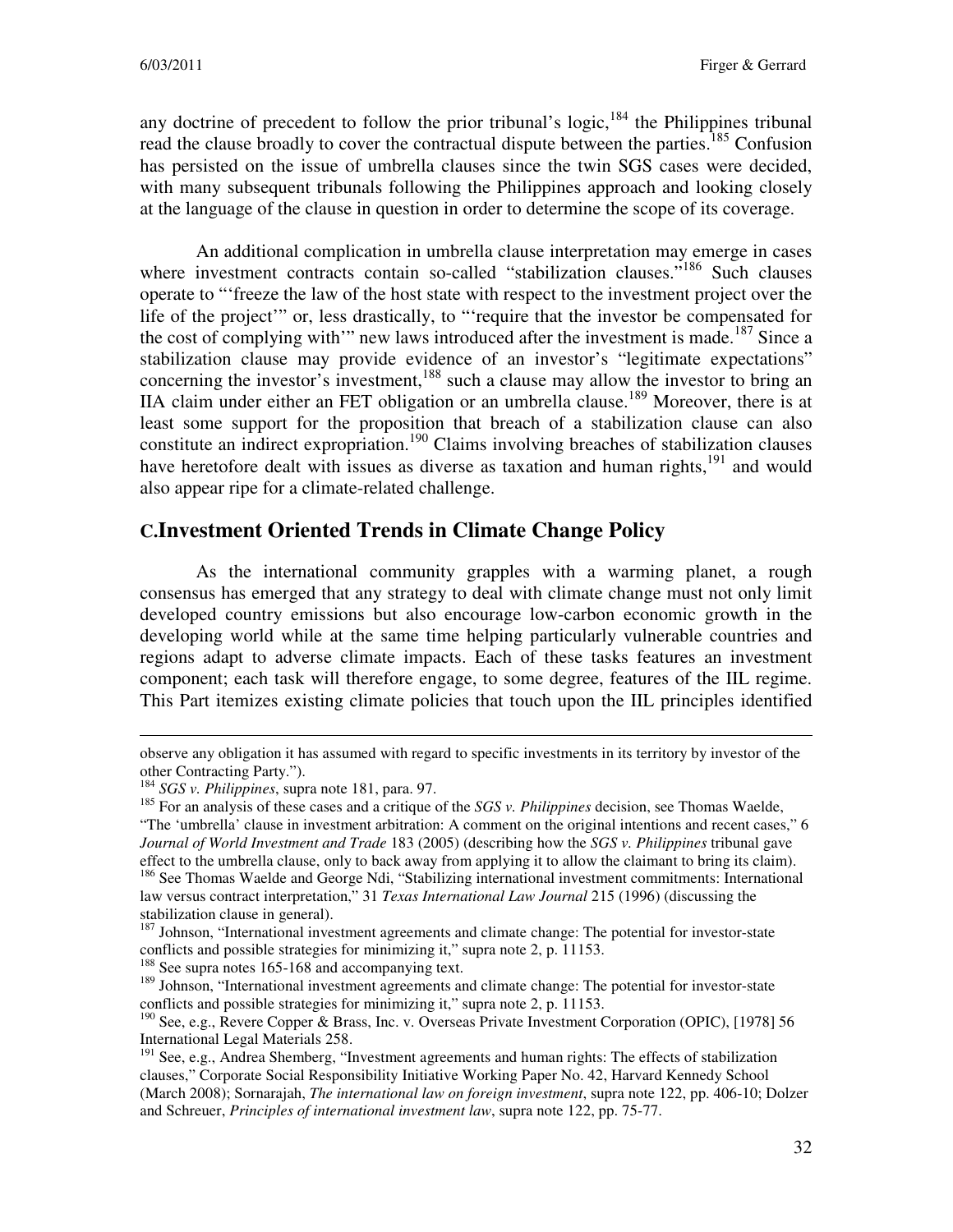any doctrine of precedent to follow the prior tribunal's logic,[184] the Philippines tribunal read the clause broadly to cover the contractual dispute between the parties.[185] Confusion has persisted on the issue of umbrella clauses since the twin SGS cases were decided, with many subsequent tribunals following the Philippines approach and looking closely at the language of the clause in question in order to determine the scope of its coverage.

An additional complication in umbrella clause interpretation may emerge in cases where investment contracts contain so-called "stabilization clauses."[186] Such clauses operate to "'freeze the law of the host state with respect to the investment project over the life of the project'" or, less drastically, to "'require that the investor be compensated for the cost of complying with'" new laws introduced after the investment is made.[187] Since a stabilization clause may provide evidence of an investor's "legitimate expectations" concerning the investor's investment,[188] such a clause may allow the investor to bring an IIA claim under either an FET obligation or an umbrella clause.[189] Moreover, there is at least some support for the proposition that breach of a stabilization clause can also constitute an indirect expropriation.[190] Claims involving breaches of stabilization clauses have heretofore dealt with issues as diverse as taxation and human rights,[191] and would also appear ripe for a climate-related challenge.

## C. Investment Oriented Trends in Climate Change Policy

As the international community grapples with a warming planet, a rough consensus has emerged that any strategy to deal with climate change must not only limit developed country emissions but also encourage low-carbon economic growth in the developing world while at the same time helping particularly vulnerable countries and regions adapt to adverse climate impacts. Each of these tasks features an investment component; each task will therefore engage, to some degree, features of the IIL regime. This Part itemizes existing climate policies that touch upon the IIL principles identified

---

observe any obligation it has assumed with regard to specific investments in its territory by investor of the other Contracting Party.").

[184] *SGS v. Philippines*, supra note 181, para. 97.

[185] For an analysis of these cases and a critique of the *SGS v. Philippines* decision, see Thomas Waelde, "The 'umbrella' clause in investment arbitration: A comment on the original intentions and recent cases," 6 *Journal of World Investment and Trade* 183 (2005) (describing how the *SGS v. Philippines* tribunal gave effect to the umbrella clause, only to back away from applying it to allow the claimant to bring its claim).

[186] See Thomas Waelde and George Ndi, "Stabilizing international investment commitments: International law versus contract interpretation," 31 *Texas International Law Journal* 215 (1996) (discussing the stabilization clause in general).

[187] Johnson, "International investment agreements and climate change: The potential for investor-state conflicts and possible strategies for minimizing it," supra note 2, p. 11153.

[188] See supra notes 165-168 and accompanying text.

[189] Johnson, "International investment agreements and climate change: The potential for investor-state conflicts and possible strategies for minimizing it," supra note 2, p. 11153.

[190] See, e.g., Revere Copper & Brass, Inc. v. Overseas Private Investment Corporation (OPIC), [1978] 56 International Legal Materials 258.

[191] See, e.g., Andrea Shemberg, "Investment agreements and human rights: The effects of stabilization clauses," Corporate Social Responsibility Initiative Working Paper No. 42, Harvard Kennedy School (March 2008); Sornarajah, *The international law on foreign investment*, supra note 122, pp. 406-10; Dolzer and Schreuer, *Principles of international investment law*, supra note 122, pp. 75-77.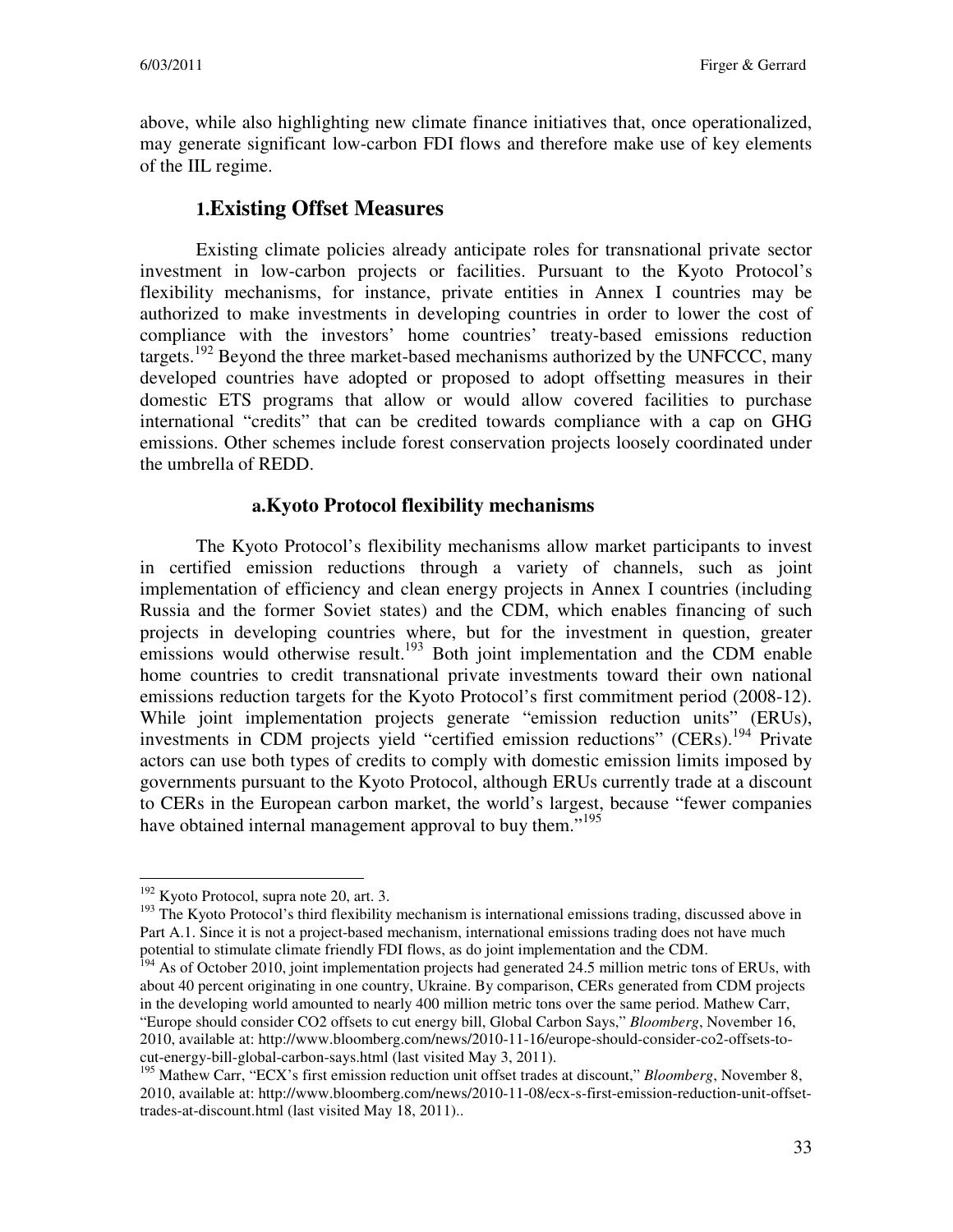above, while also highlighting new climate finance initiatives that, once operationalized, may generate significant low-carbon FDI flows and therefore make use of key elements of the IIL regime.

## 1. Existing Offset Measures

Existing climate policies already anticipate roles for transnational private sector investment in low-carbon projects or facilities. Pursuant to the Kyoto Protocol's flexibility mechanisms, for instance, private entities in Annex I countries may be authorized to make investments in developing countries in order to lower the cost of compliance with the investors' home countries' treaty-based emissions reduction targets.[192] Beyond the three market-based mechanisms authorized by the UNFCCC, many developed countries have adopted or proposed to adopt offsetting measures in their domestic ETS programs that allow or would allow covered facilities to purchase international "credits" that can be credited towards compliance with a cap on GHG emissions. Other schemes include forest conservation projects loosely coordinated under the umbrella of REDD.

### a. Kyoto Protocol flexibility mechanisms

The Kyoto Protocol's flexibility mechanisms allow market participants to invest in certified emission reductions through a variety of channels, such as joint implementation of efficiency and clean energy projects in Annex I countries (including Russia and the former Soviet states) and the CDM, which enables financing of such projects in developing countries where, but for the investment in question, greater emissions would otherwise result.[193] Both joint implementation and the CDM enable home countries to credit transnational private investments toward their own national emissions reduction targets for the Kyoto Protocol's first commitment period (2008-12). While joint implementation projects generate "emission reduction units" (ERUs), investments in CDM projects yield "certified emission reductions" (CERs).[194] Private actors can use both types of credits to comply with domestic emission limits imposed by governments pursuant to the Kyoto Protocol, although ERUs currently trade at a discount to CERs in the European carbon market, the world's largest, because "fewer companies have obtained internal management approval to buy them."[195]

---

[192] Kyoto Protocol, supra note 20, art. 3.

[193] The Kyoto Protocol's third flexibility mechanism is international emissions trading, discussed above in Part A.1. Since it is not a project-based mechanism, international emissions trading does not have much potential to stimulate climate friendly FDI flows, as do joint implementation and the CDM.

[194] As of October 2010, joint implementation projects had generated 24.5 million metric tons of ERUs, with about 40 percent originating in one country, Ukraine. By comparison, CERs generated from CDM projects in the developing world amounted to nearly 400 million metric tons over the same period. Mathew Carr, "Europe should consider CO2 offsets to cut energy bill, Global Carbon Says," *Bloomberg*, November 16, 2010, available at: http://www.bloomberg.com/news/2010-11-16/europe-should-consider-co2-offsets-to-cut-energy-bill-global-carbon-says.html (last visited May 3, 2011).

[195] Mathew Carr, "ECX's first emission reduction unit offset trades at discount," *Bloomberg*, November 8, 2010, available at: http://www.bloomberg.com/news/2010-11-08/ecx-s-first-emission-reduction-unit-offset-trades-at-discount.html (last visited May 18, 2011)..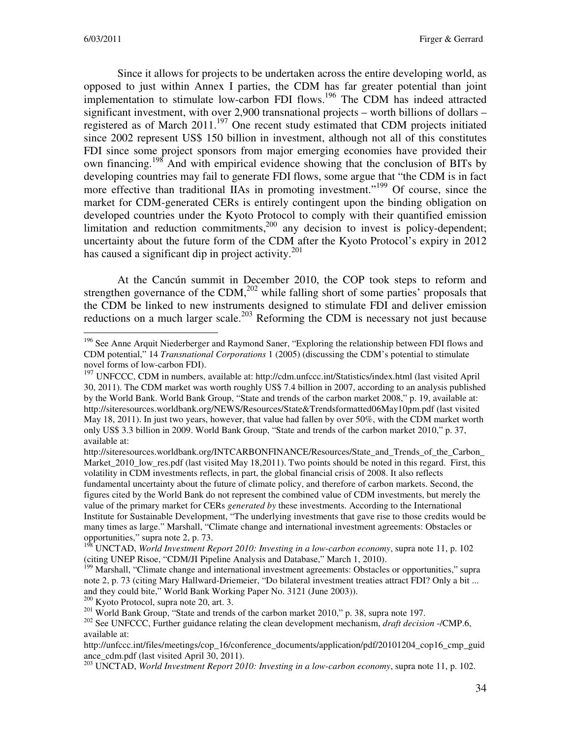Since it allows for projects to be undertaken across the entire developing world, as opposed to just within Annex I parties, the CDM has far greater potential than joint implementation to stimulate low-carbon FDI flows.[196] The CDM has indeed attracted significant investment, with over 2,900 transnational projects – worth billions of dollars – registered as of March 2011.[197] One recent study estimated that CDM projects initiated since 2002 represent US$ 150 billion in investment, although not all of this constitutes FDI since some project sponsors from major emerging economies have provided their own financing.[198] And with empirical evidence showing that the conclusion of BITs by developing countries may fail to generate FDI flows, some argue that "the CDM is in fact more effective than traditional IIAs in promoting investment."[199] Of course, since the market for CDM-generated CERs is entirely contingent upon the binding obligation on developed countries under the Kyoto Protocol to comply with their quantified emission limitation and reduction commitments,[200] any decision to invest is policy-dependent; uncertainty about the future form of the CDM after the Kyoto Protocol's expiry in 2012 has caused a significant dip in project activity.[201]

At the Cancún summit in December 2010, the COP took steps to reform and strengthen governance of the CDM,[202] while falling short of some parties' proposals that the CDM be linked to new instruments designed to stimulate FDI and deliver emission reductions on a much larger scale.[203] Reforming the CDM is necessary not just because

---

[196] See Anne Arquit Niederberger and Raymond Saner, "Exploring the relationship between FDI flows and CDM potential," 14 *Transnational Corporations* 1 (2005) (discussing the CDM's potential to stimulate novel forms of low-carbon FDI).

[197] UNFCCC, CDM in numbers, available at: http://cdm.unfccc.int/Statistics/index.html (last visited April 30, 2011). The CDM market was worth roughly US$ 7.4 billion in 2007, according to an analysis published by the World Bank. World Bank Group, "State and trends of the carbon market 2008," p. 19, available at: http://siteresources.worldbank.org/NEWS/Resources/State&Trendsformatted06May10pm.pdf (last visited May 18, 2011). In just two years, however, that value had fallen by over 50%, with the CDM market worth only US$ 3.3 billion in 2009. World Bank Group, "State and trends of the carbon market 2010," p. 37, available at: http://siteresources.worldbank.org/INTCARBONFINANCE/Resources/State_and_Trends_of_the_Carbon_Market_2010_low_res.pdf (last visited May 18,2011). Two points should be noted in this regard. First, this volatility in CDM investments reflects, in part, the global financial crisis of 2008. It also reflects fundamental uncertainty about the future of climate policy, and therefore of carbon markets. Second, the figures cited by the World Bank do not represent the combined value of CDM investments, but merely the value of the primary market for CERs *generated by* these investments. According to the International Institute for Sustainable Development, "The underlying investments that gave rise to those credits would be many times as large." Marshall, "Climate change and international investment agreements: Obstacles or opportunities," supra note 2, p. 73.

[198] UNCTAD, *World Investment Report 2010: Investing in a low-carbon economy*, supra note 11, p. 102 (citing UNEP Risoe, "CDM/JI Pipeline Analysis and Database," March 1, 2010).

[199] Marshall, "Climate change and international investment agreements: Obstacles or opportunities," supra note 2, p. 73 (citing Mary Hallward-Driemeier, "Do bilateral investment treaties attract FDI? Only a bit ... and they could bite," World Bank Working Paper No. 3121 (June 2003)).

[200] Kyoto Protocol, supra note 20, art. 3.

[201] World Bank Group, "State and trends of the carbon market 2010," p. 38, supra note 197.

[202] See UNFCCC, Further guidance relating the clean development mechanism, *draft decision* -/CMP.6, available at: http://unfccc.int/files/meetings/cop_16/conference_documents/application/pdf/20101204_cop16_cmp_guidance_cdm.pdf (last visited April 30, 2011).

[203] UNCTAD, *World Investment Report 2010: Investing in a low-carbon economy*, supra note 11, p. 102.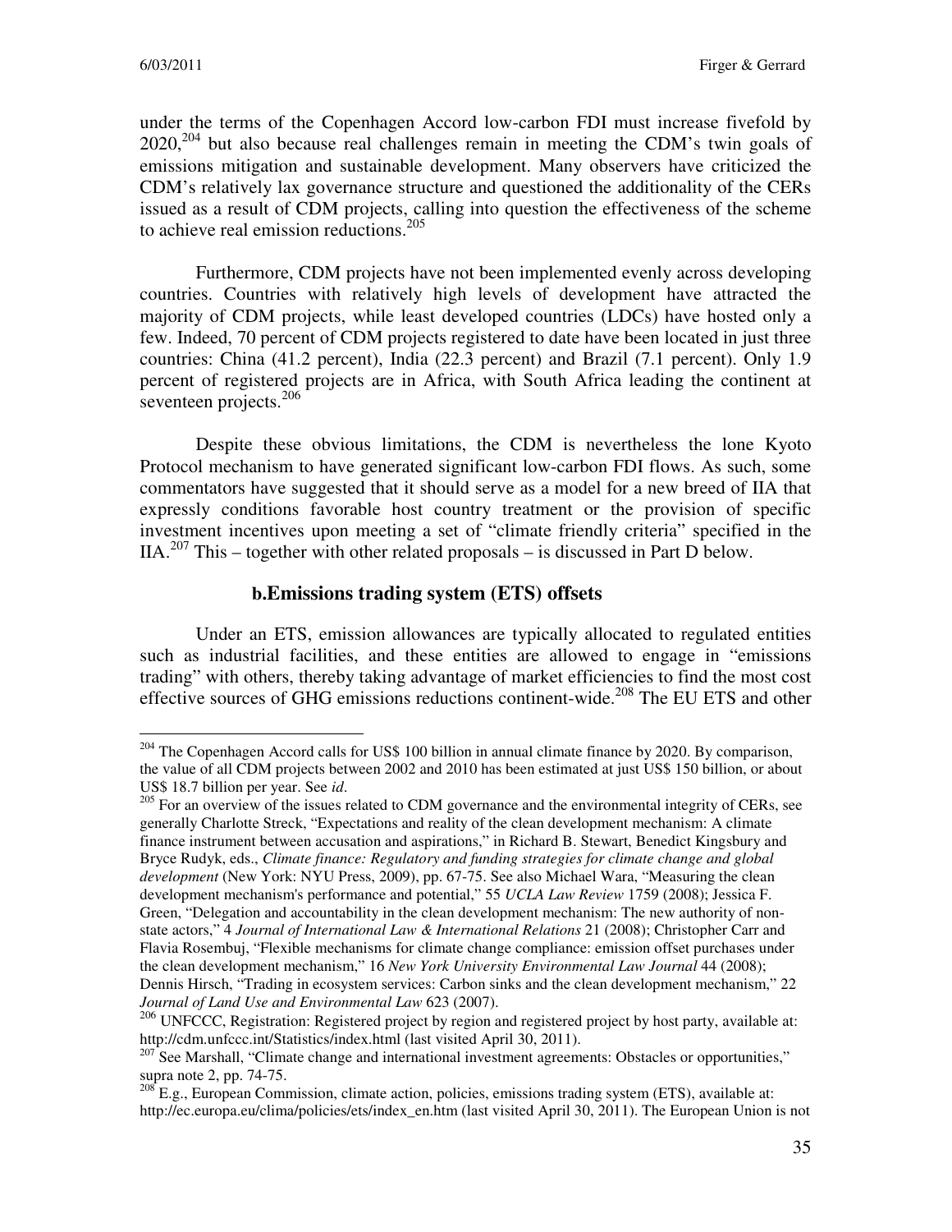under the terms of the Copenhagen Accord low-carbon FDI must increase fivefold by 2020,[204] but also because real challenges remain in meeting the CDM's twin goals of emissions mitigation and sustainable development. Many observers have criticized the CDM's relatively lax governance structure and questioned the additionality of the CERs issued as a result of CDM projects, calling into question the effectiveness of the scheme to achieve real emission reductions.[205]

Furthermore, CDM projects have not been implemented evenly across developing countries. Countries with relatively high levels of development have attracted the majority of CDM projects, while least developed countries (LDCs) have hosted only a few. Indeed, 70 percent of CDM projects registered to date have been located in just three countries: China (41.2 percent), India (22.3 percent) and Brazil (7.1 percent). Only 1.9 percent of registered projects are in Africa, with South Africa leading the continent at seventeen projects.[206]

Despite these obvious limitations, the CDM is nevertheless the lone Kyoto Protocol mechanism to have generated significant low-carbon FDI flows. As such, some commentators have suggested that it should serve as a model for a new breed of IIA that expressly conditions favorable host country treatment or the provision of specific investment incentives upon meeting a set of "climate friendly criteria" specified in the IIA.[207] This – together with other related proposals – is discussed in Part D below.

### b. Emissions trading system (ETS) offsets

Under an ETS, emission allowances are typically allocated to regulated entities such as industrial facilities, and these entities are allowed to engage in "emissions trading" with others, thereby taking advantage of market efficiencies to find the most cost effective sources of GHG emissions reductions continent-wide.[208] The EU ETS and other

---

[204] The Copenhagen Accord calls for US$ 100 billion in annual climate finance by 2020. By comparison, the value of all CDM projects between 2002 and 2010 has been estimated at just US$ 150 billion, or about US$ 18.7 billion per year. See *id*.

[205] For an overview of the issues related to CDM governance and the environmental integrity of CERs, see generally Charlotte Streck, "Expectations and reality of the clean development mechanism: A climate finance instrument between accusation and aspirations," in Richard B. Stewart, Benedict Kingsbury and Bryce Rudyk, eds., *Climate finance: Regulatory and funding strategies for climate change and global development* (New York: NYU Press, 2009), pp. 67-75. See also Michael Wara, "Measuring the clean development mechanism's performance and potential," 55 *UCLA Law Review* 1759 (2008); Jessica F. Green, "Delegation and accountability in the clean development mechanism: The new authority of non-state actors," 4 *Journal of International Law & International Relations* 21 (2008); Christopher Carr and Flavia Rosembuj, "Flexible mechanisms for climate change compliance: emission offset purchases under the clean development mechanism," 16 *New York University Environmental Law Journal* 44 (2008); Dennis Hirsch, "Trading in ecosystem services: Carbon sinks and the clean development mechanism," 22 *Journal of Land Use and Environmental Law* 623 (2007).

[206] UNFCCC, Registration: Registered project by region and registered project by host party, available at: http://cdm.unfccc.int/Statistics/index.html (last visited April 30, 2011).

[207] See Marshall, "Climate change and international investment agreements: Obstacles or opportunities," supra note 2, pp. 74-75.

[208] E.g., European Commission, climate action, policies, emissions trading system (ETS), available at: http://ec.europa.eu/clima/policies/ets/index_en.htm (last visited April 30, 2011). The European Union is not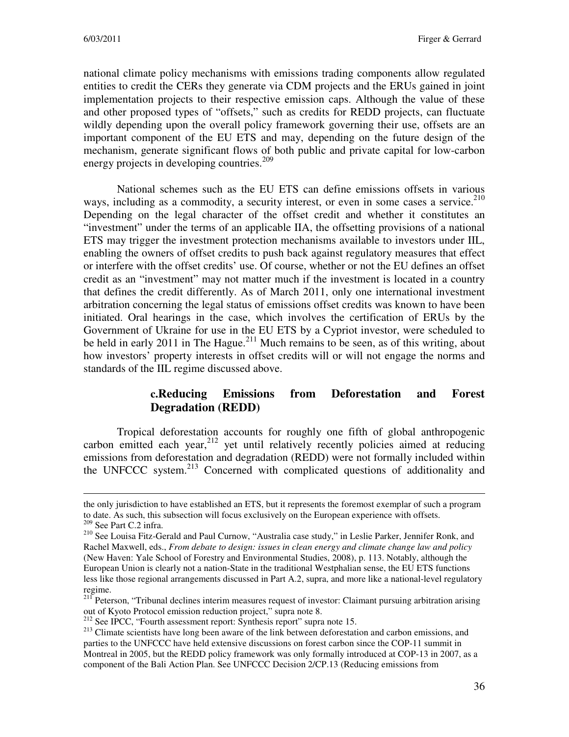national climate policy mechanisms with emissions trading components allow regulated entities to credit the CERs they generate via CDM projects and the ERUs gained in joint implementation projects to their respective emission caps. Although the value of these and other proposed types of "offsets," such as credits for REDD projects, can fluctuate wildly depending upon the overall policy framework governing their use, offsets are an important component of the EU ETS and may, depending on the future design of the mechanism, generate significant flows of both public and private capital for low-carbon energy projects in developing countries.[209]

National schemes such as the EU ETS can define emissions offsets in various ways, including as a commodity, a security interest, or even in some cases a service.[210] Depending on the legal character of the offset credit and whether it constitutes an "investment" under the terms of an applicable IIA, the offsetting provisions of a national ETS may trigger the investment protection mechanisms available to investors under IIL, enabling the owners of offset credits to push back against regulatory measures that effect or interfere with the offset credits' use. Of course, whether or not the EU defines an offset credit as an "investment" may not matter much if the investment is located in a country that defines the credit differently. As of March 2011, only one international investment arbitration concerning the legal status of emissions offset credits was known to have been initiated. Oral hearings in the case, which involves the certification of ERUs by the Government of Ukraine for use in the EU ETS by a Cypriot investor, were scheduled to be held in early 2011 in The Hague.[211] Much remains to be seen, as of this writing, about how investors' property interests in offset credits will or will not engage the norms and standards of the IIL regime discussed above.

### c. Reducing Emissions from Deforestation and Forest Degradation (REDD)

Tropical deforestation accounts for roughly one fifth of global anthropogenic carbon emitted each year,[212] yet until relatively recently policies aimed at reducing emissions from deforestation and degradation (REDD) were not formally included within the UNFCCC system.[213] Concerned with complicated questions of additionality and

---

the only jurisdiction to have established an ETS, but it represents the foremost exemplar of such a program to date. As such, this subsection will focus exclusively on the European experience with offsets.

[209] See Part C.2 infra.

[210] See Louisa Fitz-Gerald and Paul Curnow, "Australia case study," in Leslie Parker, Jennifer Ronk, and Rachel Maxwell, eds., *From debate to design: issues in clean energy and climate change law and policy* (New Haven: Yale School of Forestry and Environmental Studies, 2008), p. 113. Notably, although the European Union is clearly not a nation-State in the traditional Westphalian sense, the EU ETS functions less like those regional arrangements discussed in Part A.2, supra, and more like a national-level regulatory regime.

[211] Peterson, "Tribunal declines interim measures request of investor: Claimant pursuing arbitration arising out of Kyoto Protocol emission reduction project," supra note 8.

[212] See IPCC, "Fourth assessment report: Synthesis report" supra note 15.

[213] Climate scientists have long been aware of the link between deforestation and carbon emissions, and parties to the UNFCCC have held extensive discussions on forest carbon since the COP-11 summit in Montreal in 2005, but the REDD policy framework was only formally introduced at COP-13 in 2007, as a component of the Bali Action Plan. See UNFCCC Decision 2/CP.13 (Reducing emissions from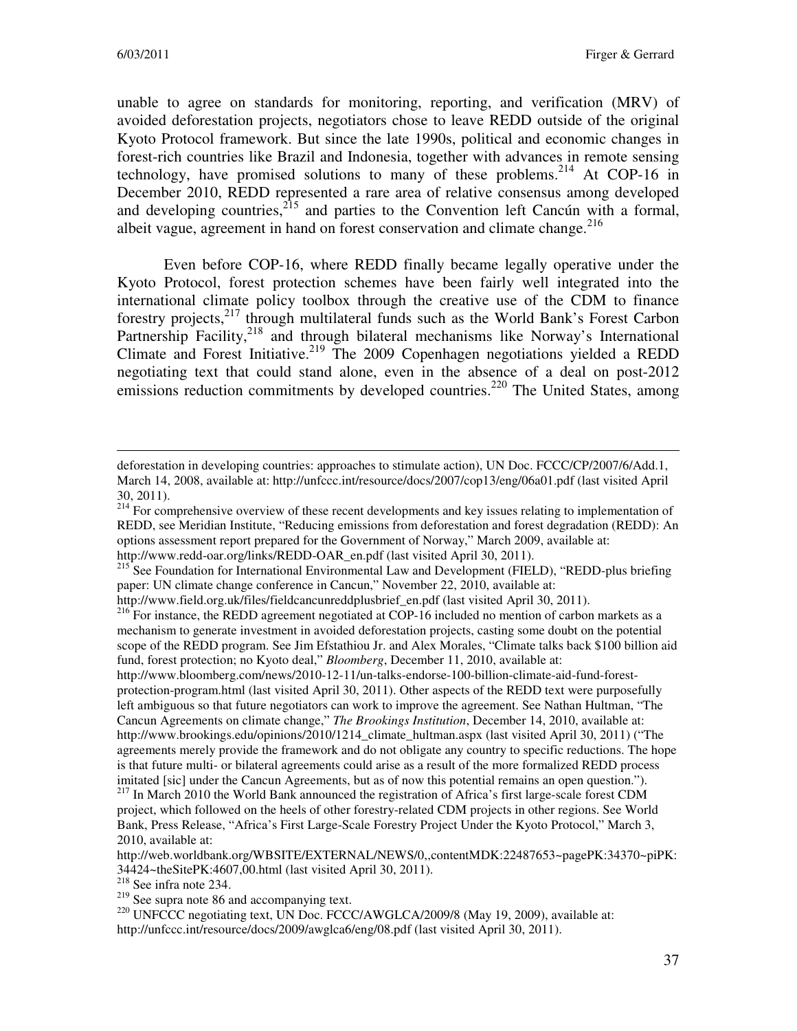unable to agree on standards for monitoring, reporting, and verification (MRV) of avoided deforestation projects, negotiators chose to leave REDD outside of the original Kyoto Protocol framework. But since the late 1990s, political and economic changes in forest-rich countries like Brazil and Indonesia, together with advances in remote sensing technology, have promised solutions to many of these problems.[214] At COP-16 in December 2010, REDD represented a rare area of relative consensus among developed and developing countries,[215] and parties to the Convention left Cancún with a formal, albeit vague, agreement in hand on forest conservation and climate change.[216]

Even before COP-16, where REDD finally became legally operative under the Kyoto Protocol, forest protection schemes have been fairly well integrated into the international climate policy toolbox through the creative use of the CDM to finance forestry projects,[217] through multilateral funds such as the World Bank's Forest Carbon Partnership Facility,[218] and through bilateral mechanisms like Norway's International Climate and Forest Initiative.[219] The 2009 Copenhagen negotiations yielded a REDD negotiating text that could stand alone, even in the absence of a deal on post-2012 emissions reduction commitments by developed countries.[220] The United States, among

---

deforestation in developing countries: approaches to stimulate action), UN Doc. FCCC/CP/2007/6/Add.1, March 14, 2008, available at: http://unfccc.int/resource/docs/2007/cop13/eng/06a01.pdf (last visited April 30, 2011).

[214] For comprehensive overview of these recent developments and key issues relating to implementation of REDD, see Meridian Institute, "Reducing emissions from deforestation and forest degradation (REDD): An options assessment report prepared for the Government of Norway," March 2009, available at: http://www.redd-oar.org/links/REDD-OAR_en.pdf (last visited April 30, 2011).

[215] See Foundation for International Environmental Law and Development (FIELD), "REDD-plus briefing paper: UN climate change conference in Cancun," November 22, 2010, available at: http://www.field.org.uk/files/fieldcancunreddplusbrief_en.pdf (last visited April 30, 2011).

[216] For instance, the REDD agreement negotiated at COP-16 included no mention of carbon markets as a mechanism to generate investment in avoided deforestation projects, casting some doubt on the potential scope of the REDD program. See Jim Efstathiou Jr. and Alex Morales, "Climate talks back $100 billion aid fund, forest protection; no Kyoto deal," *Bloomberg*, December 11, 2010, available at: http://www.bloomberg.com/news/2010-12-11/un-talks-endorse-100-billion-climate-aid-fund-forest-protection-program.html (last visited April 30, 2011). Other aspects of the REDD text were purposefully left ambiguous so that future negotiators can work to improve the agreement. See Nathan Hultman, "The Cancun Agreements on climate change," *The Brookings Institution*, December 14, 2010, available at: http://www.brookings.edu/opinions/2010/1214_climate_hultman.aspx (last visited April 30, 2011) ("The agreements merely provide the framework and do not obligate any country to specific reductions. The hope is that future multi- or bilateral agreements could arise as a result of the more formalized REDD process imitated [sic] under the Cancun Agreements, but as of now this potential remains an open question.").

[217] In March 2010 the World Bank announced the registration of Africa's first large-scale forest CDM project, which followed on the heels of other forestry-related CDM projects in other regions. See World Bank, Press Release, "Africa's First Large-Scale Forestry Project Under the Kyoto Protocol," March 3, 2010, available at: http://web.worldbank.org/WBSITE/EXTERNAL/NEWS/0,,contentMDK:22487653~pagePK:34370~piPK:34424~theSitePK:4607,00.html (last visited April 30, 2011).

[218] See infra note 234.

[219] See supra note 86 and accompanying text.

[220] UNFCCC negotiating text, UN Doc. FCCC/AWGLCA/2009/8 (May 19, 2009), available at: http://unfccc.int/resource/docs/2009/awglca6/eng/08.pdf (last visited April 30, 2011).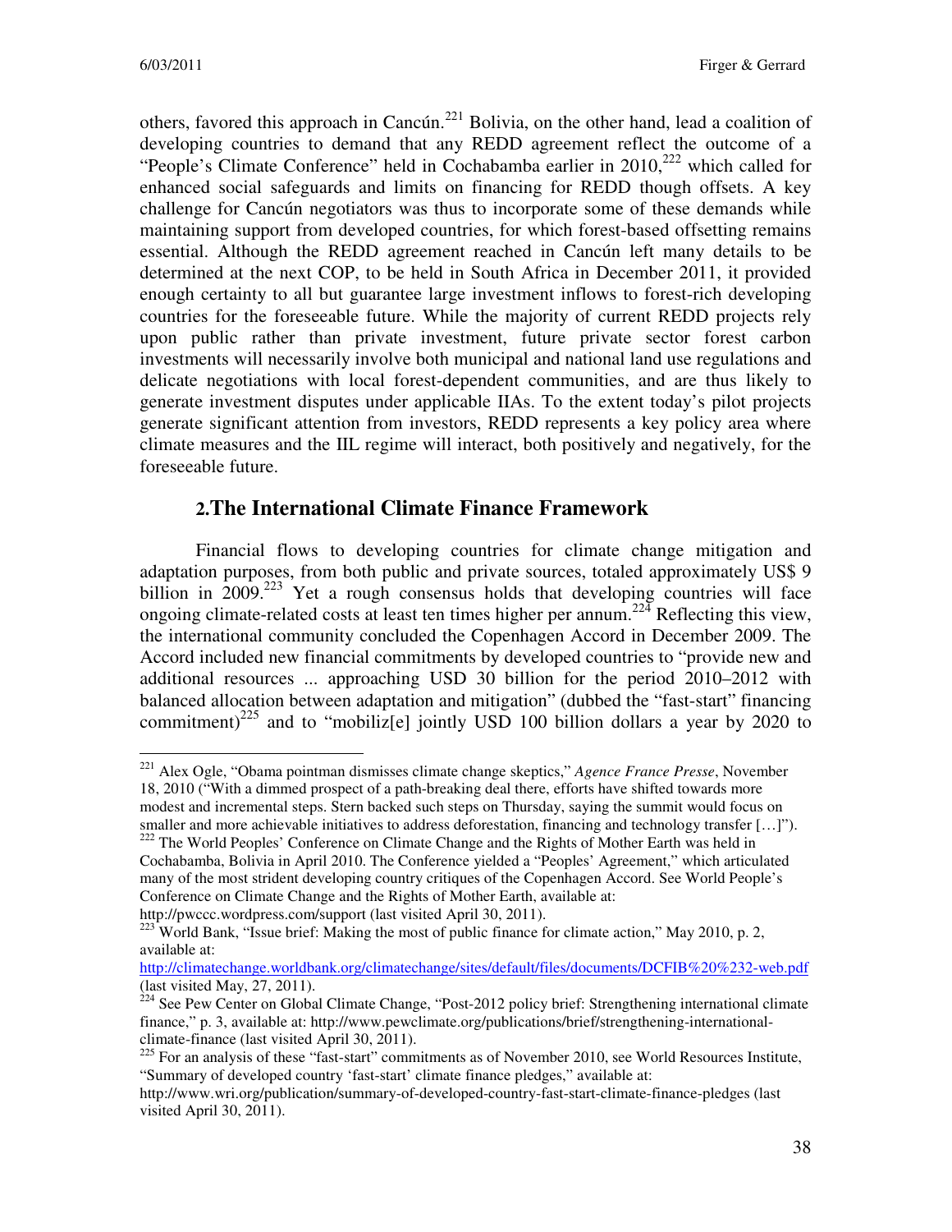others, favored this approach in Cancún.[221] Bolivia, on the other hand, lead a coalition of developing countries to demand that any REDD agreement reflect the outcome of a "People's Climate Conference" held in Cochabamba earlier in 2010,[222] which called for enhanced social safeguards and limits on financing for REDD though offsets. A key challenge for Cancún negotiators was thus to incorporate some of these demands while maintaining support from developed countries, for which forest-based offsetting remains essential. Although the REDD agreement reached in Cancún left many details to be determined at the next COP, to be held in South Africa in December 2011, it provided enough certainty to all but guarantee large investment inflows to forest-rich developing countries for the foreseeable future. While the majority of current REDD projects rely upon public rather than private investment, future private sector forest carbon investments will necessarily involve both municipal and national land use regulations and delicate negotiations with local forest-dependent communities, and are thus likely to generate investment disputes under applicable IIAs. To the extent today's pilot projects generate significant attention from investors, REDD represents a key policy area where climate measures and the IIL regime will interact, both positively and negatively, for the foreseeable future.

## 2. The International Climate Finance Framework

Financial flows to developing countries for climate change mitigation and adaptation purposes, from both public and private sources, totaled approximately US$ 9 billion in 2009.[223] Yet a rough consensus holds that developing countries will face ongoing climate-related costs at least ten times higher per annum.[224] Reflecting this view, the international community concluded the Copenhagen Accord in December 2009. The Accord included new financial commitments by developed countries to "provide new and additional resources ... approaching USD 30 billion for the period 2010–2012 with balanced allocation between adaptation and mitigation" (dubbed the "fast-start" financing commitment)[225] and to "mobiliz[e] jointly USD 100 billion dollars a year by 2020 to

---

[221] Alex Ogle, "Obama pointman dismisses climate change skeptics," *Agence France Presse*, November 18, 2010 ("With a dimmed prospect of a path-breaking deal there, efforts have shifted towards more modest and incremental steps. Stern backed such steps on Thursday, saying the summit would focus on smaller and more achievable initiatives to address deforestation, financing and technology transfer […]").

[222] The World Peoples' Conference on Climate Change and the Rights of Mother Earth was held in Cochabamba, Bolivia in April 2010. The Conference yielded a "Peoples' Agreement," which articulated many of the most strident developing country critiques of the Copenhagen Accord. See World People's Conference on Climate Change and the Rights of Mother Earth, available at: http://pwccc.wordpress.com/support (last visited April 30, 2011).

[223] World Bank, "Issue brief: Making the most of public finance for climate action," May 2010, p. 2, available at: http://climatechange.worldbank.org/climatechange/sites/default/files/documents/DCFIB%20%232-web.pdf (last visited May, 27, 2011).

[224] See Pew Center on Global Climate Change, "Post-2012 policy brief: Strengthening international climate finance," p. 3, available at: http://www.pewclimate.org/publications/brief/strengthening-international-climate-finance (last visited April 30, 2011).

[225] For an analysis of these "fast-start" commitments as of November 2010, see World Resources Institute, "Summary of developed country 'fast-start' climate finance pledges," available at: http://www.wri.org/publication/summary-of-developed-country-fast-start-climate-finance-pledges (last visited April 30, 2011).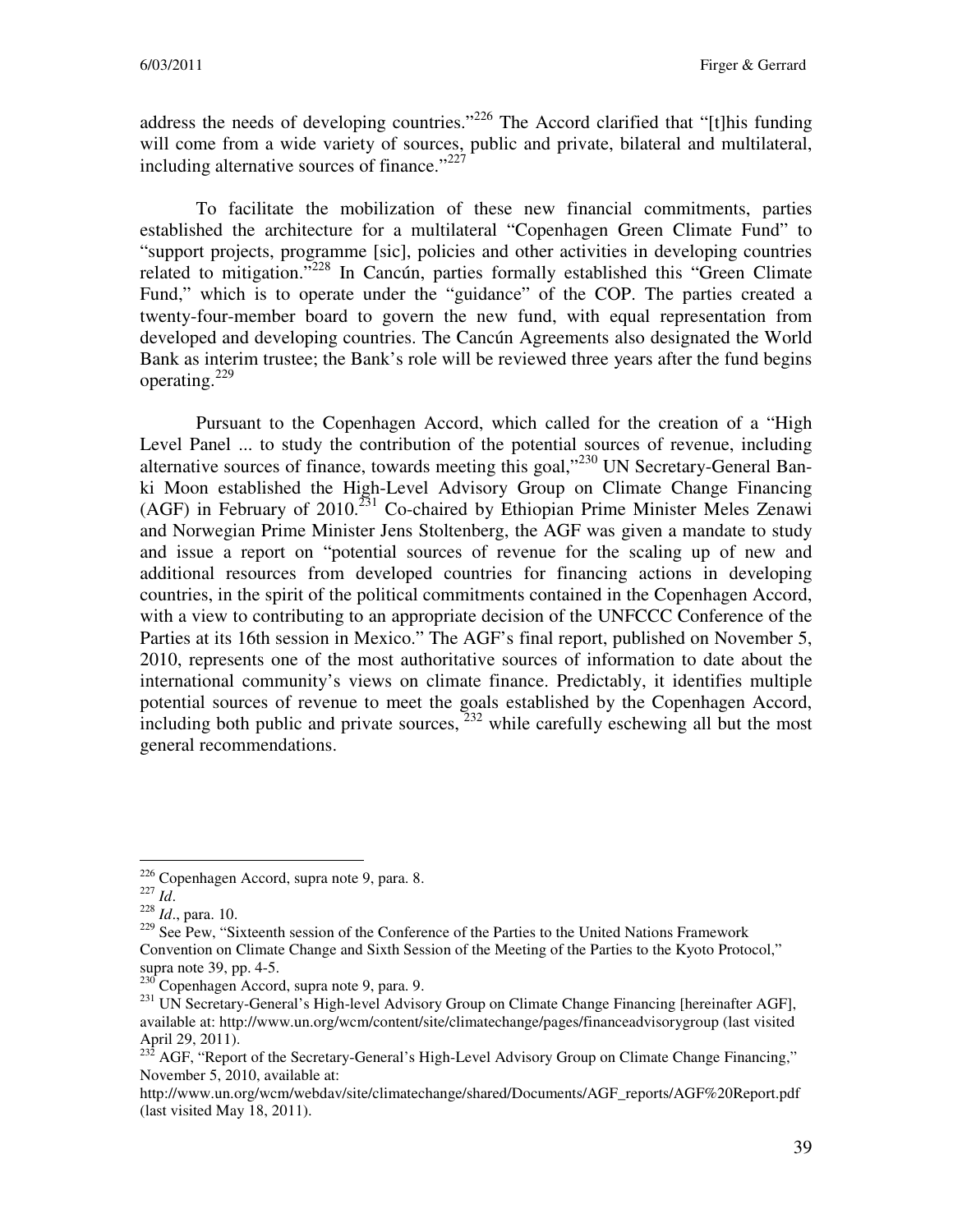address the needs of developing countries."[226] The Accord clarified that "[t]his funding will come from a wide variety of sources, public and private, bilateral and multilateral, including alternative sources of finance."[227]

To facilitate the mobilization of these new financial commitments, parties established the architecture for a multilateral "Copenhagen Green Climate Fund" to "support projects, programme [sic], policies and other activities in developing countries related to mitigation."[228] In Cancún, parties formally established this "Green Climate Fund," which is to operate under the "guidance" of the COP. The parties created a twenty-four-member board to govern the new fund, with equal representation from developed and developing countries. The Cancún Agreements also designated the World Bank as interim trustee; the Bank's role will be reviewed three years after the fund begins operating.[229]

Pursuant to the Copenhagen Accord, which called for the creation of a "High Level Panel ... to study the contribution of the potential sources of revenue, including alternative sources of finance, towards meeting this goal,"[230] UN Secretary-General Ban-ki Moon established the High-Level Advisory Group on Climate Change Financing (AGF) in February of 2010.[231] Co-chaired by Ethiopian Prime Minister Meles Zenawi and Norwegian Prime Minister Jens Stoltenberg, the AGF was given a mandate to study and issue a report on "potential sources of revenue for the scaling up of new and additional resources from developed countries for financing actions in developing countries, in the spirit of the political commitments contained in the Copenhagen Accord, with a view to contributing to an appropriate decision of the UNFCCC Conference of the Parties at its 16th session in Mexico." The AGF's final report, published on November 5, 2010, represents one of the most authoritative sources of information to date about the international community's views on climate finance. Predictably, it identifies multiple potential sources of revenue to meet the goals established by the Copenhagen Accord, including both public and private sources, [232] while carefully eschewing all but the most general recommendations.

---

[226] Copenhagen Accord, supra note 9, para. 8.

[227] *Id*.

[228] *Id*., para. 10.

[229] See Pew, "Sixteenth session of the Conference of the Parties to the United Nations Framework Convention on Climate Change and Sixth Session of the Meeting of the Parties to the Kyoto Protocol," supra note 39, pp. 4-5.

[230] Copenhagen Accord, supra note 9, para. 9.

[231] UN Secretary-General's High-level Advisory Group on Climate Change Financing [hereinafter AGF], available at: http://www.un.org/wcm/content/site/climatechange/pages/financeadvisorygroup (last visited April 29, 2011).

[232] AGF, "Report of the Secretary-General's High-Level Advisory Group on Climate Change Financing," November 5, 2010, available at: http://www.un.org/wcm/webdav/site/climatechange/shared/Documents/AGF_reports/AGF%20Report.pdf (last visited May 18, 2011).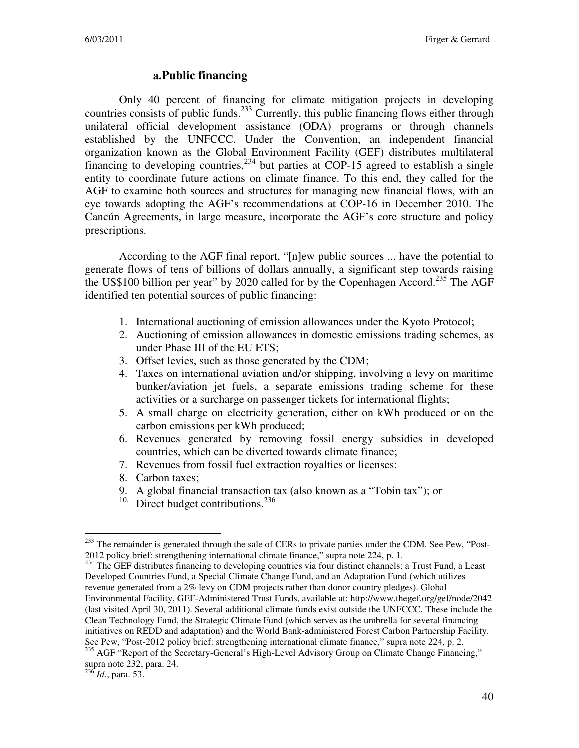### a. Public financing

Only 40 percent of financing for climate mitigation projects in developing countries consists of public funds.[233] Currently, this public financing flows either through unilateral official development assistance (ODA) programs or through channels established by the UNFCCC. Under the Convention, an independent financial organization known as the Global Environment Facility (GEF) distributes multilateral financing to developing countries,[234] but parties at COP-15 agreed to establish a single entity to coordinate future actions on climate finance. To this end, they called for the AGF to examine both sources and structures for managing new financial flows, with an eye towards adopting the AGF's recommendations at COP-16 in December 2010. The Cancún Agreements, in large measure, incorporate the AGF's core structure and policy prescriptions.

According to the AGF final report, "[n]ew public sources ... have the potential to generate flows of tens of billions of dollars annually, a significant step towards raising the US$100 billion per year" by 2020 called for by the Copenhagen Accord.[235] The AGF identified ten potential sources of public financing:

1. International auctioning of emission allowances under the Kyoto Protocol;
2. Auctioning of emission allowances in domestic emissions trading schemes, as under Phase III of the EU ETS;
3. Offset levies, such as those generated by the CDM;
4. Taxes on international aviation and/or shipping, involving a levy on maritime bunker/aviation jet fuels, a separate emissions trading scheme for these activities or a surcharge on passenger tickets for international flights;
5. A small charge on electricity generation, either on kWh produced or on the carbon emissions per kWh produced;
6. Revenues generated by removing fossil energy subsidies in developed countries, which can be diverted towards climate finance;
7. Revenues from fossil fuel extraction royalties or licenses:
8. Carbon taxes;
9. A global financial transaction tax (also known as a "Tobin tax"); or
10. Direct budget contributions.[236]

---

[233] The remainder is generated through the sale of CERs to private parties under the CDM. See Pew, "Post-2012 policy brief: strengthening international climate finance," supra note 224, p. 1.

[234] The GEF distributes financing to developing countries via four distinct channels: a Trust Fund, a Least Developed Countries Fund, a Special Climate Change Fund, and an Adaptation Fund (which utilizes revenue generated from a 2% levy on CDM projects rather than donor country pledges). Global Environmental Facility, GEF-Administered Trust Funds, available at: http://www.thegef.org/gef/node/2042 (last visited April 30, 2011). Several additional climate funds exist outside the UNFCCC. These include the Clean Technology Fund, the Strategic Climate Fund (which serves as the umbrella for several financing initiatives on REDD and adaptation) and the World Bank-administered Forest Carbon Partnership Facility. See Pew, "Post-2012 policy brief: strengthening international climate finance," supra note 224, p. 2.

[235] AGF "Report of the Secretary-General's High-Level Advisory Group on Climate Change Financing," supra note 232, para. 24.

[236] *Id*., para. 53.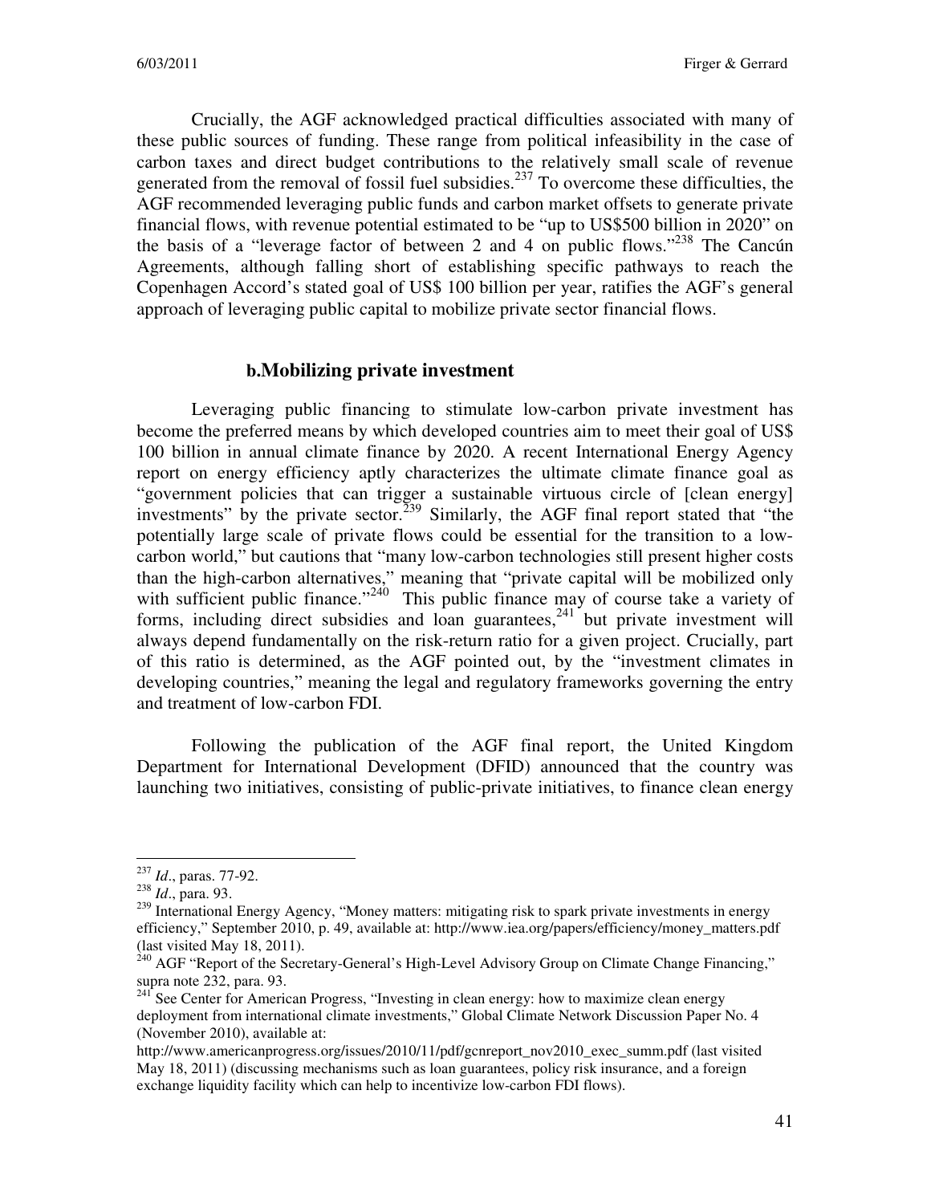Crucially, the AGF acknowledged practical difficulties associated with many of these public sources of funding. These range from political infeasibility in the case of carbon taxes and direct budget contributions to the relatively small scale of revenue generated from the removal of fossil fuel subsidies.[237] To overcome these difficulties, the AGF recommended leveraging public funds and carbon market offsets to generate private financial flows, with revenue potential estimated to be "up to US$500 billion in 2020" on the basis of a "leverage factor of between 2 and 4 on public flows."[238] The Cancún Agreements, although falling short of establishing specific pathways to reach the Copenhagen Accord's stated goal of US$ 100 billion per year, ratifies the AGF's general approach of leveraging public capital to mobilize private sector financial flows.

### b. Mobilizing private investment

Leveraging public financing to stimulate low-carbon private investment has become the preferred means by which developed countries aim to meet their goal of US$ 100 billion in annual climate finance by 2020. A recent International Energy Agency report on energy efficiency aptly characterizes the ultimate climate finance goal as "government policies that can trigger a sustainable virtuous circle of [clean energy] investments" by the private sector.[239] Similarly, the AGF final report stated that "the potentially large scale of private flows could be essential for the transition to a low-carbon world," but cautions that "many low-carbon technologies still present higher costs than the high-carbon alternatives," meaning that "private capital will be mobilized only with sufficient public finance."[240] This public finance may of course take a variety of forms, including direct subsidies and loan guarantees,[241] but private investment will always depend fundamentally on the risk-return ratio for a given project. Crucially, part of this ratio is determined, as the AGF pointed out, by the "investment climates in developing countries," meaning the legal and regulatory frameworks governing the entry and treatment of low-carbon FDI.

Following the publication of the AGF final report, the United Kingdom Department for International Development (DFID) announced that the country was launching two initiatives, consisting of public-private initiatives, to finance clean energy

---

[237] *Id*., paras. 77-92.

[238] *Id*., para. 93.

[239] International Energy Agency, "Money matters: mitigating risk to spark private investments in energy efficiency," September 2010, p. 49, available at: http://www.iea.org/papers/efficiency/money_matters.pdf (last visited May 18, 2011).

[240] AGF "Report of the Secretary-General's High-Level Advisory Group on Climate Change Financing," supra note 232, para. 93.

[241] See Center for American Progress, "Investing in clean energy: how to maximize clean energy deployment from international climate investments," Global Climate Network Discussion Paper No. 4 (November 2010), available at: http://www.americanprogress.org/issues/2010/11/pdf/gcnreport_nov2010_exec_summ.pdf (last visited May 18, 2011) (discussing mechanisms such as loan guarantees, policy risk insurance, and a foreign exchange liquidity facility which can help to incentivize low-carbon FDI flows).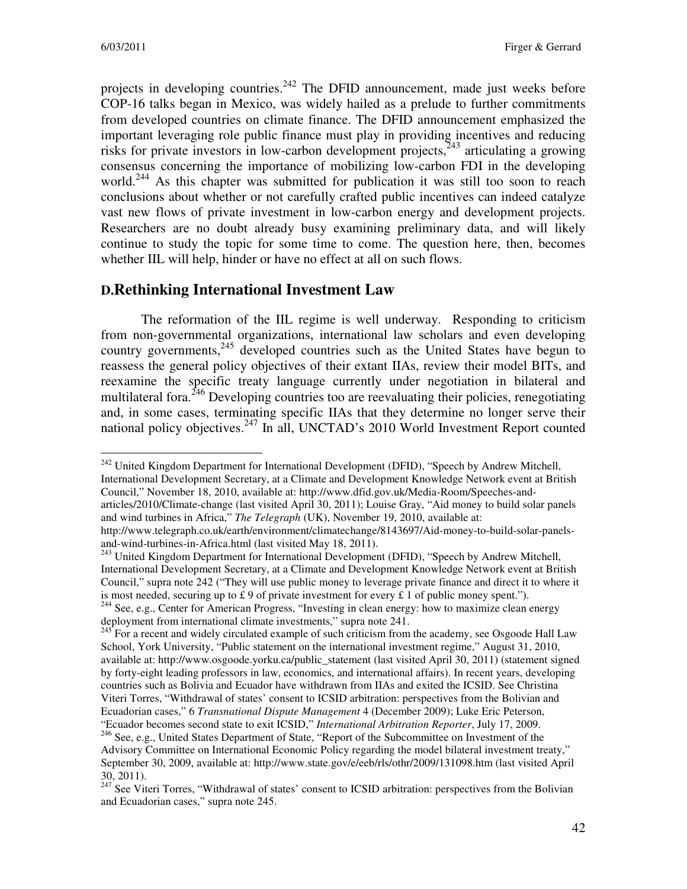projects in developing countries.[242] The DFID announcement, made just weeks before COP-16 talks began in Mexico, was widely hailed as a prelude to further commitments from developed countries on climate finance. The DFID announcement emphasized the important leveraging role public finance must play in providing incentives and reducing risks for private investors in low-carbon development projects,[243] articulating a growing consensus concerning the importance of mobilizing low-carbon FDI in the developing world.[244] As this chapter was submitted for publication it was still too soon to reach conclusions about whether or not carefully crafted public incentives can indeed catalyze vast new flows of private investment in low-carbon energy and development projects. Researchers are no doubt already busy examining preliminary data, and will likely continue to study the topic for some time to come. The question here, then, becomes whether IIL will help, hinder or have no effect at all on such flows.

## D. Rethinking International Investment Law

The reformation of the IIL regime is well underway. Responding to criticism from non-governmental organizations, international law scholars and even developing country governments,[245] developed countries such as the United States have begun to reassess the general policy objectives of their extant IIAs, review their model BITs, and reexamine the specific treaty language currently under negotiation in bilateral and multilateral fora.[246] Developing countries too are reevaluating their policies, renegotiating and, in some cases, terminating specific IIAs that they determine no longer serve their national policy objectives.[247] In all, UNCTAD's 2010 World Investment Report counted

---

[242] United Kingdom Department for International Development (DFID), "Speech by Andrew Mitchell, International Development Secretary, at a Climate and Development Knowledge Network event at British Council," November 18, 2010, available at: http://www.dfid.gov.uk/Media-Room/Speeches-and-articles/2010/Climate-change (last visited April 30, 2011); Louise Gray, "Aid money to build solar panels and wind turbines in Africa," *The Telegraph* (UK), November 19, 2010, available at: http://www.telegraph.co.uk/earth/environment/climatechange/8143697/Aid-money-to-build-solar-panels-and-wind-turbines-in-Africa.html (last visited May 18, 2011).

[243] United Kingdom Department for International Development (DFID), "Speech by Andrew Mitchell, International Development Secretary, at a Climate and Development Knowledge Network event at British Council," supra note 242 ("They will use public money to leverage private finance and direct it to where it is most needed, securing up to £ 9 of private investment for every £ 1 of public money spent.").

[244] See, e.g., Center for American Progress, "Investing in clean energy: how to maximize clean energy deployment from international climate investments," supra note 241.

[245] For a recent and widely circulated example of such criticism from the academy, see Osgoode Hall Law School, York University, "Public statement on the international investment regime," August 31, 2010, available at: http://www.osgoode.yorku.ca/public_statement (last visited April 30, 2011) (statement signed by forty-eight leading professors in law, economics, and international affairs). In recent years, developing countries such as Bolivia and Ecuador have withdrawn from IIAs and exited the ICSID. See Christina Viteri Torres, "Withdrawal of states' consent to ICSID arbitration: perspectives from the Bolivian and Ecuadorian cases," 6 *Transnational Dispute Management* 4 (December 2009); Luke Eric Peterson, "Ecuador becomes second state to exit ICSID," *International Arbitration Reporter*, July 17, 2009.

[246] See, e.g., United States Department of State, "Report of the Subcommittee on Investment of the Advisory Committee on International Economic Policy regarding the model bilateral investment treaty," September 30, 2009, available at: http://www.state.gov/e/eeb/rls/othr/2009/131098.htm (last visited April 30, 2011).

[247] See Viteri Torres, "Withdrawal of states' consent to ICSID arbitration: perspectives from the Bolivian and Ecuadorian cases," supra note 245.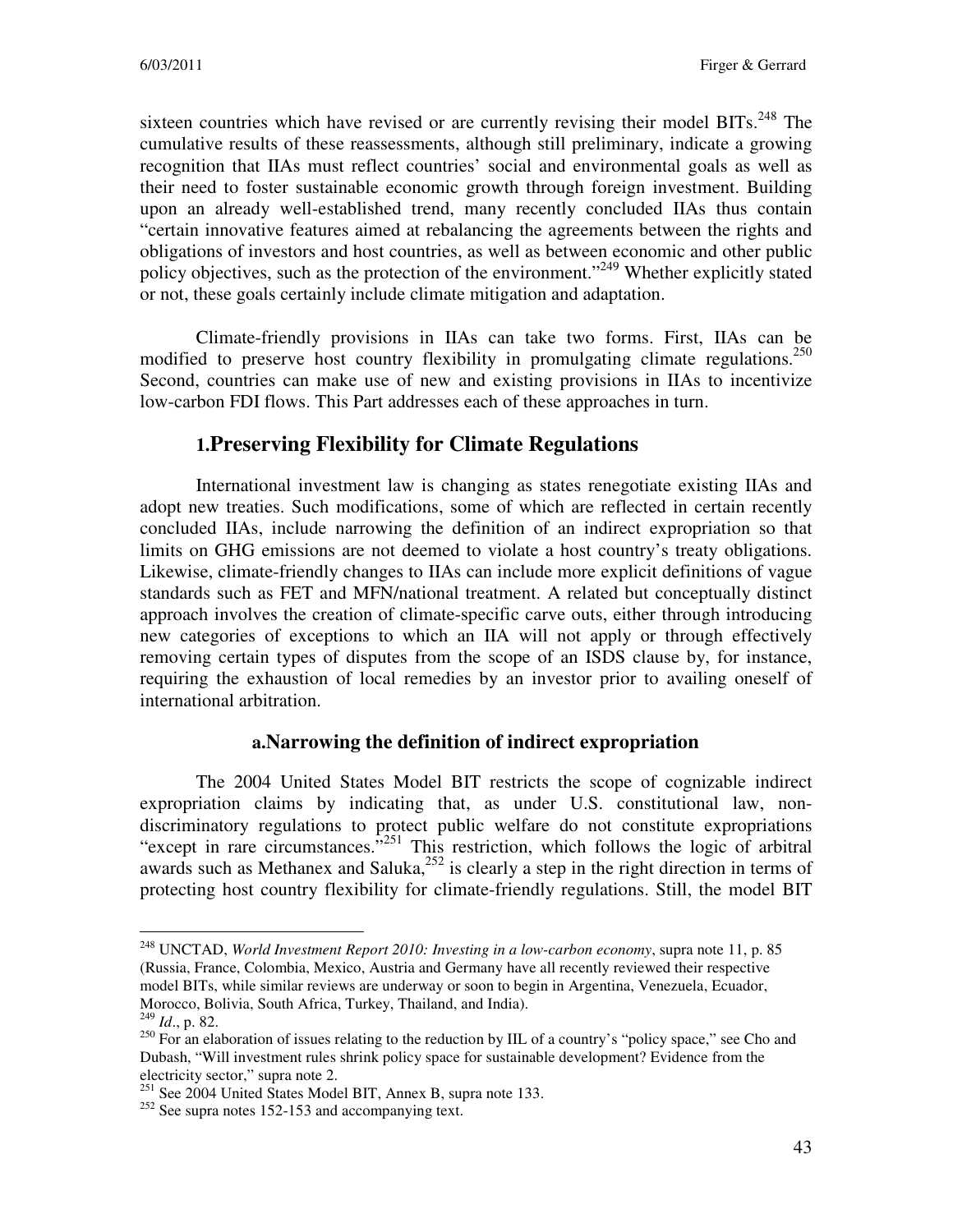sixteen countries which have revised or are currently revising their model BITs.[248] The cumulative results of these reassessments, although still preliminary, indicate a growing recognition that IIAs must reflect countries' social and environmental goals as well as their need to foster sustainable economic growth through foreign investment. Building upon an already well-established trend, many recently concluded IIAs thus contain "certain innovative features aimed at rebalancing the agreements between the rights and obligations of investors and host countries, as well as between economic and other public policy objectives, such as the protection of the environment."[249] Whether explicitly stated or not, these goals certainly include climate mitigation and adaptation.

Climate-friendly provisions in IIAs can take two forms. First, IIAs can be modified to preserve host country flexibility in promulgating climate regulations.[250] Second, countries can make use of new and existing provisions in IIAs to incentivize low-carbon FDI flows. This Part addresses each of these approaches in turn.

## 1. Preserving Flexibility for Climate Regulations

International investment law is changing as states renegotiate existing IIAs and adopt new treaties. Such modifications, some of which are reflected in certain recently concluded IIAs, include narrowing the definition of an indirect expropriation so that limits on GHG emissions are not deemed to violate a host country's treaty obligations. Likewise, climate-friendly changes to IIAs can include more explicit definitions of vague standards such as FET and MFN/national treatment. A related but conceptually distinct approach involves the creation of climate-specific carve outs, either through introducing new categories of exceptions to which an IIA will not apply or through effectively removing certain types of disputes from the scope of an ISDS clause by, for instance, requiring the exhaustion of local remedies by an investor prior to availing oneself of international arbitration.

### a. Narrowing the definition of indirect expropriation

The 2004 United States Model BIT restricts the scope of cognizable indirect expropriation claims by indicating that, as under U.S. constitutional law, non-discriminatory regulations to protect public welfare do not constitute expropriations "except in rare circumstances."[251] This restriction, which follows the logic of arbitral awards such as Methanex and Saluka,[252] is clearly a step in the right direction in terms of protecting host country flexibility for climate-friendly regulations. Still, the model BIT

---

[248] UNCTAD, *World Investment Report 2010: Investing in a low-carbon economy*, supra note 11, p. 85 (Russia, France, Colombia, Mexico, Austria and Germany have all recently reviewed their respective model BITs, while similar reviews are underway or soon to begin in Argentina, Venezuela, Ecuador, Morocco, Bolivia, South Africa, Turkey, Thailand, and India).

[249] *Id*., p. 82.

[250] For an elaboration of issues relating to the reduction by IIL of a country's "policy space," see Cho and Dubash, "Will investment rules shrink policy space for sustainable development? Evidence from the electricity sector," supra note 2.

[251] See 2004 United States Model BIT, Annex B, supra note 133.

[252] See supra notes 152-153 and accompanying text.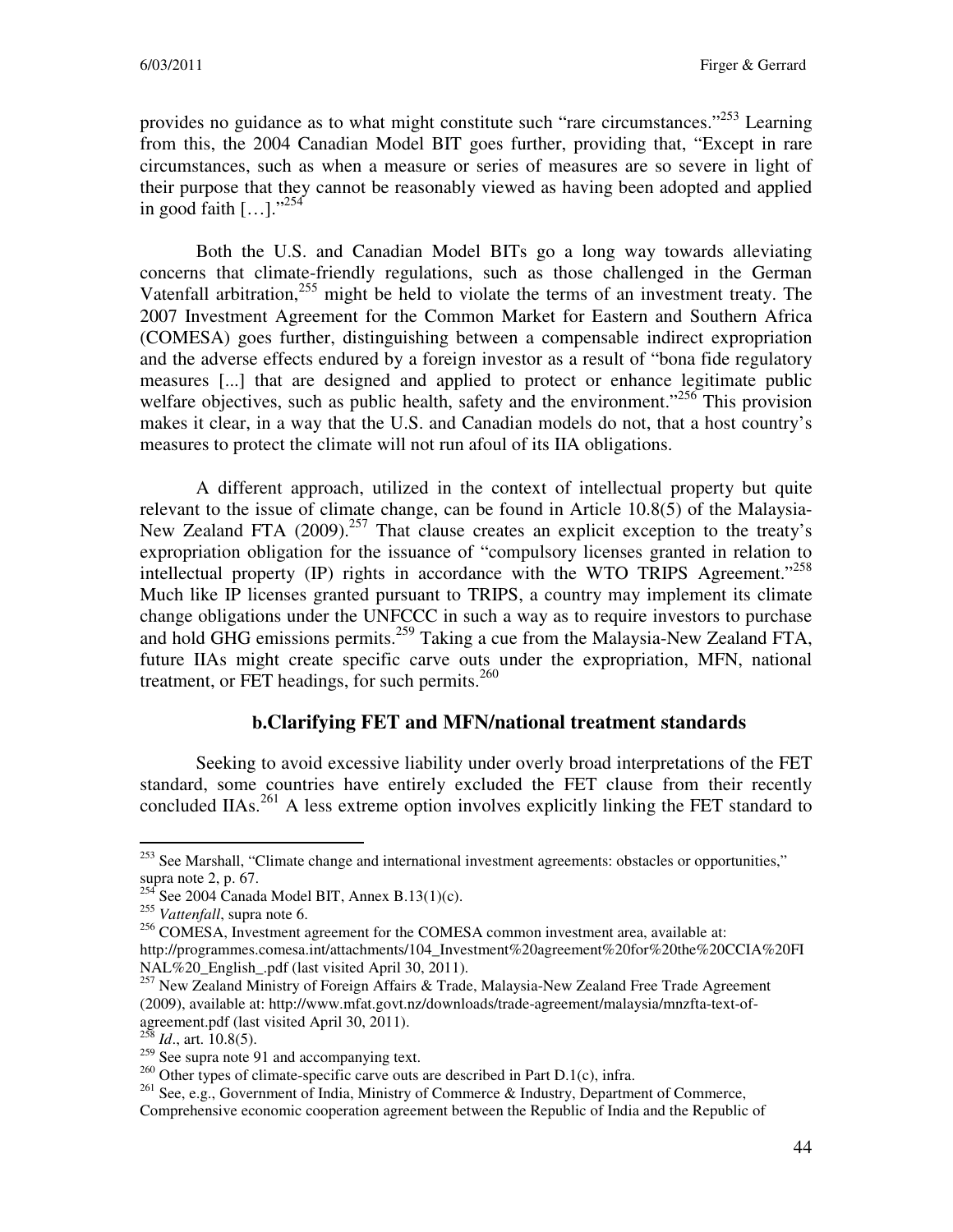provides no guidance as to what might constitute such "rare circumstances."[253] Learning from this, the 2004 Canadian Model BIT goes further, providing that, "Except in rare circumstances, such as when a measure or series of measures are so severe in light of their purpose that they cannot be reasonably viewed as having been adopted and applied in good faith […]."[254]

Both the U.S. and Canadian Model BITs go a long way towards alleviating concerns that climate-friendly regulations, such as those challenged in the German Vattenfall arbitration,[255] might be held to violate the terms of an investment treaty. The 2007 Investment Agreement for the Common Market for Eastern and Southern Africa (COMESA) goes further, distinguishing between a compensable indirect expropriation and the adverse effects endured by a foreign investor as a result of "bona fide regulatory measures [...] that are designed and applied to protect or enhance legitimate public welfare objectives, such as public health, safety and the environment."[256] This provision makes it clear, in a way that the U.S. and Canadian models do not, that a host country's measures to protect the climate will not run afoul of its IIA obligations.

A different approach, utilized in the context of intellectual property but quite relevant to the issue of climate change, can be found in Article 10.8(5) of the Malaysia-New Zealand FTA (2009).[257] That clause creates an explicit exception to the treaty's expropriation obligation for the issuance of "compulsory licenses granted in relation to intellectual property (IP) rights in accordance with the WTO TRIPS Agreement."[258] Much like IP licenses granted pursuant to TRIPS, a country may implement its climate change obligations under the UNFCCC in such a way as to require investors to purchase and hold GHG emissions permits.[259] Taking a cue from the Malaysia-New Zealand FTA, future IIAs might create specific carve outs under the expropriation, MFN, national treatment, or FET headings, for such permits.[260]

### b. Clarifying FET and MFN/national treatment standards

Seeking to avoid excessive liability under overly broad interpretations of the FET standard, some countries have entirely excluded the FET clause from their recently concluded IIAs.[261] A less extreme option involves explicitly linking the FET standard to

---

[253] See Marshall, "Climate change and international investment agreements: obstacles or opportunities," supra note 2, p. 67.

[254] See 2004 Canada Model BIT, Annex B.13(1)(c).

[255] *Vattenfall*, supra note 6.

[256] COMESA, Investment agreement for the COMESA common investment area, available at: http://programmes.comesa.int/attachments/104_Investment%20agreement%20for%20the%20CCIA%20FINAL%20_English_.pdf (last visited April 30, 2011).

[257] New Zealand Ministry of Foreign Affairs & Trade, Malaysia-New Zealand Free Trade Agreement (2009), available at: http://www.mfat.govt.nz/downloads/trade-agreement/malaysia/mnzfta-text-of-agreement.pdf (last visited April 30, 2011).

[258] *Id*., art. 10.8(5).

[259] See supra note 91 and accompanying text.

[260] Other types of climate-specific carve outs are described in Part D.1(c), infra.

[261] See, e.g., Government of India, Ministry of Commerce & Industry, Department of Commerce, Comprehensive economic cooperation agreement between the Republic of India and the Republic of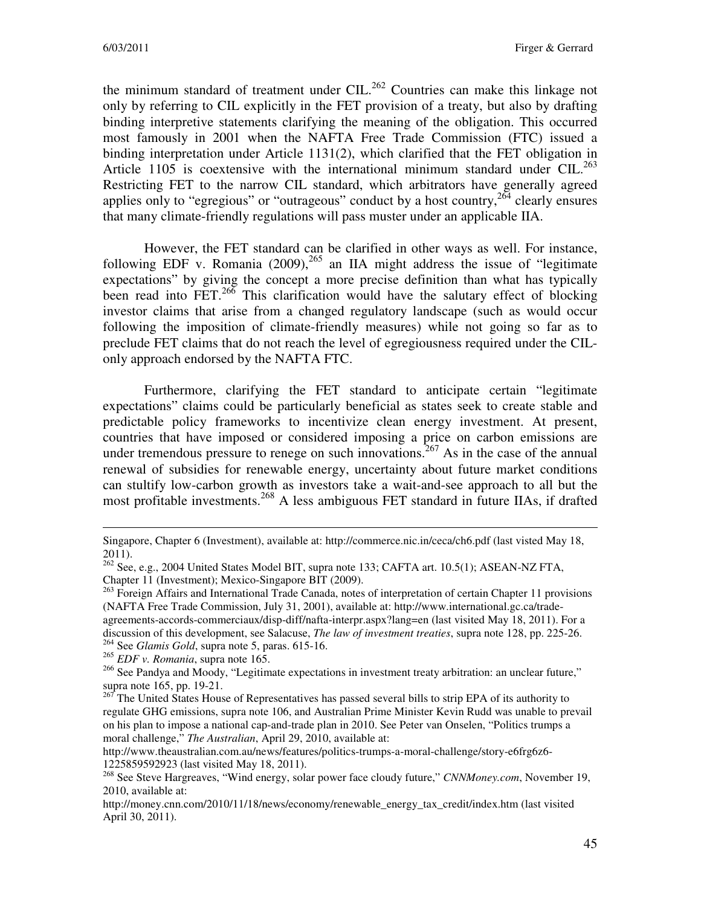the minimum standard of treatment under CIL.[262] Countries can make this linkage not only by referring to CIL explicitly in the FET provision of a treaty, but also by drafting binding interpretive statements clarifying the meaning of the obligation. This occurred most famously in 2001 when the NAFTA Free Trade Commission (FTC) issued a binding interpretation under Article 1131(2), which clarified that the FET obligation in Article 1105 is coextensive with the international minimum standard under CIL.[263] Restricting FET to the narrow CIL standard, which arbitrators have generally agreed applies only to "egregious" or "outrageous" conduct by a host country,[264] clearly ensures that many climate-friendly regulations will pass muster under an applicable IIA.

However, the FET standard can be clarified in other ways as well. For instance, following EDF v. Romania (2009),[265] an IIA might address the issue of "legitimate expectations" by giving the concept a more precise definition than what has typically been read into FET.[266] This clarification would have the salutary effect of blocking investor claims that arise from a changed regulatory landscape (such as would occur following the imposition of climate-friendly measures) while not going so far as to preclude FET claims that do not reach the level of egregiousness required under the CIL-only approach endorsed by the NAFTA FTC.

Furthermore, clarifying the FET standard to anticipate certain "legitimate expectations" claims could be particularly beneficial as states seek to create stable and predictable policy frameworks to incentivize clean energy investment. At present, countries that have imposed or considered imposing a price on carbon emissions are under tremendous pressure to renege on such innovations.[267] As in the case of the annual renewal of subsidies for renewable energy, uncertainty about future market conditions can stultify low-carbon growth as investors take a wait-and-see approach to all but the most profitable investments.[268] A less ambiguous FET standard in future IIAs, if drafted

---

Singapore, Chapter 6 (Investment), available at: http://commerce.nic.in/ceca/ch6.pdf (last visted May 18, 2011).

[262] See, e.g., 2004 United States Model BIT, supra note 133; CAFTA art. 10.5(1); ASEAN-NZ FTA, Chapter 11 (Investment); Mexico-Singapore BIT (2009).

[263] Foreign Affairs and International Trade Canada, notes of interpretation of certain Chapter 11 provisions (NAFTA Free Trade Commission, July 31, 2001), available at: http://www.international.gc.ca/trade-agreements-accords-commerciaux/disp-diff/nafta-interpr.aspx?lang=en (last visited May 18, 2011). For a discussion of this development, see Salacuse, *The law of investment treaties*, supra note 128, pp. 225-26.

[264] See *Glamis Gold*, supra note 5, paras. 615-16.

[265] *EDF v. Romania*, supra note 165.

[266] See Pandya and Moody, "Legitimate expectations in investment treaty arbitration: an unclear future," supra note 165, pp. 19-21.

[267] The United States House of Representatives has passed several bills to strip EPA of its authority to regulate GHG emissions, supra note 106, and Australian Prime Minister Kevin Rudd was unable to prevail on his plan to impose a national cap-and-trade plan in 2010. See Peter van Onselen, "Politics trumps a moral challenge," *The Australian*, April 29, 2010, available at: http://www.theaustralian.com.au/news/features/politics-trumps-a-moral-challenge/story-e6frg6z6-1225859592923 (last visited May 18, 2011).

[268] See Steve Hargreaves, "Wind energy, solar power face cloudy future," *CNNMoney.com*, November 19, 2010, available at: http://money.cnn.com/2010/11/18/news/economy/renewable_energy_tax_credit/index.htm (last visited April 30, 2011).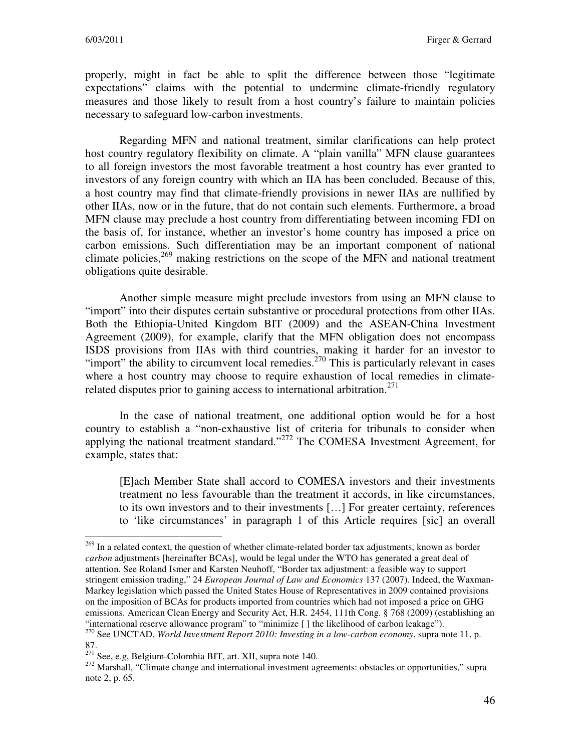properly, might in fact be able to split the difference between those "legitimate expectations" claims with the potential to undermine climate-friendly regulatory measures and those likely to result from a host country's failure to maintain policies necessary to safeguard low-carbon investments.

Regarding MFN and national treatment, similar clarifications can help protect host country regulatory flexibility on climate. A "plain vanilla" MFN clause guarantees to all foreign investors the most favorable treatment a host country has ever granted to investors of any foreign country with which an IIA has been concluded. Because of this, a host country may find that climate-friendly provisions in newer IIAs are nullified by other IIAs, now or in the future, that do not contain such elements. Furthermore, a broad MFN clause may preclude a host country from differentiating between incoming FDI on the basis of, for instance, whether an investor's home country has imposed a price on carbon emissions. Such differentiation may be an important component of national climate policies,[269] making restrictions on the scope of the MFN and national treatment obligations quite desirable.

Another simple measure might preclude investors from using an MFN clause to "import" into their disputes certain substantive or procedural protections from other IIAs. Both the Ethiopia-United Kingdom BIT (2009) and the ASEAN-China Investment Agreement (2009), for example, clarify that the MFN obligation does not encompass ISDS provisions from IIAs with third countries, making it harder for an investor to "import" the ability to circumvent local remedies.[270] This is particularly relevant in cases where a host country may choose to require exhaustion of local remedies in climate-related disputes prior to gaining access to international arbitration.[271]

In the case of national treatment, one additional option would be for a host country to establish a "non-exhaustive list of criteria for tribunals to consider when applying the national treatment standard."[272] The COMESA Investment Agreement, for example, states that:

> [E]ach Member State shall accord to COMESA investors and their investments treatment no less favourable than the treatment it accords, in like circumstances, to its own investors and to their investments […] For greater certainty, references to 'like circumstances' in paragraph 1 of this Article requires [sic] an overall

---

[269] In a related context, the question of whether climate-related border tax adjustments, known as border *carbon* adjustments [hereinafter BCAs], would be legal under the WTO has generated a great deal of attention. See Roland Ismer and Karsten Neuhoff, "Border tax adjustment: a feasible way to support stringent emission trading," 24 *European Journal of Law and Economics* 137 (2007). Indeed, the Waxman-Markey legislation which passed the United States House of Representatives in 2009 contained provisions on the imposition of BCAs for products imported from countries which had not imposed a price on GHG emissions. American Clean Energy and Security Act, H.R. 2454, 111th Cong. § 768 (2009) (establishing an "international reserve allowance program" to "minimize [ ] the likelihood of carbon leakage").

[270] See UNCTAD, *World Investment Report 2010: Investing in a low-carbon economy*, supra note 11, p. 87.

[271] See, e.g, Belgium-Colombia BIT, art. XII, supra note 140.

[272] Marshall, "Climate change and international investment agreements: obstacles or opportunities," supra note 2, p. 65.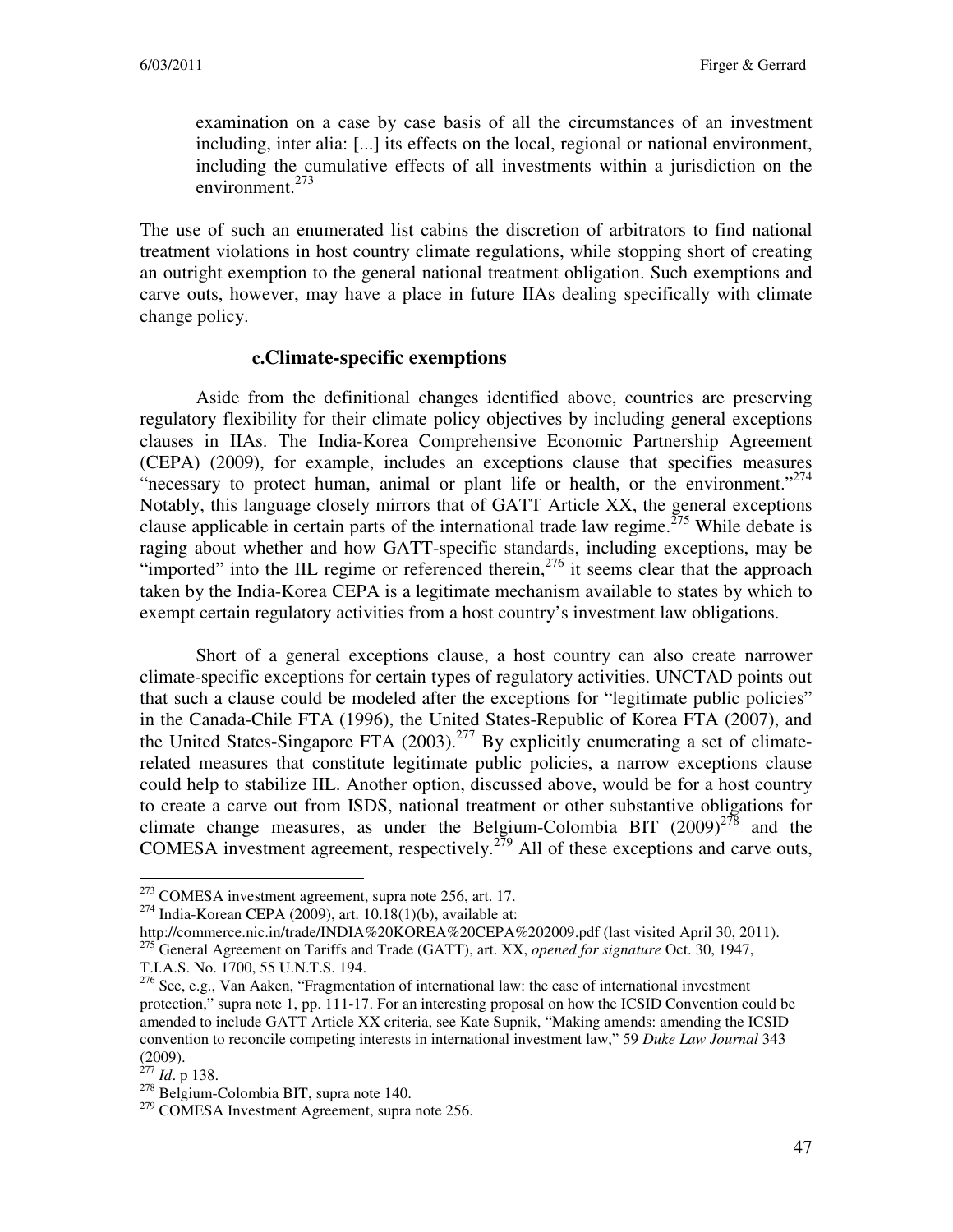> examination on a case by case basis of all the circumstances of an investment including, inter alia: [...] its effects on the local, regional or national environment, including the cumulative effects of all investments within a jurisdiction on the environment.[273]

The use of such an enumerated list cabins the discretion of arbitrators to find national treatment violations in host country climate regulations, while stopping short of creating an outright exemption to the general national treatment obligation. Such exemptions and carve outs, however, may have a place in future IIAs dealing specifically with climate change policy.

### c. Climate-specific exemptions

Aside from the definitional changes identified above, countries are preserving regulatory flexibility for their climate policy objectives by including general exceptions clauses in IIAs. The India-Korea Comprehensive Economic Partnership Agreement (CEPA) (2009), for example, includes an exceptions clause that specifies measures "necessary to protect human, animal or plant life or health, or the environment."[274] Notably, this language closely mirrors that of GATT Article XX, the general exceptions clause applicable in certain parts of the international trade law regime.[275] While debate is raging about whether and how GATT-specific standards, including exceptions, may be "imported" into the IIL regime or referenced therein,[276] it seems clear that the approach taken by the India-Korea CEPA is a legitimate mechanism available to states by which to exempt certain regulatory activities from a host country's investment law obligations.

Short of a general exceptions clause, a host country can also create narrower climate-specific exceptions for certain types of regulatory activities. UNCTAD points out that such a clause could be modeled after the exceptions for "legitimate public policies" in the Canada-Chile FTA (1996), the United States-Republic of Korea FTA (2007), and the United States-Singapore FTA (2003).[277] By explicitly enumerating a set of climate-related measures that constitute legitimate public policies, a narrow exceptions clause could help to stabilize IIL. Another option, discussed above, would be for a host country to create a carve out from ISDS, national treatment or other substantive obligations for climate change measures, as under the Belgium-Colombia BIT (2009)[278] and the COMESA investment agreement, respectively.[279] All of these exceptions and carve outs,

---

[273] COMESA investment agreement, supra note 256, art. 17.

[274] India-Korean CEPA (2009), art. 10.18(1)(b), available at: http://commerce.nic.in/trade/INDIA%20KOREA%20CEPA%202009.pdf (last visited April 30, 2011).

[275] General Agreement on Tariffs and Trade (GATT), art. XX, *opened for signature* Oct. 30, 1947, T.I.A.S. No. 1700, 55 U.N.T.S. 194.

[276] See, e.g., Van Aaken, "Fragmentation of international law: the case of international investment protection," supra note 1, pp. 111-17. For an interesting proposal on how the ICSID Convention could be amended to include GATT Article XX criteria, see Kate Supnik, "Making amends: amending the ICSID convention to reconcile competing interests in international investment law," 59 *Duke Law Journal* 343 (2009).

[277] *Id*. p 138.

[278] Belgium-Colombia BIT, supra note 140.

[279] COMESA Investment Agreement, supra note 256.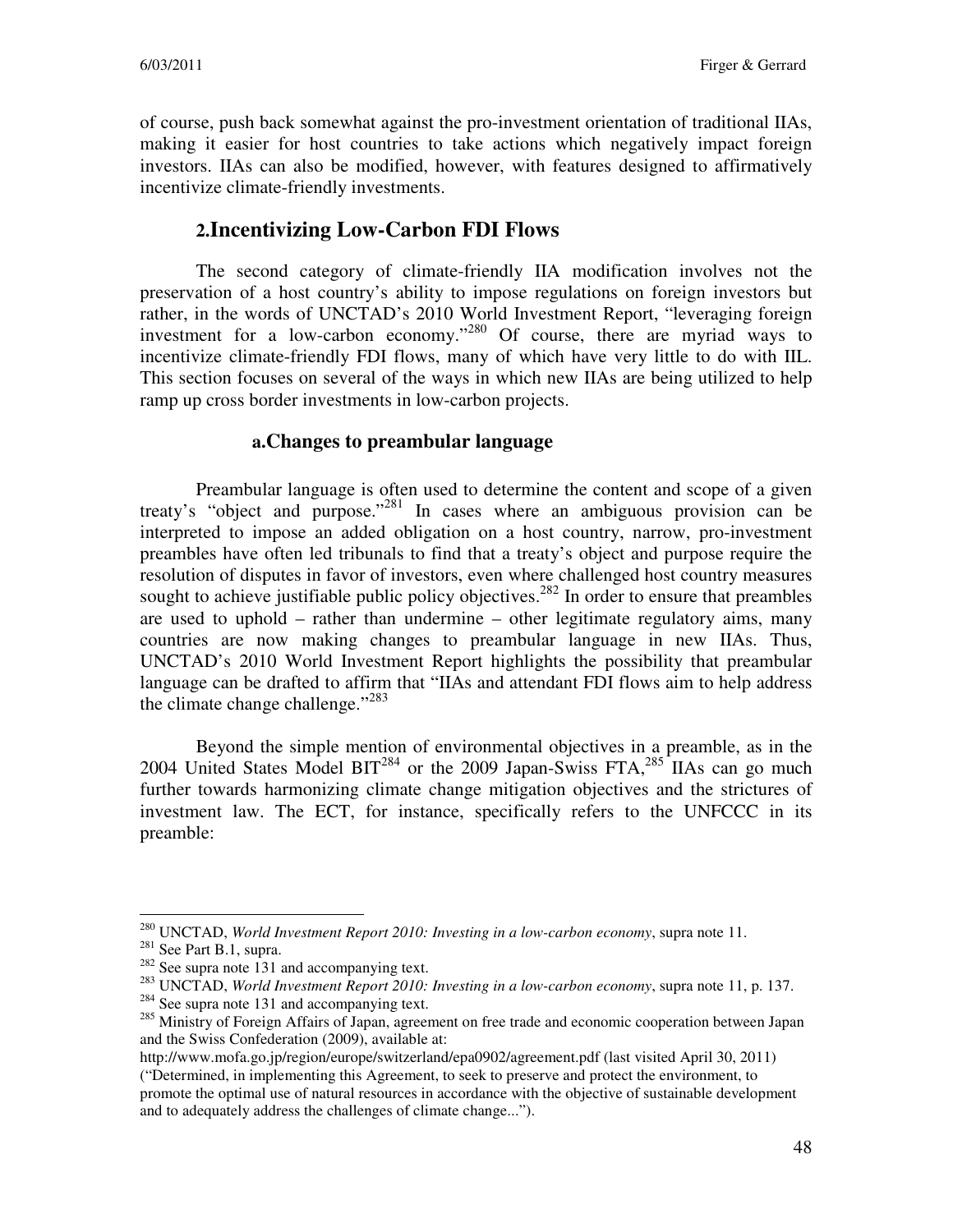of course, push back somewhat against the pro-investment orientation of traditional IIAs, making it easier for host countries to take actions which negatively impact foreign investors. IIAs can also be modified, however, with features designed to affirmatively incentivize climate-friendly investments.

### 2. Incentivizing Low-Carbon FDI Flows

The second category of climate-friendly IIA modification involves not the preservation of a host country's ability to impose regulations on foreign investors but rather, in the words of UNCTAD's 2010 World Investment Report, "leveraging foreign investment for a low-carbon economy."[280] Of course, there are myriad ways to incentivize climate-friendly FDI flows, many of which have very little to do with IIL. This section focuses on several of the ways in which new IIAs are being utilized to help ramp up cross border investments in low-carbon projects.

#### a. Changes to preambular language

Preambular language is often used to determine the content and scope of a given treaty's "object and purpose."[281] In cases where an ambiguous provision can be interpreted to impose an added obligation on a host country, narrow, pro-investment preambles have often led tribunals to find that a treaty's object and purpose require the resolution of disputes in favor of investors, even where challenged host country measures sought to achieve justifiable public policy objectives.[282] In order to ensure that preambles are used to uphold – rather than undermine – other legitimate regulatory aims, many countries are now making changes to preambular language in new IIAs. Thus, UNCTAD's 2010 World Investment Report highlights the possibility that preambular language can be drafted to affirm that "IIAs and attendant FDI flows aim to help address the climate change challenge."[283]

Beyond the simple mention of environmental objectives in a preamble, as in the 2004 United States Model BIT[284] or the 2009 Japan-Swiss FTA,[285] IIAs can go much further towards harmonizing climate change mitigation objectives and the strictures of investment law. The ECT, for instance, specifically refers to the UNFCCC in its preamble:

---

[280] UNCTAD, *World Investment Report 2010: Investing in a low-carbon economy*, supra note 11.

[281] See Part B.1, supra.

[282] See supra note 131 and accompanying text.

[283] UNCTAD, *World Investment Report 2010: Investing in a low-carbon economy*, supra note 11, p. 137.

[284] See supra note 131 and accompanying text.

[285] Ministry of Foreign Affairs of Japan, agreement on free trade and economic cooperation between Japan and the Swiss Confederation (2009), available at: http://www.mofa.go.jp/region/europe/switzerland/epa0902/agreement.pdf (last visited April 30, 2011) ("Determined, in implementing this Agreement, to seek to preserve and protect the environment, to promote the optimal use of natural resources in accordance with the objective of sustainable development and to adequately address the challenges of climate change...").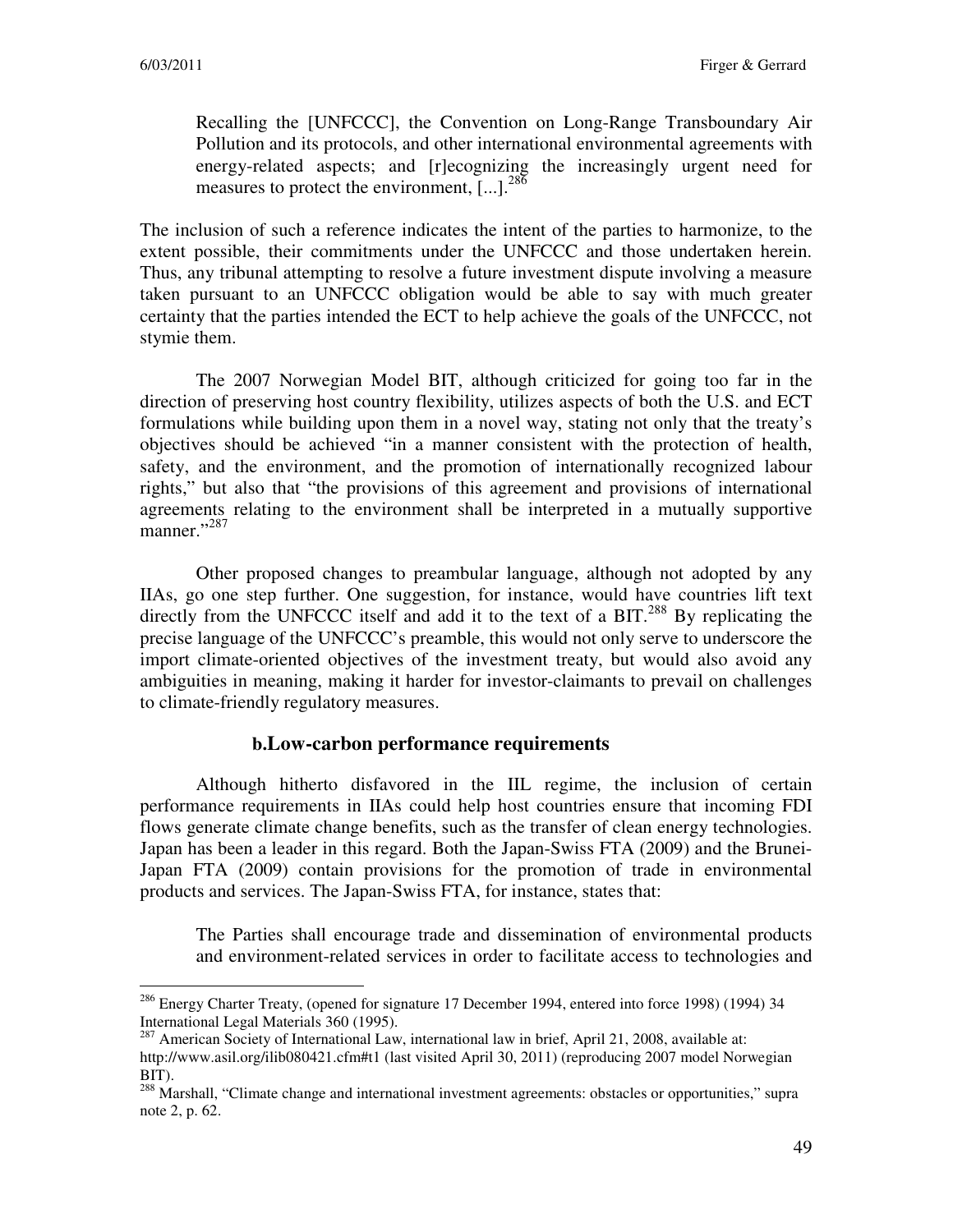> Recalling the [UNFCCC], the Convention on Long-Range Transboundary Air Pollution and its protocols, and other international environmental agreements with energy-related aspects; and [r]ecognizing the increasingly urgent need for measures to protect the environment, [...].[286]

The inclusion of such a reference indicates the intent of the parties to harmonize, to the extent possible, their commitments under the UNFCCC and those undertaken herein. Thus, any tribunal attempting to resolve a future investment dispute involving a measure taken pursuant to an UNFCCC obligation would be able to say with much greater certainty that the parties intended the ECT to help achieve the goals of the UNFCCC, not stymie them.

The 2007 Norwegian Model BIT, although criticized for going too far in the direction of preserving host country flexibility, utilizes aspects of both the U.S. and ECT formulations while building upon them in a novel way, stating not only that the treaty's objectives should be achieved "in a manner consistent with the protection of health, safety, and the environment, and the promotion of internationally recognized labour rights," but also that "the provisions of this agreement and provisions of international agreements relating to the environment shall be interpreted in a mutually supportive manner."[287]

Other proposed changes to preambular language, although not adopted by any IIAs, go one step further. One suggestion, for instance, would have countries lift text directly from the UNFCCC itself and add it to the text of a BIT.[288] By replicating the precise language of the UNFCCC's preamble, this would not only serve to underscore the import climate-oriented objectives of the investment treaty, but would also avoid any ambiguities in meaning, making it harder for investor-claimants to prevail on challenges to climate-friendly regulatory measures.

### b. Low-carbon performance requirements

Although hitherto disfavored in the IIL regime, the inclusion of certain performance requirements in IIAs could help host countries ensure that incoming FDI flows generate climate change benefits, such as the transfer of clean energy technologies. Japan has been a leader in this regard. Both the Japan-Swiss FTA (2009) and the Brunei-Japan FTA (2009) contain provisions for the promotion of trade in environmental products and services. The Japan-Swiss FTA, for instance, states that:

> The Parties shall encourage trade and dissemination of environmental products and environment-related services in order to facilitate access to technologies and

---

[286] Energy Charter Treaty, (opened for signature 17 December 1994, entered into force 1998) (1994) 34 International Legal Materials 360 (1995).

[287] American Society of International Law, international law in brief, April 21, 2008, available at: http://www.asil.org/ilib080421.cfm#t1 (last visited April 30, 2011) (reproducing 2007 model Norwegian BIT).

[288] Marshall, "Climate change and international investment agreements: obstacles or opportunities," supra note 2, p. 62.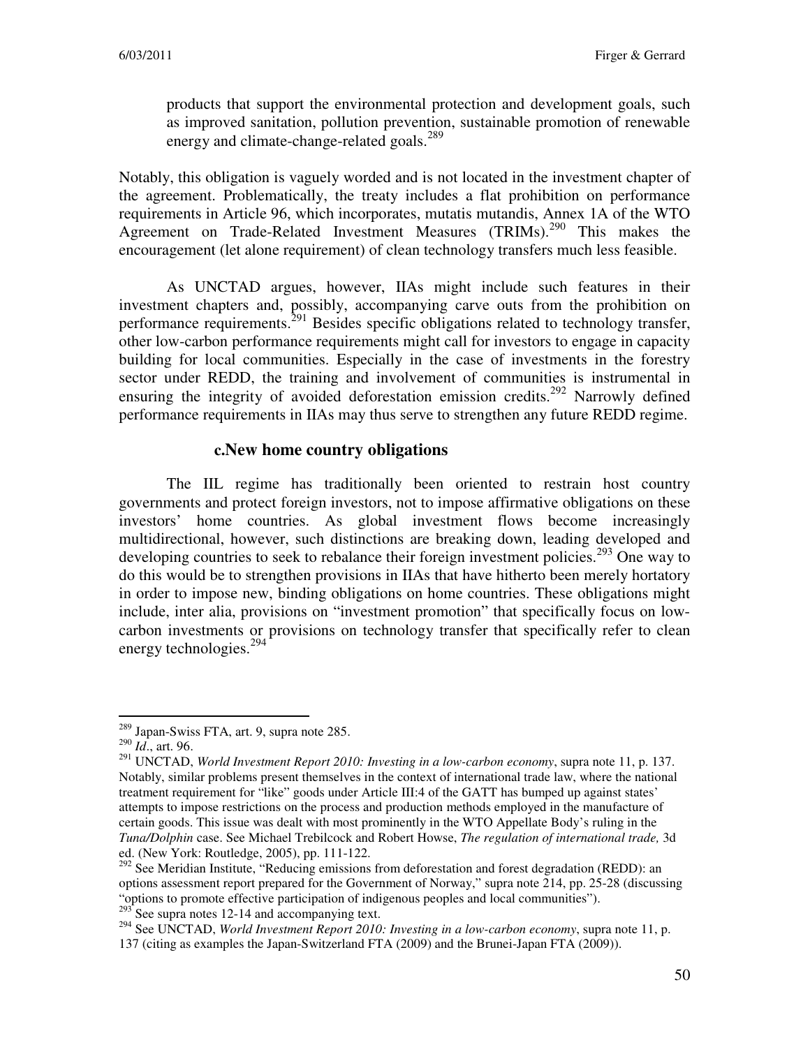products that support the environmental protection and development goals, such as improved sanitation, pollution prevention, sustainable promotion of renewable energy and climate-change-related goals.[289]

Notably, this obligation is vaguely worded and is not located in the investment chapter of the agreement. Problematically, the treaty includes a flat prohibition on performance requirements in Article 96, which incorporates, mutatis mutandis, Annex 1A of the WTO Agreement on Trade-Related Investment Measures (TRIMs).[290] This makes the encouragement (let alone requirement) of clean technology transfers much less feasible.

As UNCTAD argues, however, IIAs might include such features in their investment chapters and, possibly, accompanying carve outs from the prohibition on performance requirements.[291] Besides specific obligations related to technology transfer, other low-carbon performance requirements might call for investors to engage in capacity building for local communities. Especially in the case of investments in the forestry sector under REDD, the training and involvement of communities is instrumental in ensuring the integrity of avoided deforestation emission credits.[292] Narrowly defined performance requirements in IIAs may thus serve to strengthen any future REDD regime.

### c. New home country obligations

The IIL regime has traditionally been oriented to restrain host country governments and protect foreign investors, not to impose affirmative obligations on these investors' home countries. As global investment flows become increasingly multidirectional, however, such distinctions are breaking down, leading developed and developing countries to seek to rebalance their foreign investment policies.[293] One way to do this would be to strengthen provisions in IIAs that have hitherto been merely hortatory in order to impose new, binding obligations on home countries. These obligations might include, inter alia, provisions on "investment promotion" that specifically focus on low-carbon investments or provisions on technology transfer that specifically refer to clean energy technologies.[294]

---

[289] Japan-Swiss FTA, art. 9, supra note 285.

[290] *Id*., art. 96.

[291] UNCTAD, *World Investment Report 2010: Investing in a low-carbon economy*, supra note 11, p. 137. Notably, similar problems present themselves in the context of international trade law, where the national treatment requirement for "like" goods under Article III:4 of the GATT has bumped up against states' attempts to impose restrictions on the process and production methods employed in the manufacture of certain goods. This issue was dealt with most prominently in the WTO Appellate Body's ruling in the *Tuna/Dolphin* case. See Michael Trebilcock and Robert Howse, *The regulation of international trade,* 3d ed. (New York: Routledge, 2005), pp. 111-122.

[292] See Meridian Institute, "Reducing emissions from deforestation and forest degradation (REDD): an options assessment report prepared for the Government of Norway," supra note 214, pp. 25-28 (discussing "options to promote effective participation of indigenous peoples and local communities").

[293] See supra notes 12-14 and accompanying text.

[294] See UNCTAD, *World Investment Report 2010: Investing in a low-carbon economy*, supra note 11, p. 137 (citing as examples the Japan-Switzerland FTA (2009) and the Brunei-Japan FTA (2009)).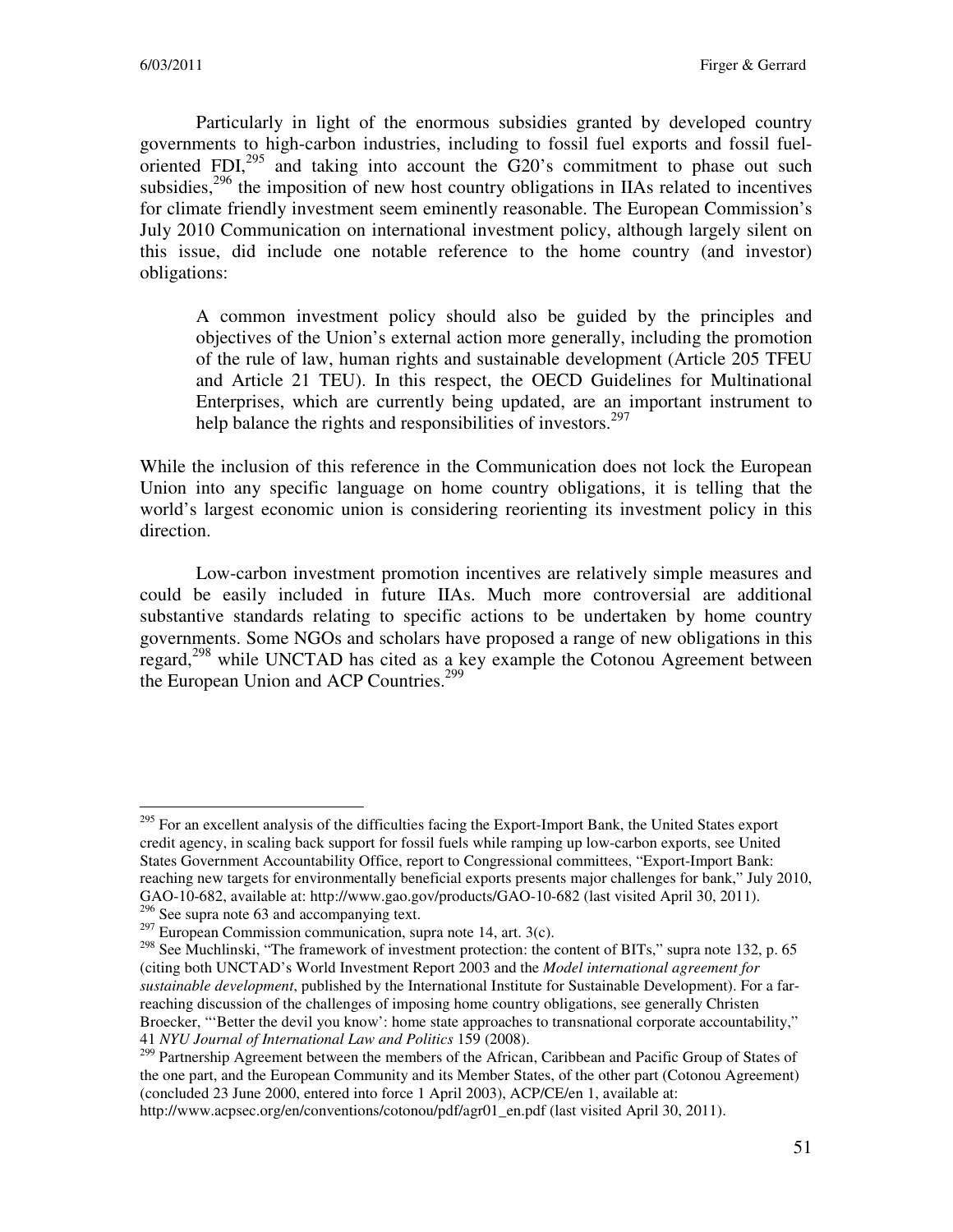Particularly in light of the enormous subsidies granted by developed country governments to high-carbon industries, including to fossil fuel exports and fossil fuel-oriented FDI,[295] and taking into account the G20's commitment to phase out such subsidies,[296] the imposition of new host country obligations in IIAs related to incentives for climate friendly investment seem eminently reasonable. The European Commission's July 2010 Communication on international investment policy, although largely silent on this issue, did include one notable reference to the home country (and investor) obligations:

> A common investment policy should also be guided by the principles and objectives of the Union's external action more generally, including the promotion of the rule of law, human rights and sustainable development (Article 205 TFEU and Article 21 TEU). In this respect, the OECD Guidelines for Multinational Enterprises, which are currently being updated, are an important instrument to help balance the rights and responsibilities of investors.[297]

While the inclusion of this reference in the Communication does not lock the European Union into any specific language on home country obligations, it is telling that the world's largest economic union is considering reorienting its investment policy in this direction.

Low-carbon investment promotion incentives are relatively simple measures and could be easily included in future IIAs. Much more controversial are additional substantive standards relating to specific actions to be undertaken by home country governments. Some NGOs and scholars have proposed a range of new obligations in this regard,[298] while UNCTAD has cited as a key example the Cotonou Agreement between the European Union and ACP Countries.[299]

---

[295] For an excellent analysis of the difficulties facing the Export-Import Bank, the United States export credit agency, in scaling back support for fossil fuels while ramping up low-carbon exports, see United States Government Accountability Office, report to Congressional committees, "Export-Import Bank: reaching new targets for environmentally beneficial exports presents major challenges for bank," July 2010, GAO-10-682, available at: http://www.gao.gov/products/GAO-10-682 (last visited April 30, 2011).

[296] See supra note 63 and accompanying text.

[297] European Commission communication, supra note 14, art. 3(c).

[298] See Muchlinski, "The framework of investment protection: the content of BITs," supra note 132, p. 65 (citing both UNCTAD's World Investment Report 2003 and the *Model international agreement for sustainable development*, published by the International Institute for Sustainable Development). For a far-reaching discussion of the challenges of imposing home country obligations, see generally Christen Broecker, "'Better the devil you know': home state approaches to transnational corporate accountability," 41 *NYU Journal of International Law and Politics* 159 (2008).

[299] Partnership Agreement between the members of the African, Caribbean and Pacific Group of States of the one part, and the European Community and its Member States, of the other part (Cotonou Agreement) (concluded 23 June 2000, entered into force 1 April 2003), ACP/CE/en 1, available at: http://www.acpsec.org/en/conventions/cotonou/pdf/agr01_en.pdf (last visited April 30, 2011).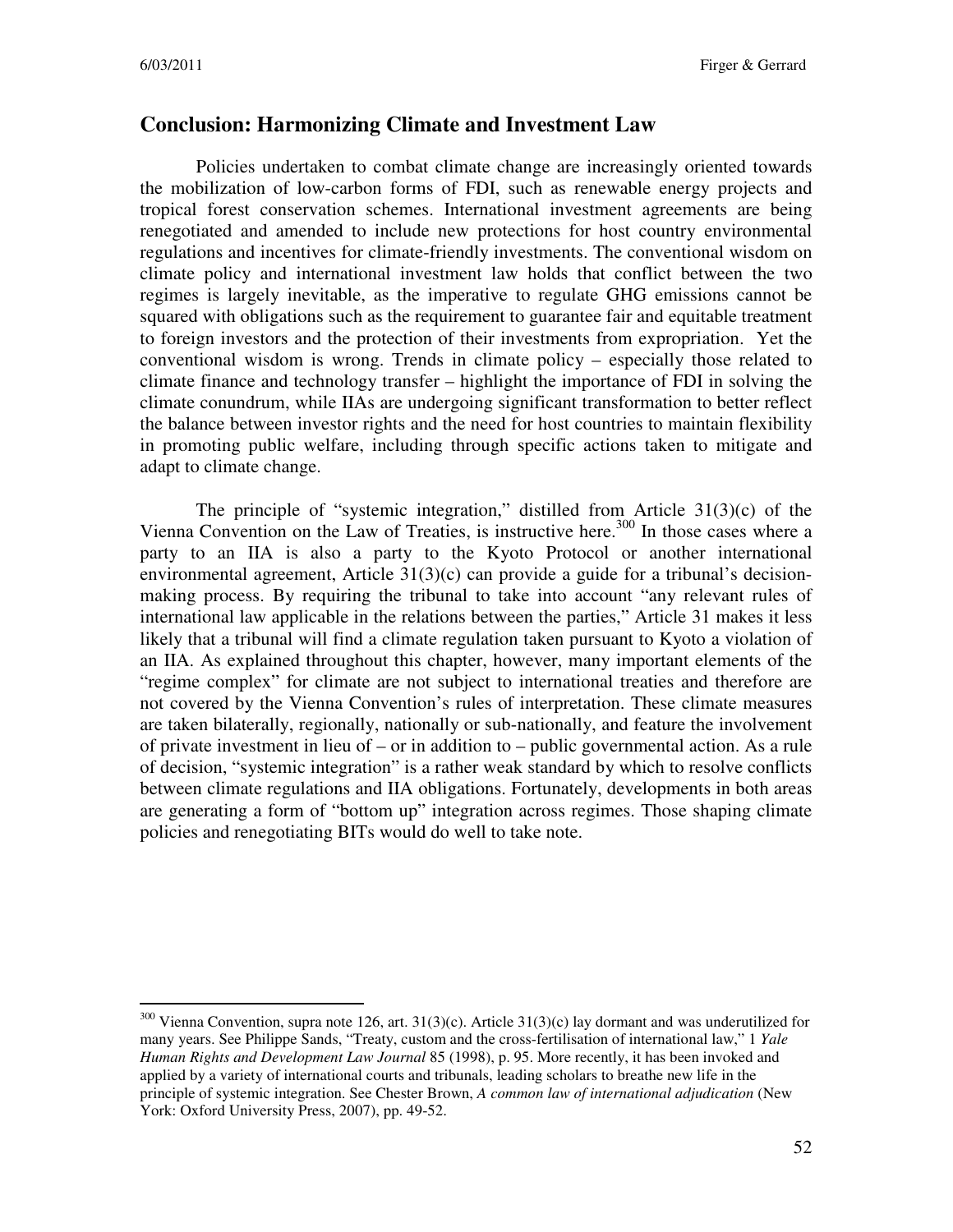## Conclusion: Harmonizing Climate and Investment Law

Policies undertaken to combat climate change are increasingly oriented towards the mobilization of low-carbon forms of FDI, such as renewable energy projects and tropical forest conservation schemes. International investment agreements are being renegotiated and amended to include new protections for host country environmental regulations and incentives for climate-friendly investments. The conventional wisdom on climate policy and international investment law holds that conflict between the two regimes is largely inevitable, as the imperative to regulate GHG emissions cannot be squared with obligations such as the requirement to guarantee fair and equitable treatment to foreign investors and the protection of their investments from expropriation. Yet the conventional wisdom is wrong. Trends in climate policy – especially those related to climate finance and technology transfer – highlight the importance of FDI in solving the climate conundrum, while IIAs are undergoing significant transformation to better reflect the balance between investor rights and the need for host countries to maintain flexibility in promoting public welfare, including through specific actions taken to mitigate and adapt to climate change.

The principle of "systemic integration," distilled from Article 31(3)(c) of the Vienna Convention on the Law of Treaties, is instructive here.[300] In those cases where a party to an IIA is also a party to the Kyoto Protocol or another international environmental agreement, Article 31(3)(c) can provide a guide for a tribunal's decision-making process. By requiring the tribunal to take into account "any relevant rules of international law applicable in the relations between the parties," Article 31 makes it less likely that a tribunal will find a climate regulation taken pursuant to Kyoto a violation of an IIA. As explained throughout this chapter, however, many important elements of the "regime complex" for climate are not subject to international treaties and therefore are not covered by the Vienna Convention's rules of interpretation. These climate measures are taken bilaterally, regionally, nationally or sub-nationally, and feature the involvement of private investment in lieu of – or in addition to – public governmental action. As a rule of decision, "systemic integration" is a rather weak standard by which to resolve conflicts between climate regulations and IIA obligations. Fortunately, developments in both areas are generating a form of "bottom up" integration across regimes. Those shaping climate policies and renegotiating BITs would do well to take note.

---

[300] Vienna Convention, supra note 126, art. 31(3)(c). Article 31(3)(c) lay dormant and was underutilized for many years. See Philippe Sands, "Treaty, custom and the cross-fertilisation of international law," 1 *Yale Human Rights and Development Law Journal* 85 (1998), p. 95. More recently, it has been invoked and applied by a variety of international courts and tribunals, leading scholars to breathe new life in the principle of systemic integration. See Chester Brown, *A common law of international adjudication* (New York: Oxford University Press, 2007), pp. 49-52.